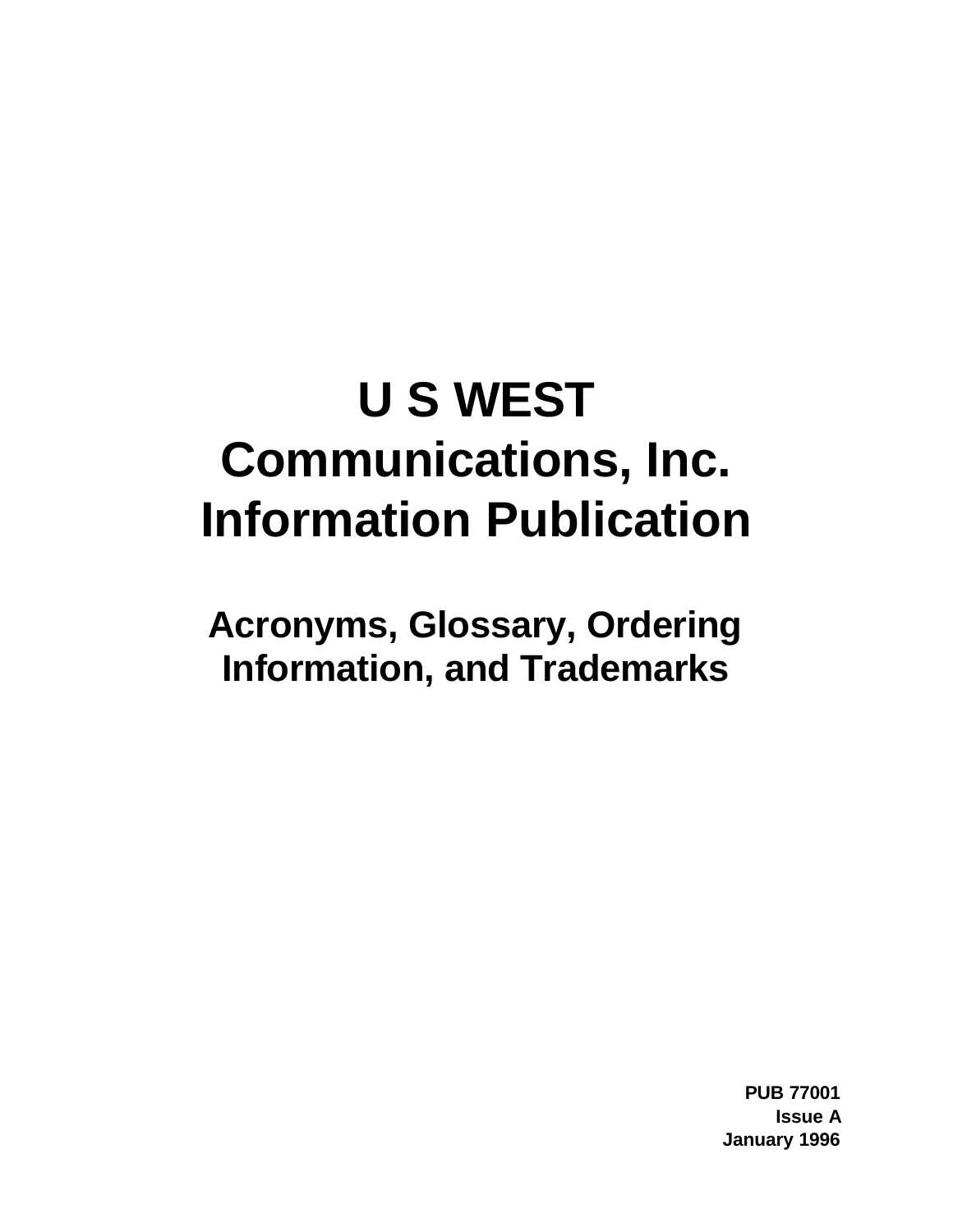# U S WEST Communications, Inc. Information Publication

## Acronyms, Glossary, Ordering Information, and Trademarks

**PUB 77001**
**Issue A**
**January 1996**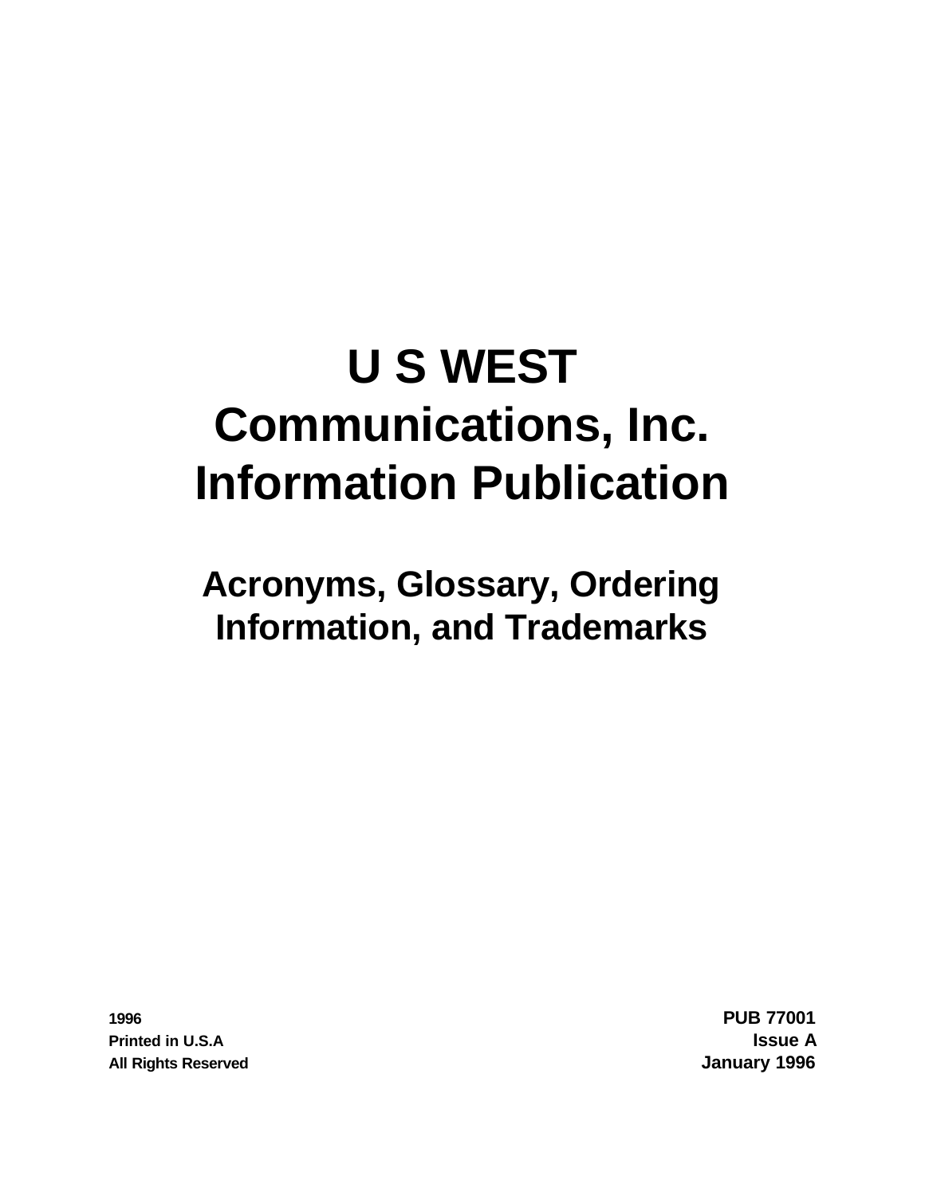# U S WEST Communications, Inc. Information Publication

## Acronyms, Glossary, Ordering Information, and Trademarks

**1996**
**Printed in U.S.A**
**All Rights Reserved**

**PUB 77001**
**Issue A**
**January 1996**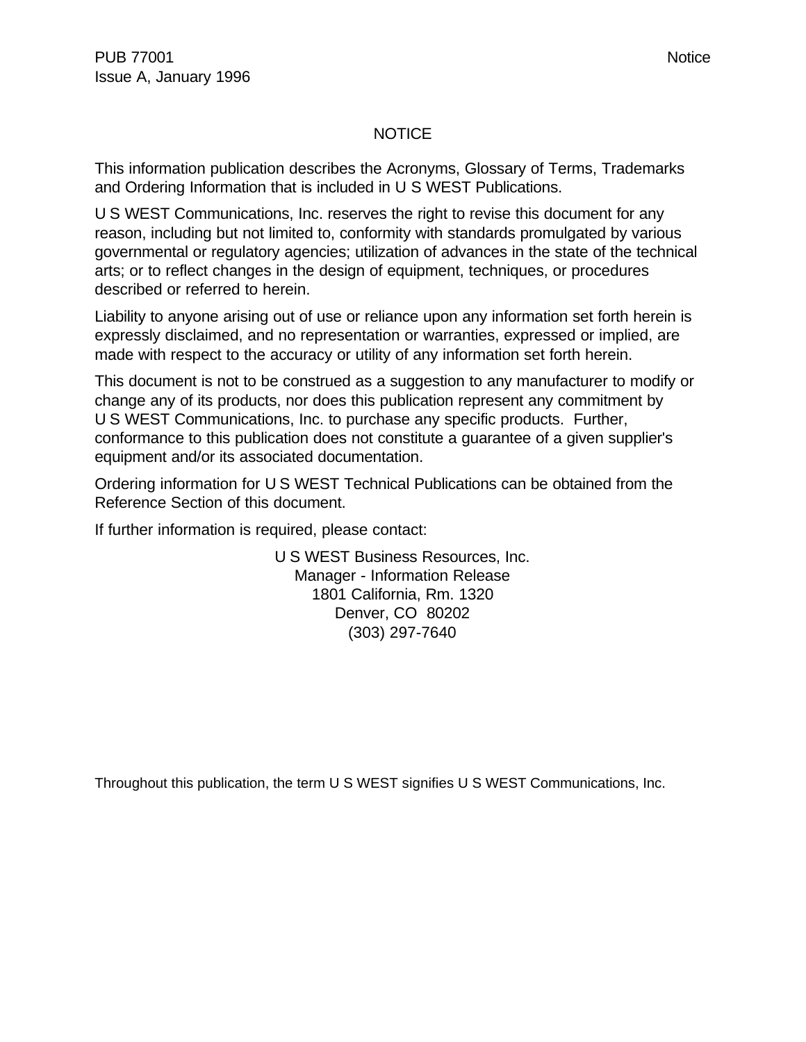# NOTICE

This information publication describes the Acronyms, Glossary of Terms, Trademarks and Ordering Information that is included in U S WEST Publications.

U S WEST Communications, Inc. reserves the right to revise this document for any reason, including but not limited to, conformity with standards promulgated by various governmental or regulatory agencies; utilization of advances in the state of the technical arts; or to reflect changes in the design of equipment, techniques, or procedures described or referred to herein.

Liability to anyone arising out of use or reliance upon any information set forth herein is expressly disclaimed, and no representation or warranties, expressed or implied, are made with respect to the accuracy or utility of any information set forth herein.

This document is not to be construed as a suggestion to any manufacturer to modify or change any of its products, nor does this publication represent any commitment by U S WEST Communications, Inc. to purchase any specific products. Further, conformance to this publication does not constitute a guarantee of a given supplier's equipment and/or its associated documentation.

Ordering information for U S WEST Technical Publications can be obtained from the Reference Section of this document.

If further information is required, please contact:

U S WEST Business Resources, Inc.
Manager - Information Release
1801 California, Rm. 1320
Denver, CO 80202
(303) 297-7640

Throughout this publication, the term U S WEST signifies U S WEST Communications, Inc.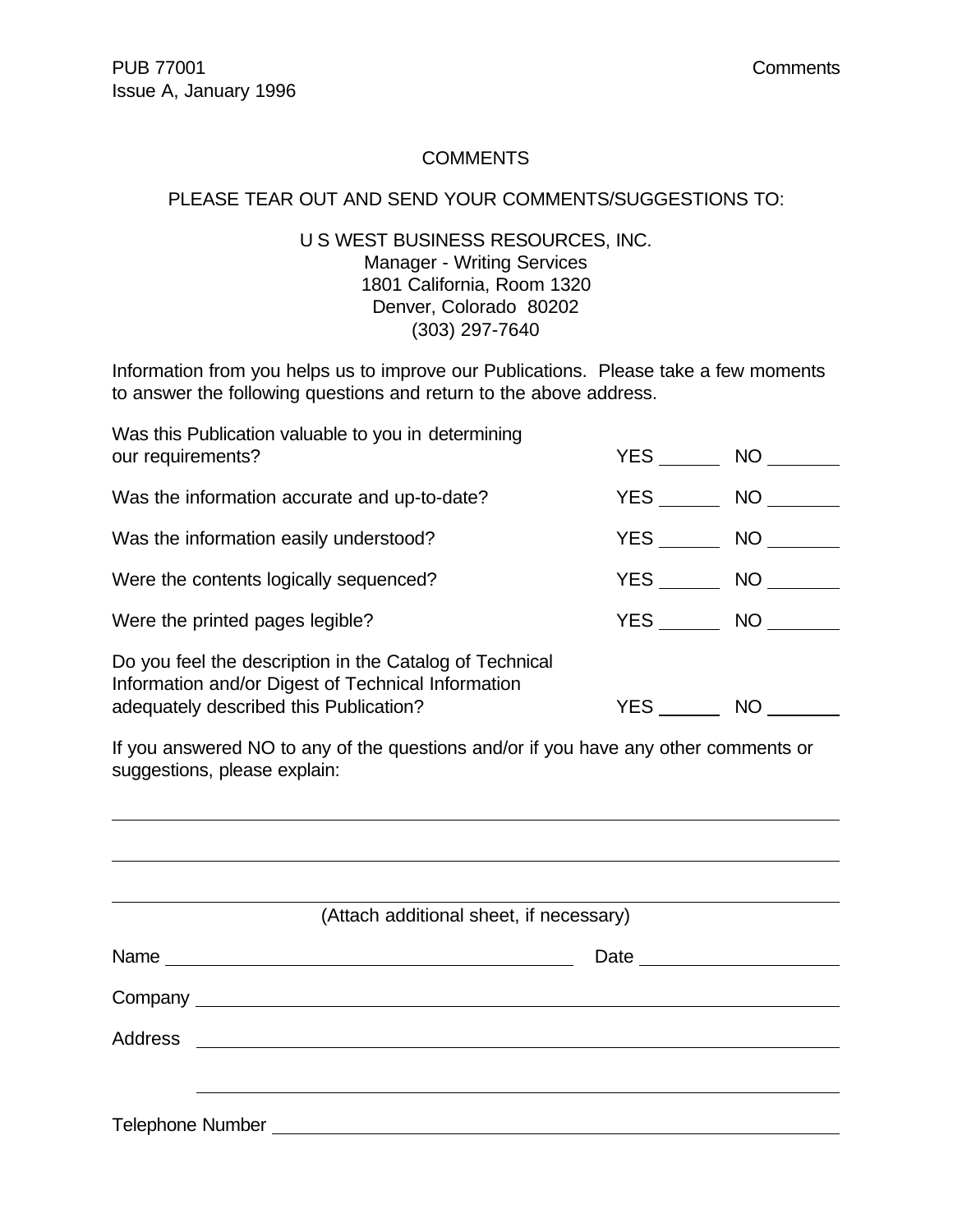# COMMENTS

PLEASE TEAR OUT AND SEND YOUR COMMENTS/SUGGESTIONS TO:

U S WEST BUSINESS RESOURCES, INC.
Manager - Writing Services
1801 California, Room 1320
Denver, Colorado 80202
(303) 297-7640

Information from you helps us to improve our Publications. Please take a few moments to answer the following questions and return to the above address.

| | | |
|---|---|---|
| Was this Publication valuable to you in determining our requirements? | YES ______ | NO _______ |
| Was the information accurate and up-to-date? | YES ______ | NO _______ |
| Was the information easily understood? | YES ______ | NO _______ |
| Were the contents logically sequenced? | YES ______ | NO _______ |
| Were the printed pages legible? | YES ______ | NO _______ |
| Do you feel the description in the Catalog of Technical Information and/or Digest of Technical Information adequately described this Publication? | YES ______ | NO _______ |

If you answered NO to any of the questions and/or if you have any other comments or suggestions, please explain:

_______________________________________________________________________________

_______________________________________________________________________________

_______________________________________________________________________________

(Attach additional sheet, if necessary)

Name ________________________________________ Date ____________________

Company ______________________________________________________________

Address ______________________________________________________________

______________________________________________________________

Telephone Number ______________________________________________________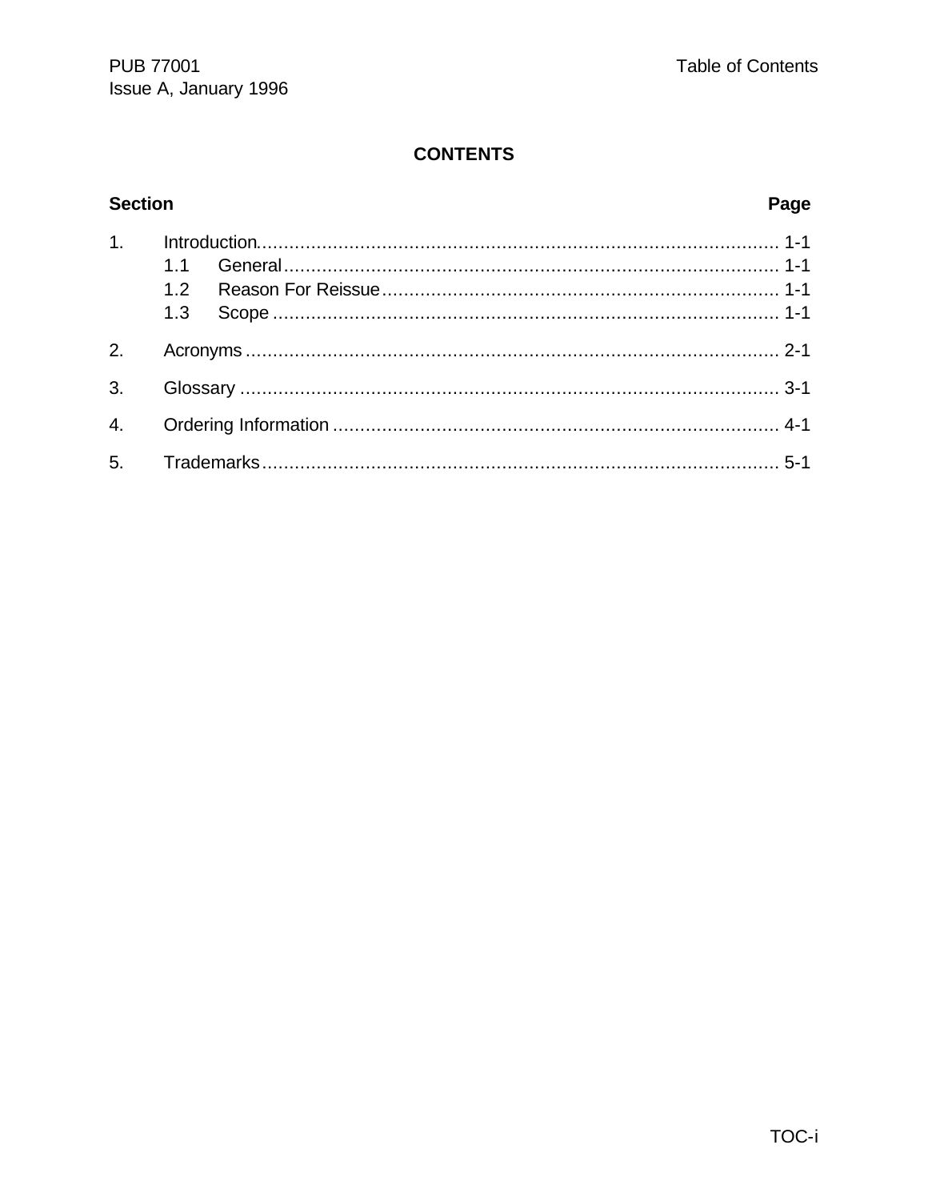# CONTENTS

| Section | | Page |
|---|---|---|
| 1. | Introduction | 1-1 |
| | 1.1 General | 1-1 |
| | 1.2 Reason For Reissue | 1-1 |
| | 1.3 Scope | 1-1 |
| 2. | Acronyms | 2-1 |
| 3. | Glossary | 3-1 |
| 4. | Ordering Information | 4-1 |
| 5. | Trademarks | 5-1 |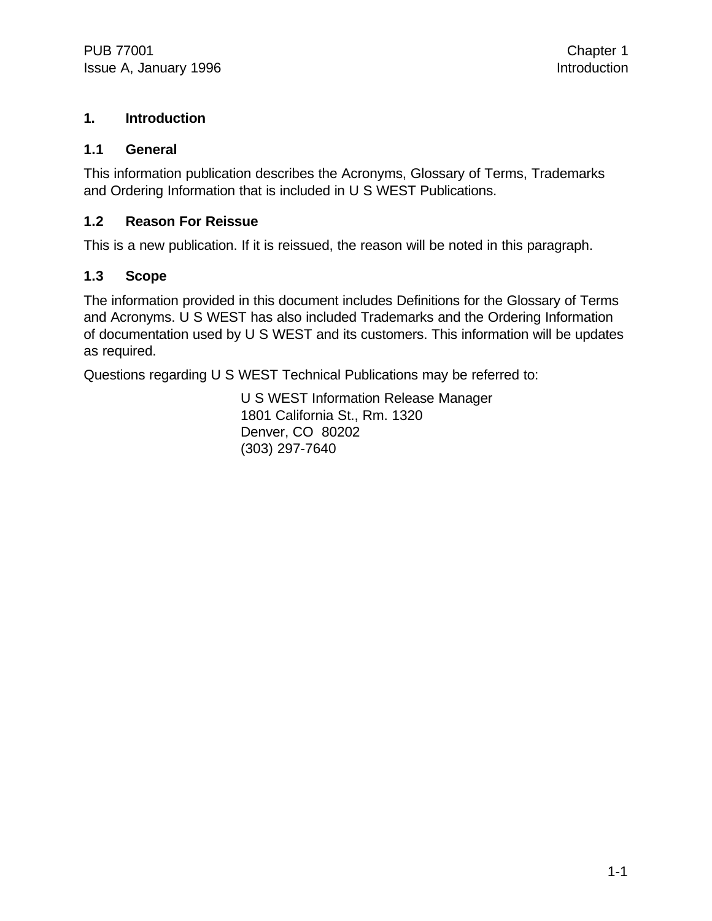# 1. Introduction

## 1.1 General

This information publication describes the Acronyms, Glossary of Terms, Trademarks and Ordering Information that is included in U S WEST Publications.

## 1.2 Reason For Reissue

This is a new publication. If it is reissued, the reason will be noted in this paragraph.

## 1.3 Scope

The information provided in this document includes Definitions for the Glossary of Terms and Acronyms. U S WEST has also included Trademarks and the Ordering Information of documentation used by U S WEST and its customers. This information will be updates as required.

Questions regarding U S WEST Technical Publications may be referred to:

U S WEST Information Release Manager
1801 California St., Rm. 1320
Denver, CO 80202
(303) 297-7640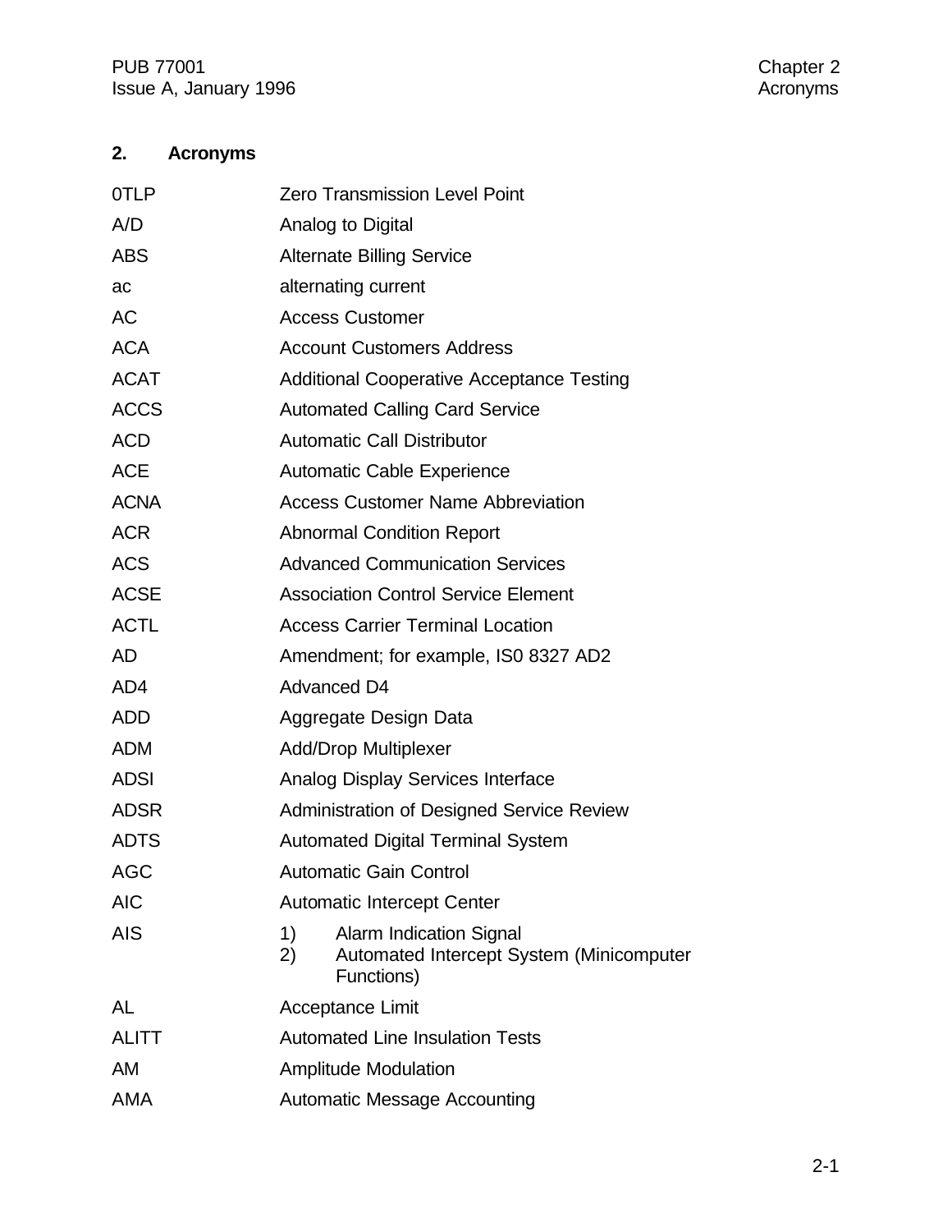## 2. Acronyms

| | |
|---|---|
| 0TLP | Zero Transmission Level Point |
| A/D | Analog to Digital |
| ABS | Alternate Billing Service |
| ac | alternating current |
| AC | Access Customer |
| ACA | Account Customers Address |
| ACAT | Additional Cooperative Acceptance Testing |
| ACCS | Automated Calling Card Service |
| ACD | Automatic Call Distributor |
| ACE | Automatic Cable Experience |
| ACNA | Access Customer Name Abbreviation |
| ACR | Abnormal Condition Report |
| ACS | Advanced Communication Services |
| ACSE | Association Control Service Element |
| ACTL | Access Carrier Terminal Location |
| AD | Amendment; for example, IS0 8327 AD2 |
| AD4 | Advanced D4 |
| ADD | Aggregate Design Data |
| ADM | Add/Drop Multiplexer |
| ADSI | Analog Display Services Interface |
| ADSR | Administration of Designed Service Review |
| ADTS | Automated Digital Terminal System |
| AGC | Automatic Gain Control |
| AIC | Automatic Intercept Center |
| AIS | 1) Alarm Indication Signal<br>2) Automated Intercept System (Minicomputer Functions) |
| AL | Acceptance Limit |
| ALITT | Automated Line Insulation Tests |
| AM | Amplitude Modulation |
| AMA | Automatic Message Accounting |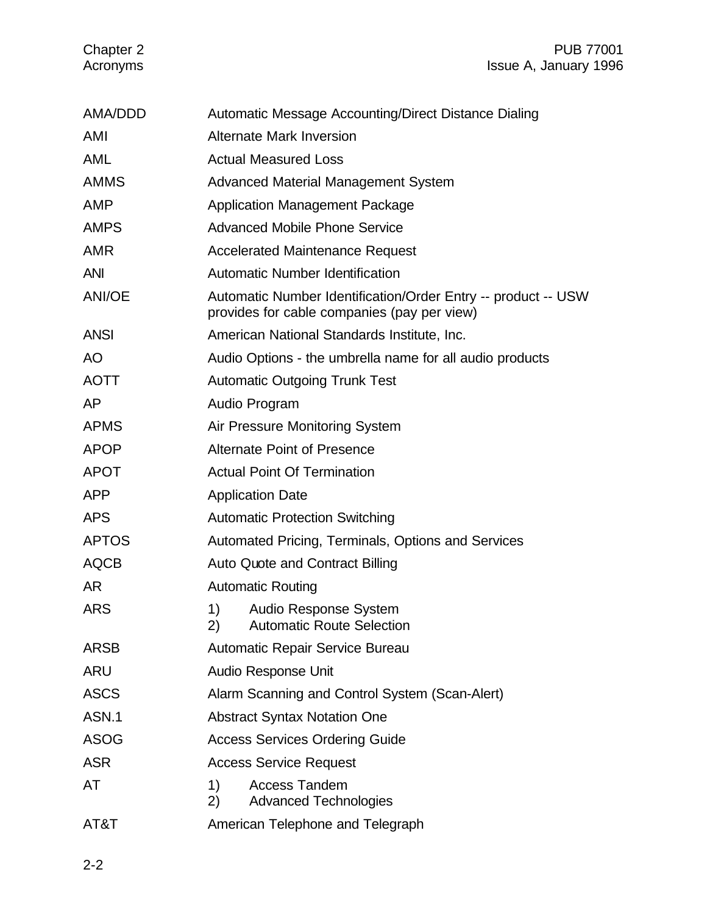| | |
|---|---|
| AMA/DDD | Automatic Message Accounting/Direct Distance Dialing |
| AMI | Alternate Mark Inversion |
| AML | Actual Measured Loss |
| AMMS | Advanced Material Management System |
| AMP | Application Management Package |
| AMPS | Advanced Mobile Phone Service |
| AMR | Accelerated Maintenance Request |
| ANI | Automatic Number Identification |
| ANI/OE | Automatic Number Identification/Order Entry -- product -- USW provides for cable companies (pay per view) |
| ANSI | American National Standards Institute, Inc. |
| AO | Audio Options - the umbrella name for all audio products |
| AOTT | Automatic Outgoing Trunk Test |
| AP | Audio Program |
| APMS | Air Pressure Monitoring System |
| APOP | Alternate Point of Presence |
| APOT | Actual Point Of Termination |
| APP | Application Date |
| APS | Automatic Protection Switching |
| APTOS | Automated Pricing, Terminals, Options and Services |
| AQCB | Auto Quote and Contract Billing |
| AR | Automatic Routing |
| ARS | 1) Audio Response System<br>2) Automatic Route Selection |
| ARSB | Automatic Repair Service Bureau |
| ARU | Audio Response Unit |
| ASCS | Alarm Scanning and Control System (Scan-Alert) |
| ASN.1 | Abstract Syntax Notation One |
| ASOG | Access Services Ordering Guide |
| ASR | Access Service Request |
| AT | 1) Access Tandem<br>2) Advanced Technologies |
| AT&T | American Telephone and Telegraph |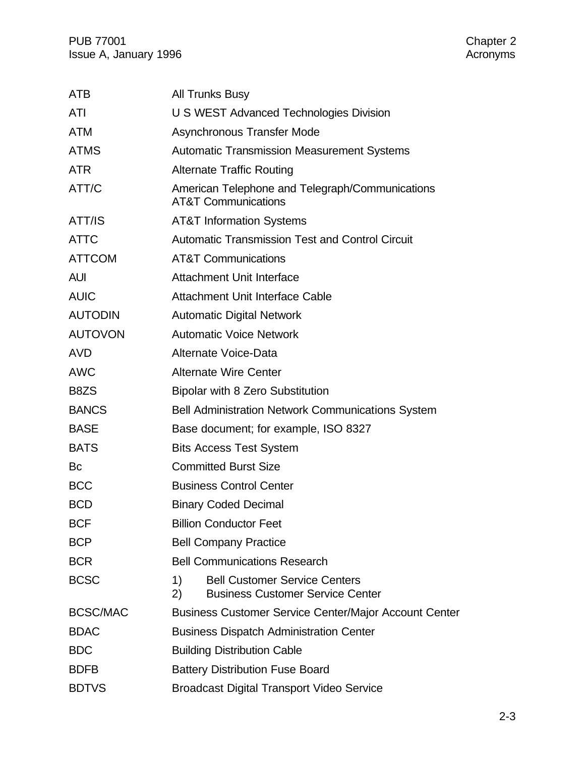| | |
|---|---|
| ATB | All Trunks Busy |
| ATI | U S WEST Advanced Technologies Division |
| ATM | Asynchronous Transfer Mode |
| ATMS | Automatic Transmission Measurement Systems |
| ATR | Alternate Traffic Routing |
| ATT/C | American Telephone and Telegraph/Communications<br>AT&T Communications |
| ATT/IS | AT&T Information Systems |
| ATTC | Automatic Transmission Test and Control Circuit |
| ATTCOM | AT&T Communications |
| AUI | Attachment Unit Interface |
| AUIC | Attachment Unit Interface Cable |
| AUTODIN | Automatic Digital Network |
| AUTOVON | Automatic Voice Network |
| AVD | Alternate Voice-Data |
| AWC | Alternate Wire Center |
| B8ZS | Bipolar with 8 Zero Substitution |
| BANCS | Bell Administration Network Communications System |
| BASE | Base document; for example, ISO 8327 |
| BATS | Bits Access Test System |
| Bc | Committed Burst Size |
| BCC | Business Control Center |
| BCD | Binary Coded Decimal |
| BCF | Billion Conductor Feet |
| BCP | Bell Company Practice |
| BCR | Bell Communications Research |
| BCSC | 1) Bell Customer Service Centers<br>2) Business Customer Service Center |
| BCSC/MAC | Business Customer Service Center/Major Account Center |
| BDAC | Business Dispatch Administration Center |
| BDC | Building Distribution Cable |
| BDFB | Battery Distribution Fuse Board |
| BDTVS | Broadcast Digital Transport Video Service |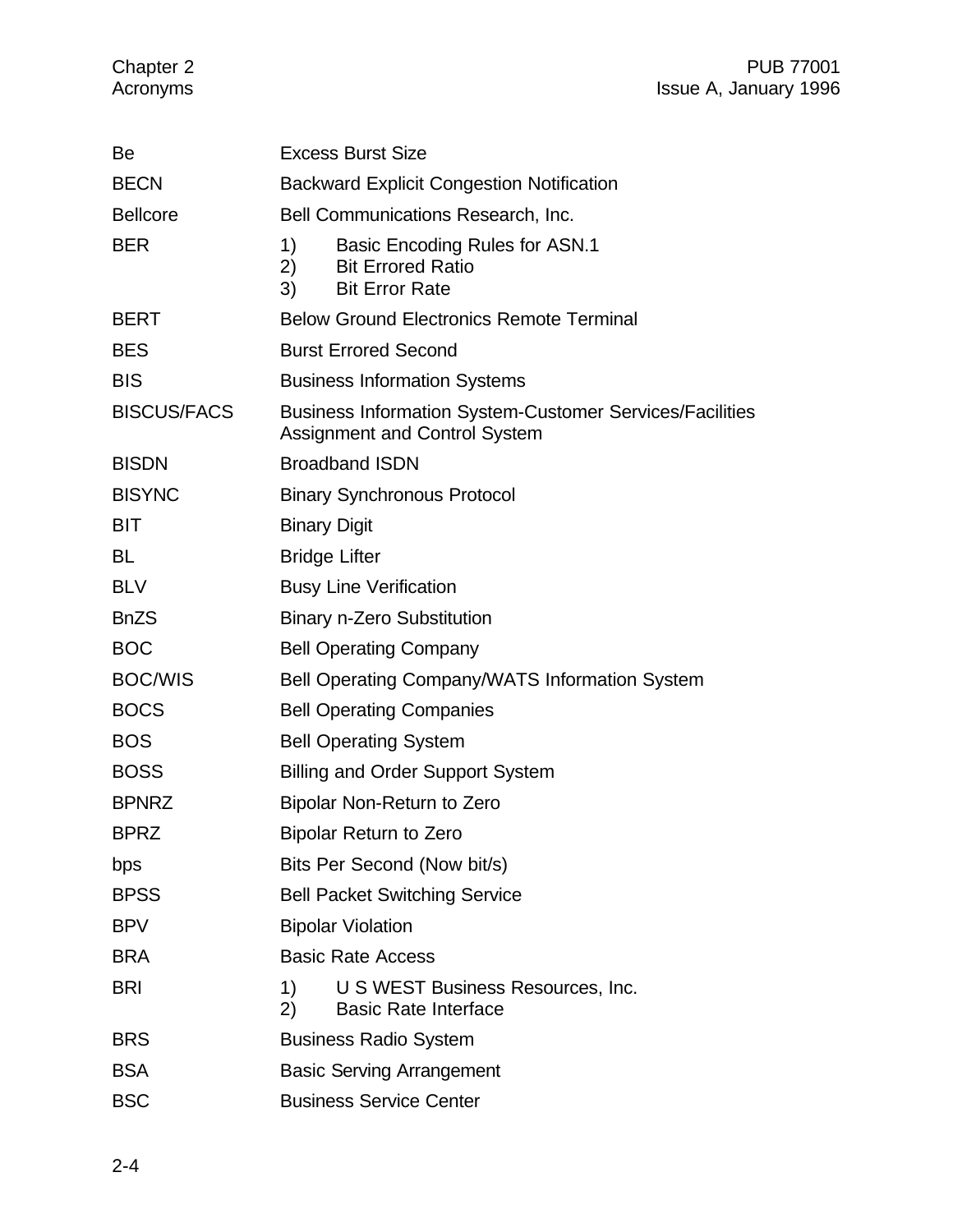| | |
|---|---|
| Be | Excess Burst Size |
| BECN | Backward Explicit Congestion Notification |
| Bellcore | Bell Communications Research, Inc. |
| BER | 1) Basic Encoding Rules for ASN.1<br>2) Bit Errored Ratio<br>3) Bit Error Rate |
| BERT | Below Ground Electronics Remote Terminal |
| BES | Burst Errored Second |
| BIS | Business Information Systems |
| BISCUS/FACS | Business Information System-Customer Services/Facilities Assignment and Control System |
| BISDN | Broadband ISDN |
| BISYNC | Binary Synchronous Protocol |
| BIT | Binary Digit |
| BL | Bridge Lifter |
| BLV | Busy Line Verification |
| BnZS | Binary n-Zero Substitution |
| BOC | Bell Operating Company |
| BOC/WIS | Bell Operating Company/WATS Information System |
| BOCS | Bell Operating Companies |
| BOS | Bell Operating System |
| BOSS | Billing and Order Support System |
| BPNRZ | Bipolar Non-Return to Zero |
| BPRZ | Bipolar Return to Zero |
| bps | Bits Per Second (Now bit/s) |
| BPSS | Bell Packet Switching Service |
| BPV | Bipolar Violation |
| BRA | Basic Rate Access |
| BRI | 1) U S WEST Business Resources, Inc.<br>2) Basic Rate Interface |
| BRS | Business Radio System |
| BSA | Basic Serving Arrangement |
| BSC | Business Service Center |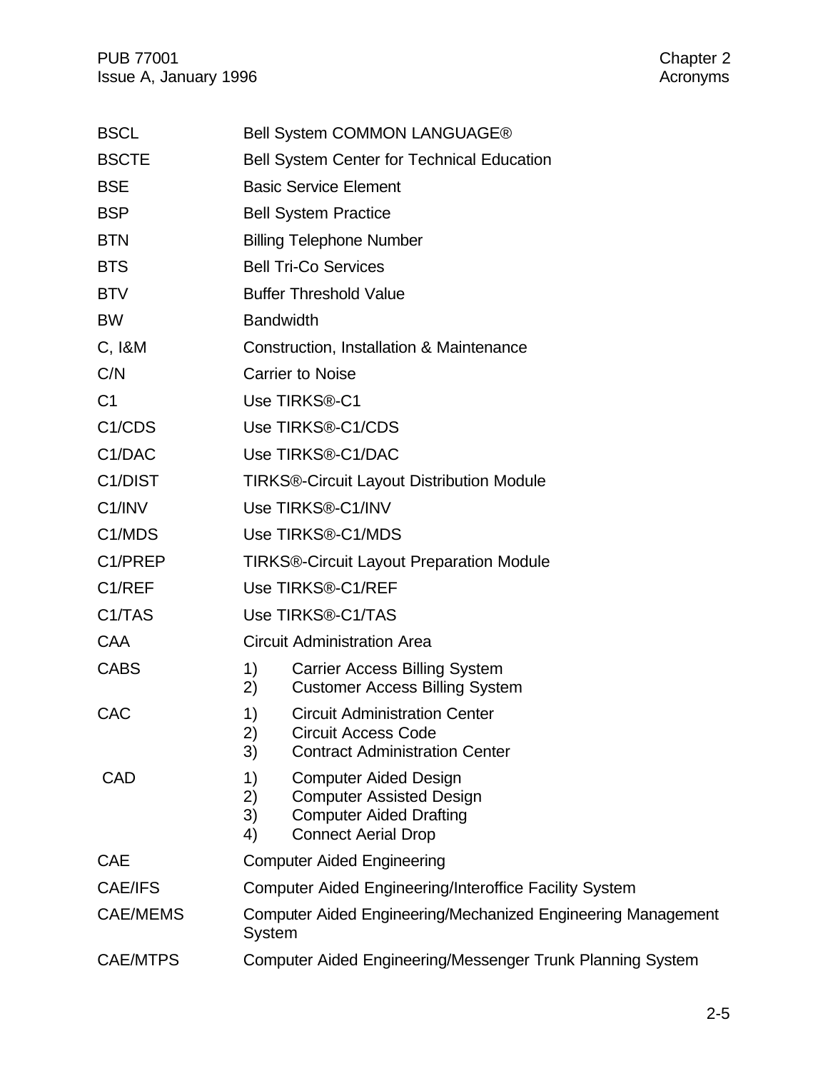| | |
|---|---|
| BSCL | Bell System COMMON LANGUAGE® |
| BSCTE | Bell System Center for Technical Education |
| BSE | Basic Service Element |
| BSP | Bell System Practice |
| BTN | Billing Telephone Number |
| BTS | Bell Tri-Co Services |
| BTV | Buffer Threshold Value |
| BW | Bandwidth |
| C, I&M | Construction, Installation & Maintenance |
| C/N | Carrier to Noise |
| C1 | Use TIRKS®-C1 |
| C1/CDS | Use TIRKS®-C1/CDS |
| C1/DAC | Use TIRKS®-C1/DAC |
| C1/DIST | TIRKS®-Circuit Layout Distribution Module |
| C1/INV | Use TIRKS®-C1/INV |
| C1/MDS | Use TIRKS®-C1/MDS |
| C1/PREP | TIRKS®-Circuit Layout Preparation Module |
| C1/REF | Use TIRKS®-C1/REF |
| C1/TAS | Use TIRKS®-C1/TAS |
| CAA | Circuit Administration Area |
| CABS | 1) Carrier Access Billing System<br>2) Customer Access Billing System |
| CAC | 1) Circuit Administration Center<br>2) Circuit Access Code<br>3) Contract Administration Center |
| CAD | 1) Computer Aided Design<br>2) Computer Assisted Design<br>3) Computer Aided Drafting<br>4) Connect Aerial Drop |
| CAE | Computer Aided Engineering |
| CAE/IFS | Computer Aided Engineering/Interoffice Facility System |
| CAE/MEMS | Computer Aided Engineering/Mechanized Engineering Management System |
| CAE/MTPS | Computer Aided Engineering/Messenger Trunk Planning System |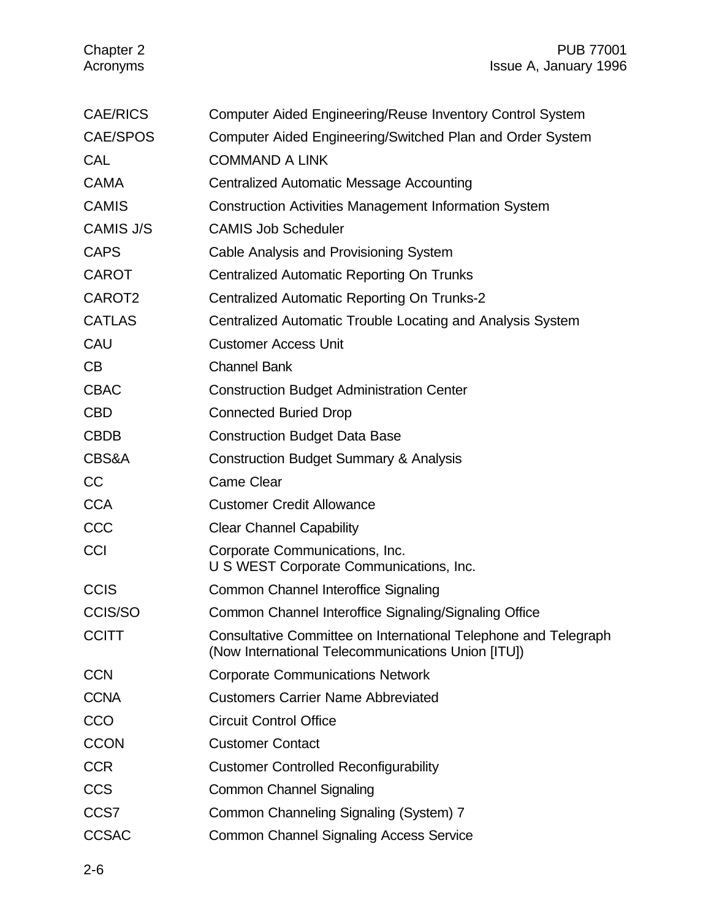| | |
|---|---|
| CAE/RICS | Computer Aided Engineering/Reuse Inventory Control System |
| CAE/SPOS | Computer Aided Engineering/Switched Plan and Order System |
| CAL | COMMAND A LINK |
| CAMA | Centralized Automatic Message Accounting |
| CAMIS | Construction Activities Management Information System |
| CAMIS J/S | CAMIS Job Scheduler |
| CAPS | Cable Analysis and Provisioning System |
| CAROT | Centralized Automatic Reporting On Trunks |
| CAROT2 | Centralized Automatic Reporting On Trunks-2 |
| CATLAS | Centralized Automatic Trouble Locating and Analysis System |
| CAU | Customer Access Unit |
| CB | Channel Bank |
| CBAC | Construction Budget Administration Center |
| CBD | Connected Buried Drop |
| CBDB | Construction Budget Data Base |
| CBS&A | Construction Budget Summary & Analysis |
| CC | Came Clear |
| CCA | Customer Credit Allowance |
| CCC | Clear Channel Capability |
| CCI | Corporate Communications, Inc.<br>U S WEST Corporate Communications, Inc. |
| CCIS | Common Channel Interoffice Signaling |
| CCIS/SO | Common Channel Interoffice Signaling/Signaling Office |
| CCITT | Consultative Committee on International Telephone and Telegraph (Now International Telecommunications Union [ITU]) |
| CCN | Corporate Communications Network |
| CCNA | Customers Carrier Name Abbreviated |
| CCO | Circuit Control Office |
| CCON | Customer Contact |
| CCR | Customer Controlled Reconfigurability |
| CCS | Common Channel Signaling |
| CCS7 | Common Channeling Signaling (System) 7 |
| CCSAC | Common Channel Signaling Access Service |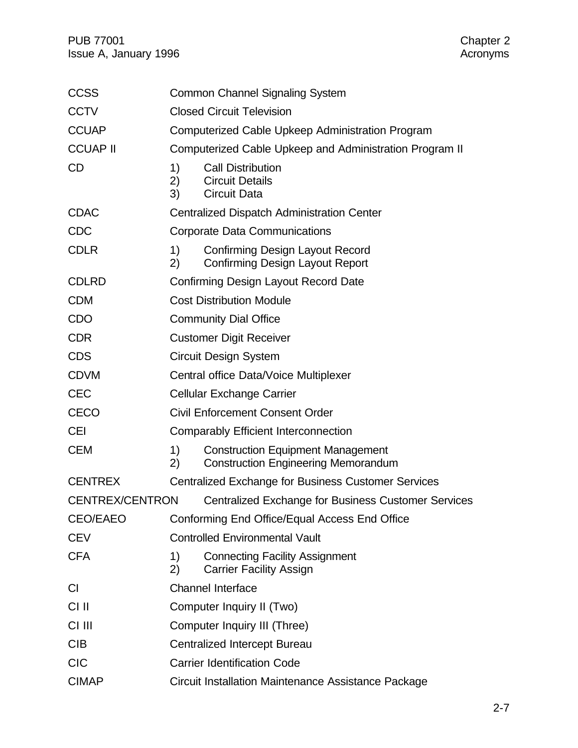| | |
|---|---|
| CCSS | Common Channel Signaling System |
| CCTV | Closed Circuit Television |
| CCUAP | Computerized Cable Upkeep Administration Program |
| CCUAP II | Computerized Cable Upkeep and Administration Program II |
| CD | 1) Call Distribution<br>2) Circuit Details<br>3) Circuit Data |
| CDAC | Centralized Dispatch Administration Center |
| CDC | Corporate Data Communications |
| CDLR | 1) Confirming Design Layout Record<br>2) Confirming Design Layout Report |
| CDLRD | Confirming Design Layout Record Date |
| CDM | Cost Distribution Module |
| CDO | Community Dial Office |
| CDR | Customer Digit Receiver |
| CDS | Circuit Design System |
| CDVM | Central office Data/Voice Multiplexer |
| CEC | Cellular Exchange Carrier |
| CECO | Civil Enforcement Consent Order |
| CEI | Comparably Efficient Interconnection |
| CEM | 1) Construction Equipment Management<br>2) Construction Engineering Memorandum |
| CENTREX | Centralized Exchange for Business Customer Services |
| CENTREX/CENTRON | Centralized Exchange for Business Customer Services |
| CEO/EAEO | Conforming End Office/Equal Access End Office |
| CEV | Controlled Environmental Vault |
| CFA | 1) Connecting Facility Assignment<br>2) Carrier Facility Assign |
| CI | Channel Interface |
| CI II | Computer Inquiry II (Two) |
| CI III | Computer Inquiry III (Three) |
| CIB | Centralized Intercept Bureau |
| CIC | Carrier Identification Code |
| CIMAP | Circuit Installation Maintenance Assistance Package |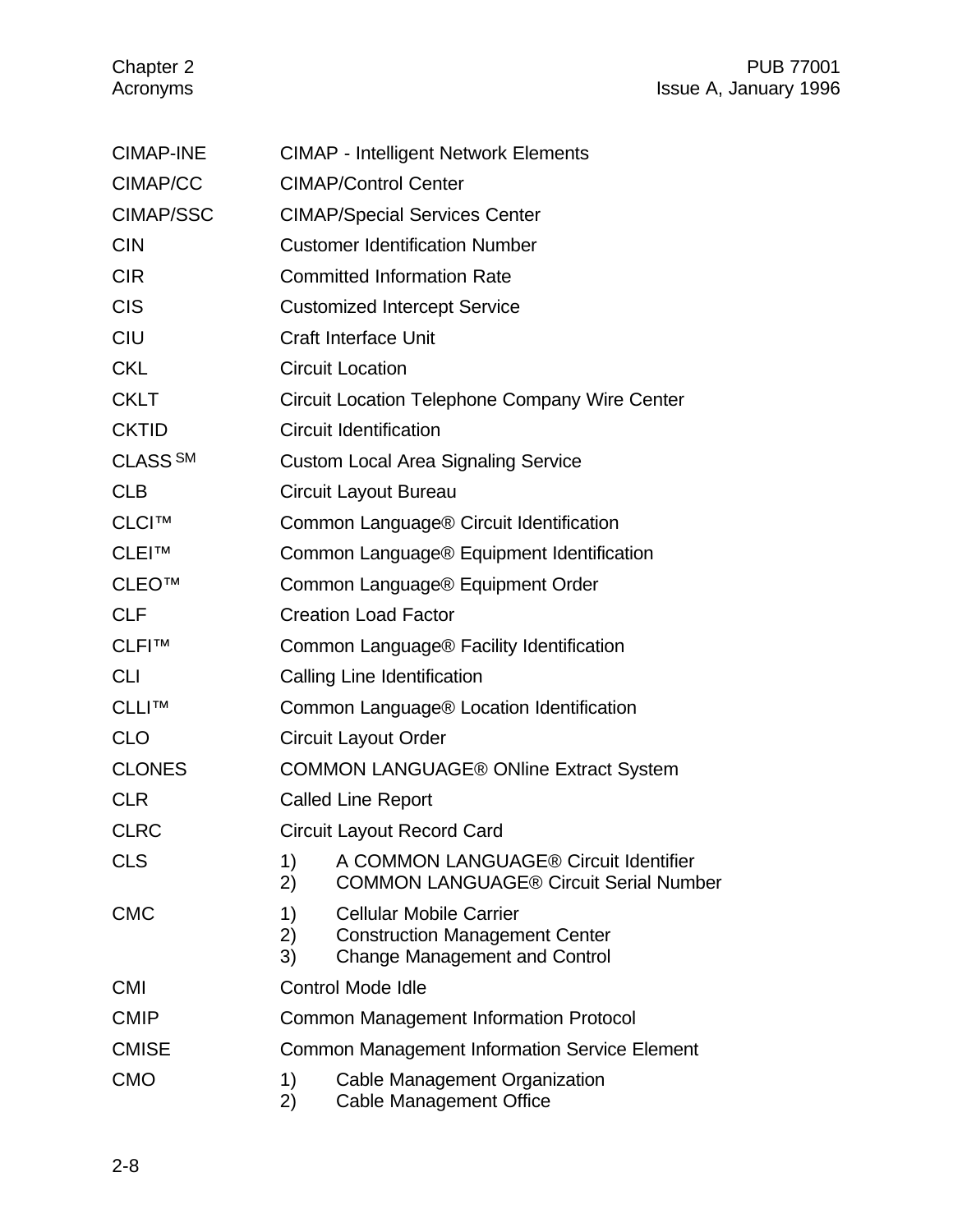| | |
|---|---|
| CIMAP-INE | CIMAP - Intelligent Network Elements |
| CIMAP/CC | CIMAP/Control Center |
| CIMAP/SSC | CIMAP/Special Services Center |
| CIN | Customer Identification Number |
| CIR | Committed Information Rate |
| CIS | Customized Intercept Service |
| CIU | Craft Interface Unit |
| CKL | Circuit Location |
| CKLT | Circuit Location Telephone Company Wire Center |
| CKTID | Circuit Identification |
| CLASS SM | Custom Local Area Signaling Service |
| CLB | Circuit Layout Bureau |
| CLCI™ | Common Language® Circuit Identification |
| CLEI™ | Common Language® Equipment Identification |
| CLEO™ | Common Language® Equipment Order |
| CLF | Creation Load Factor |
| CLFI™ | Common Language® Facility Identification |
| CLI | Calling Line Identification |
| CLLI™ | Common Language® Location Identification |
| CLO | Circuit Layout Order |
| CLONES | COMMON LANGUAGE® ONline Extract System |
| CLR | Called Line Report |
| CLRC | Circuit Layout Record Card |
| CLS | 1) A COMMON LANGUAGE® Circuit Identifier<br>2) COMMON LANGUAGE® Circuit Serial Number |
| CMC | 1) Cellular Mobile Carrier<br>2) Construction Management Center<br>3) Change Management and Control |
| CMI | Control Mode Idle |
| CMIP | Common Management Information Protocol |
| CMISE | Common Management Information Service Element |
| CMO | 1) Cable Management Organization<br>2) Cable Management Office |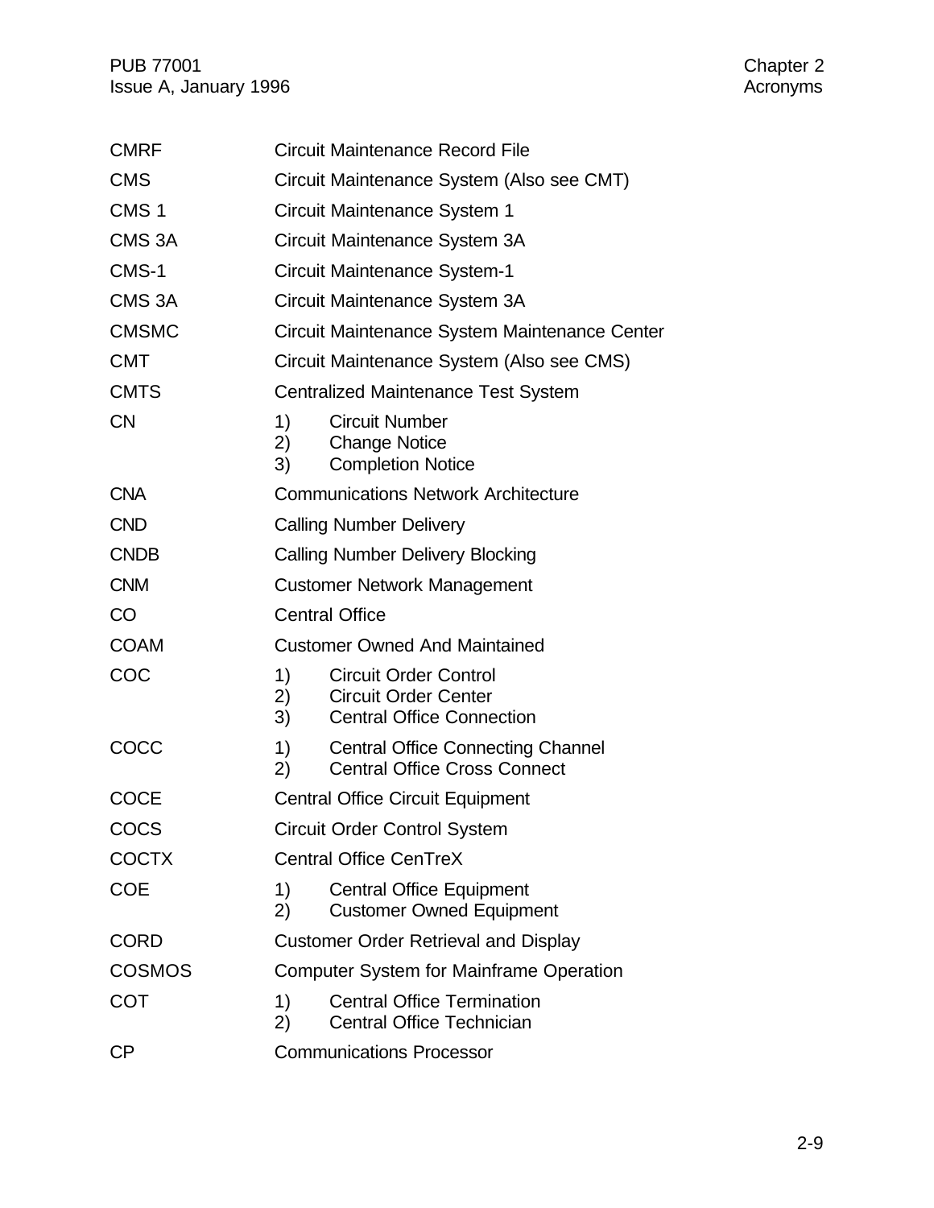| | |
|---|---|
| CMRF | Circuit Maintenance Record File |
| CMS | Circuit Maintenance System (Also see CMT) |
| CMS 1 | Circuit Maintenance System 1 |
| CMS 3A | Circuit Maintenance System 3A |
| CMS-1 | Circuit Maintenance System-1 |
| CMS 3A | Circuit Maintenance System 3A |
| CMSMC | Circuit Maintenance System Maintenance Center |
| CMT | Circuit Maintenance System (Also see CMS) |
| CMTS | Centralized Maintenance Test System |
| CN | 1) Circuit Number<br>2) Change Notice<br>3) Completion Notice |
| CNA | Communications Network Architecture |
| CND | Calling Number Delivery |
| CNDB | Calling Number Delivery Blocking |
| CNM | Customer Network Management |
| CO | Central Office |
| COAM | Customer Owned And Maintained |
| COC | 1) Circuit Order Control<br>2) Circuit Order Center<br>3) Central Office Connection |
| COCC | 1) Central Office Connecting Channel<br>2) Central Office Cross Connect |
| COCE | Central Office Circuit Equipment |
| COCS | Circuit Order Control System |
| COCTX | Central Office CenTreX |
| COE | 1) Central Office Equipment<br>2) Customer Owned Equipment |
| CORD | Customer Order Retrieval and Display |
| COSMOS | Computer System for Mainframe Operation |
| COT | 1) Central Office Termination<br>2) Central Office Technician |
| CP | Communications Processor |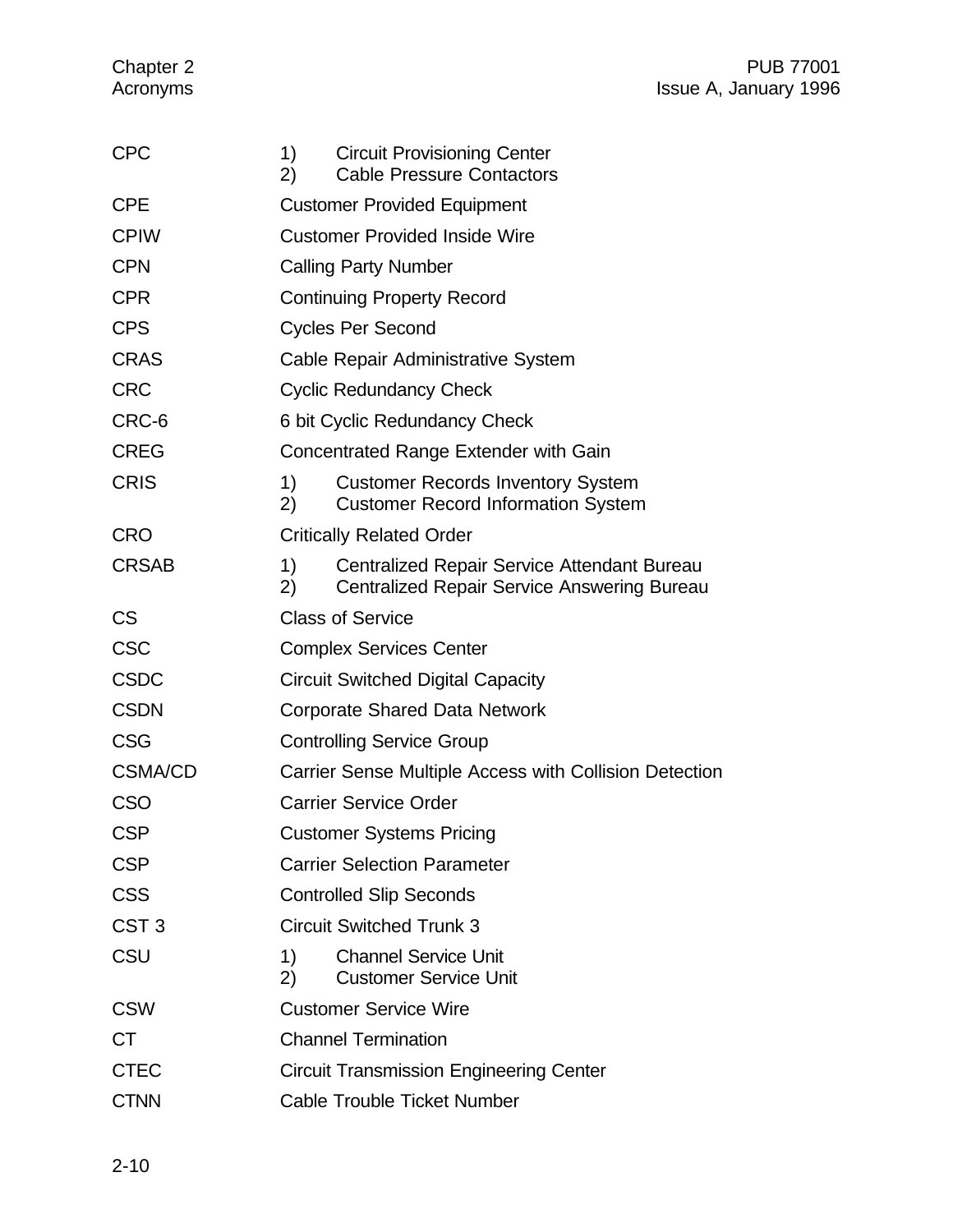| | |
|---|---|
| CPC | 1) Circuit Provisioning Center<br>2) Cable Pressure Contactors |
| CPE | Customer Provided Equipment |
| CPIW | Customer Provided Inside Wire |
| CPN | Calling Party Number |
| CPR | Continuing Property Record |
| CPS | Cycles Per Second |
| CRAS | Cable Repair Administrative System |
| CRC | Cyclic Redundancy Check |
| CRC-6 | 6 bit Cyclic Redundancy Check |
| CREG | Concentrated Range Extender with Gain |
| CRIS | 1) Customer Records Inventory System<br>2) Customer Record Information System |
| CRO | Critically Related Order |
| CRSAB | 1) Centralized Repair Service Attendant Bureau<br>2) Centralized Repair Service Answering Bureau |
| CS | Class of Service |
| CSC | Complex Services Center |
| CSDC | Circuit Switched Digital Capacity |
| CSDN | Corporate Shared Data Network |
| CSG | Controlling Service Group |
| CSMA/CD | Carrier Sense Multiple Access with Collision Detection |
| CSO | Carrier Service Order |
| CSP | Customer Systems Pricing |
| CSP | Carrier Selection Parameter |
| CSS | Controlled Slip Seconds |
| CST 3 | Circuit Switched Trunk 3 |
| CSU | 1) Channel Service Unit<br>2) Customer Service Unit |
| CSW | Customer Service Wire |
| CT | Channel Termination |
| CTEC | Circuit Transmission Engineering Center |
| CTNN | Cable Trouble Ticket Number |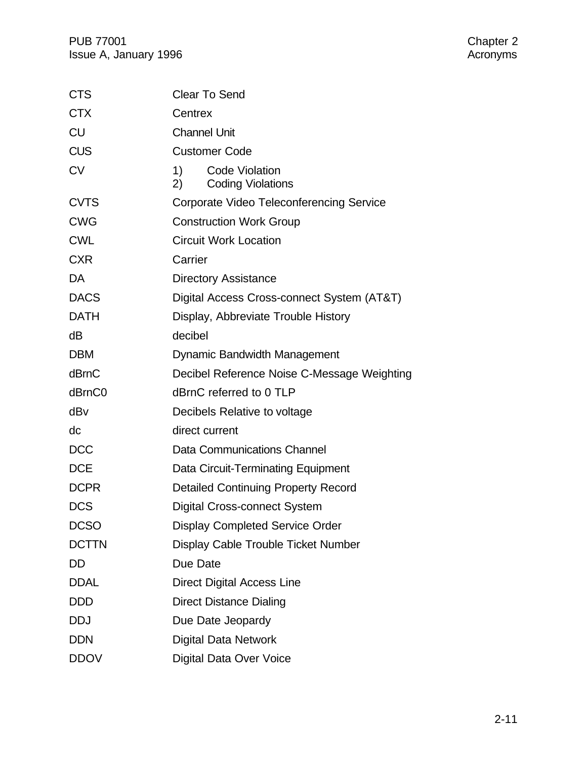| | |
|---|---|
| CTS | Clear To Send |
| CTX | Centrex |
| CU | Channel Unit |
| CUS | Customer Code |
| CV | 1) Code Violation<br>2) Coding Violations |
| CVTS | Corporate Video Teleconferencing Service |
| CWG | Construction Work Group |
| CWL | Circuit Work Location |
| CXR | Carrier |
| DA | Directory Assistance |
| DACS | Digital Access Cross-connect System (AT&T) |
| DATH | Display, Abbreviate Trouble History |
| dB | decibel |
| DBM | Dynamic Bandwidth Management |
| dBrnC | Decibel Reference Noise C-Message Weighting |
| dBrnC0 | dBrnC referred to 0 TLP |
| dBv | Decibels Relative to voltage |
| dc | direct current |
| DCC | Data Communications Channel |
| DCE | Data Circuit-Terminating Equipment |
| DCPR | Detailed Continuing Property Record |
| DCS | Digital Cross-connect System |
| DCSO | Display Completed Service Order |
| DCTTN | Display Cable Trouble Ticket Number |
| DD | Due Date |
| DDAL | Direct Digital Access Line |
| DDD | Direct Distance Dialing |
| DDJ | Due Date Jeopardy |
| DDN | Digital Data Network |
| DDOV | Digital Data Over Voice |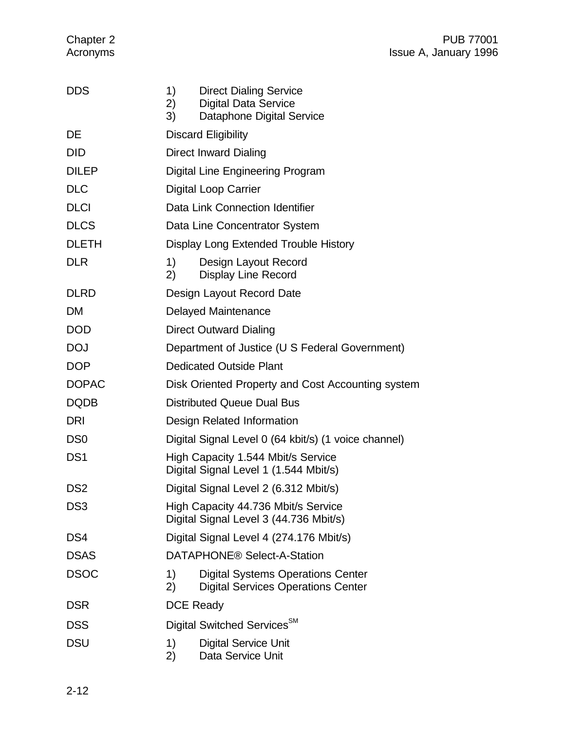| | |
|---|---|
| DDS | 1) Direct Dialing Service<br>2) Digital Data Service<br>3) Dataphone Digital Service |
| DE | Discard Eligibility |
| DID | Direct Inward Dialing |
| DILEP | Digital Line Engineering Program |
| DLC | Digital Loop Carrier |
| DLCI | Data Link Connection Identifier |
| DLCS | Data Line Concentrator System |
| DLETH | Display Long Extended Trouble History |
| DLR | 1) Design Layout Record<br>2) Display Line Record |
| DLRD | Design Layout Record Date |
| DM | Delayed Maintenance |
| DOD | Direct Outward Dialing |
| DOJ | Department of Justice (U S Federal Government) |
| DOP | Dedicated Outside Plant |
| DOPAC | Disk Oriented Property and Cost Accounting system |
| DQDB | Distributed Queue Dual Bus |
| DRI | Design Related Information |
| DS0 | Digital Signal Level 0 (64 kbit/s) (1 voice channel) |
| DS1 | High Capacity 1.544 Mbit/s Service<br>Digital Signal Level 1 (1.544 Mbit/s) |
| DS2 | Digital Signal Level 2 (6.312 Mbit/s) |
| DS3 | High Capacity 44.736 Mbit/s Service<br>Digital Signal Level 3 (44.736 Mbit/s) |
| DS4 | Digital Signal Level 4 (274.176 Mbit/s) |
| DSAS | DATAPHONE® Select-A-Station |
| DSOC | 1) Digital Systems Operations Center<br>2) Digital Services Operations Center |
| DSR | DCE Ready |
| DSS | Digital Switched Services℠ |
| DSU | 1) Digital Service Unit<br>2) Data Service Unit |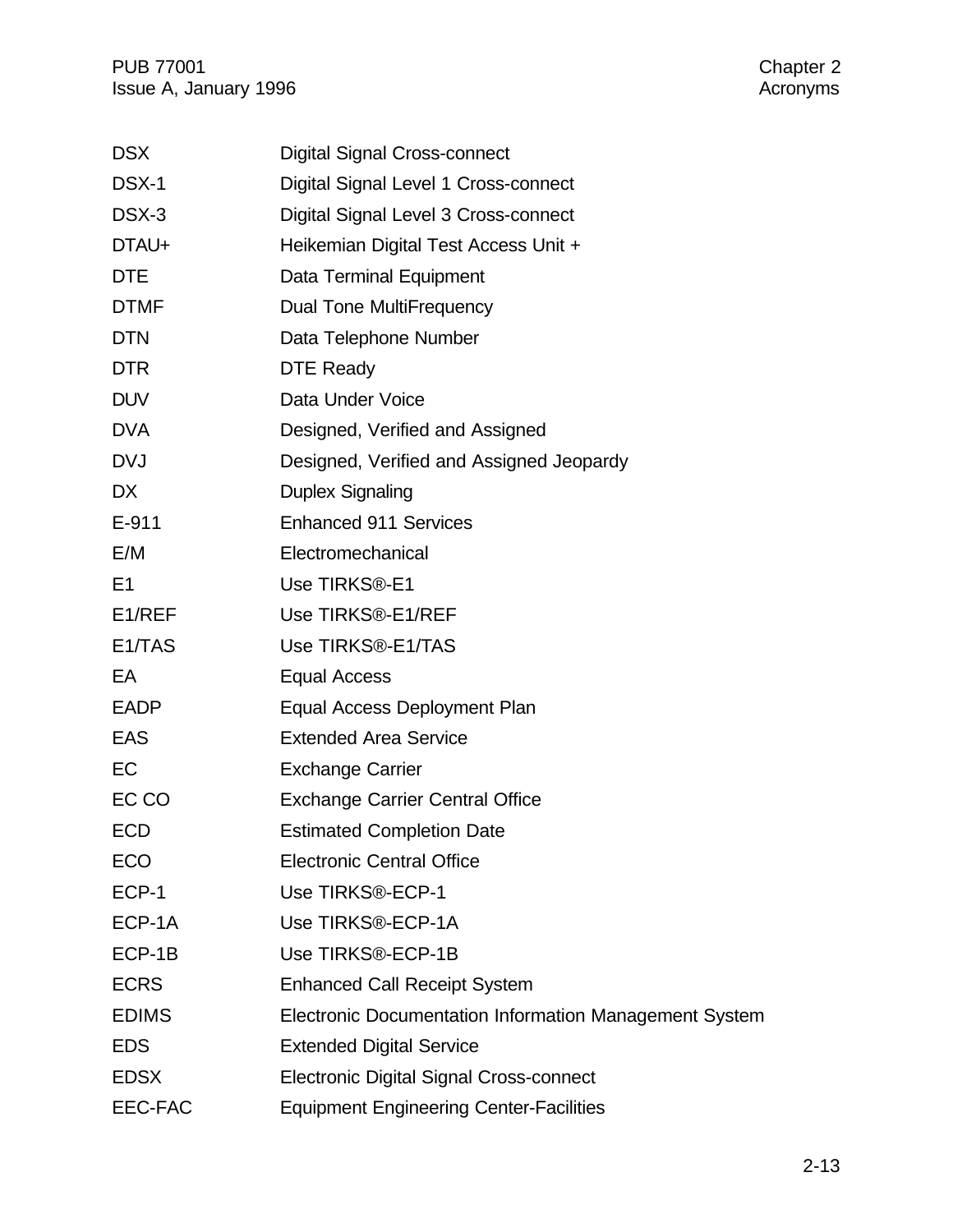| | |
|---|---|
| DSX | Digital Signal Cross-connect |
| DSX-1 | Digital Signal Level 1 Cross-connect |
| DSX-3 | Digital Signal Level 3 Cross-connect |
| DTAU+ | Heikemian Digital Test Access Unit + |
| DTE | Data Terminal Equipment |
| DTMF | Dual Tone MultiFrequency |
| DTN | Data Telephone Number |
| DTR | DTE Ready |
| DUV | Data Under Voice |
| DVA | Designed, Verified and Assigned |
| DVJ | Designed, Verified and Assigned Jeopardy |
| DX | Duplex Signaling |
| E-911 | Enhanced 911 Services |
| E/M | Electromechanical |
| E1 | Use TIRKS®-E1 |
| E1/REF | Use TIRKS®-E1/REF |
| E1/TAS | Use TIRKS®-E1/TAS |
| EA | Equal Access |
| EADP | Equal Access Deployment Plan |
| EAS | Extended Area Service |
| EC | Exchange Carrier |
| EC CO | Exchange Carrier Central Office |
| ECD | Estimated Completion Date |
| ECO | Electronic Central Office |
| ECP-1 | Use TIRKS®-ECP-1 |
| ECP-1A | Use TIRKS®-ECP-1A |
| ECP-1B | Use TIRKS®-ECP-1B |
| ECRS | Enhanced Call Receipt System |
| EDIMS | Electronic Documentation Information Management System |
| EDS | Extended Digital Service |
| EDSX | Electronic Digital Signal Cross-connect |
| EEC-FAC | Equipment Engineering Center-Facilities |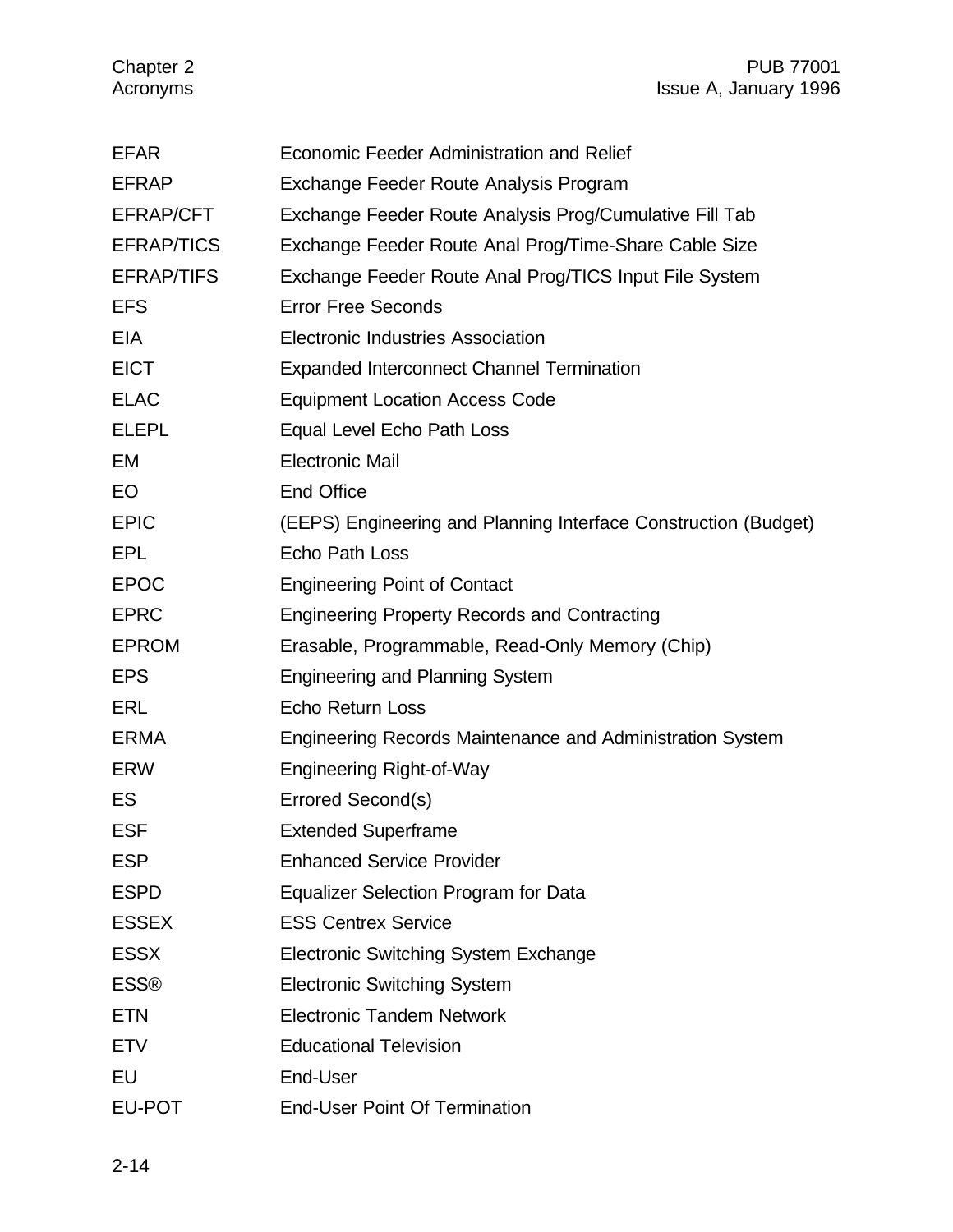| | |
|---|---|
| EFAR | Economic Feeder Administration and Relief |
| EFRAP | Exchange Feeder Route Analysis Program |
| EFRAP/CFT | Exchange Feeder Route Analysis Prog/Cumulative Fill Tab |
| EFRAP/TICS | Exchange Feeder Route Anal Prog/Time-Share Cable Size |
| EFRAP/TIFS | Exchange Feeder Route Anal Prog/TICS Input File System |
| EFS | Error Free Seconds |
| EIA | Electronic Industries Association |
| EICT | Expanded Interconnect Channel Termination |
| ELAC | Equipment Location Access Code |
| ELEPL | Equal Level Echo Path Loss |
| EM | Electronic Mail |
| EO | End Office |
| EPIC | (EEPS) Engineering and Planning Interface Construction (Budget) |
| EPL | Echo Path Loss |
| EPOC | Engineering Point of Contact |
| EPRC | Engineering Property Records and Contracting |
| EPROM | Erasable, Programmable, Read-Only Memory (Chip) |
| EPS | Engineering and Planning System |
| ERL | Echo Return Loss |
| ERMA | Engineering Records Maintenance and Administration System |
| ERW | Engineering Right-of-Way |
| ES | Errored Second(s) |
| ESF | Extended Superframe |
| ESP | Enhanced Service Provider |
| ESPD | Equalizer Selection Program for Data |
| ESSEX | ESS Centrex Service |
| ESSX | Electronic Switching System Exchange |
| ESS® | Electronic Switching System |
| ETN | Electronic Tandem Network |
| ETV | Educational Television |
| EU | End-User |
| EU-POT | End-User Point Of Termination |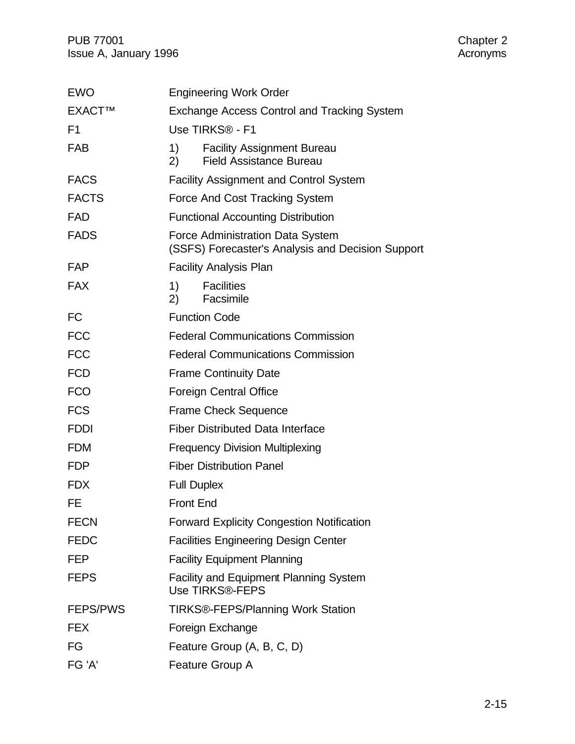| | |
|---|---|
| EWO | Engineering Work Order |
| EXACT™ | Exchange Access Control and Tracking System |
| F1 | Use TIRKS® - F1 |
| FAB | 1) Facility Assignment Bureau<br>2) Field Assistance Bureau |
| FACS | Facility Assignment and Control System |
| FACTS | Force And Cost Tracking System |
| FAD | Functional Accounting Distribution |
| FADS | Force Administration Data System<br>(SSFS) Forecaster's Analysis and Decision Support |
| FAP | Facility Analysis Plan |
| FAX | 1) Facilities<br>2) Facsimile |
| FC | Function Code |
| FCC | Federal Communications Commission |
| FCC | Federal Communications Commission |
| FCD | Frame Continuity Date |
| FCO | Foreign Central Office |
| FCS | Frame Check Sequence |
| FDDI | Fiber Distributed Data Interface |
| FDM | Frequency Division Multiplexing |
| FDP | Fiber Distribution Panel |
| FDX | Full Duplex |
| FE | Front End |
| FECN | Forward Explicity Congestion Notification |
| FEDC | Facilities Engineering Design Center |
| FEP | Facility Equipment Planning |
| FEPS | Facility and Equipment Planning System<br>Use TIRKS®-FEPS |
| FEPS/PWS | TIRKS®-FEPS/Planning Work Station |
| FEX | Foreign Exchange |
| FG | Feature Group (A, B, C, D) |
| FG 'A' | Feature Group A |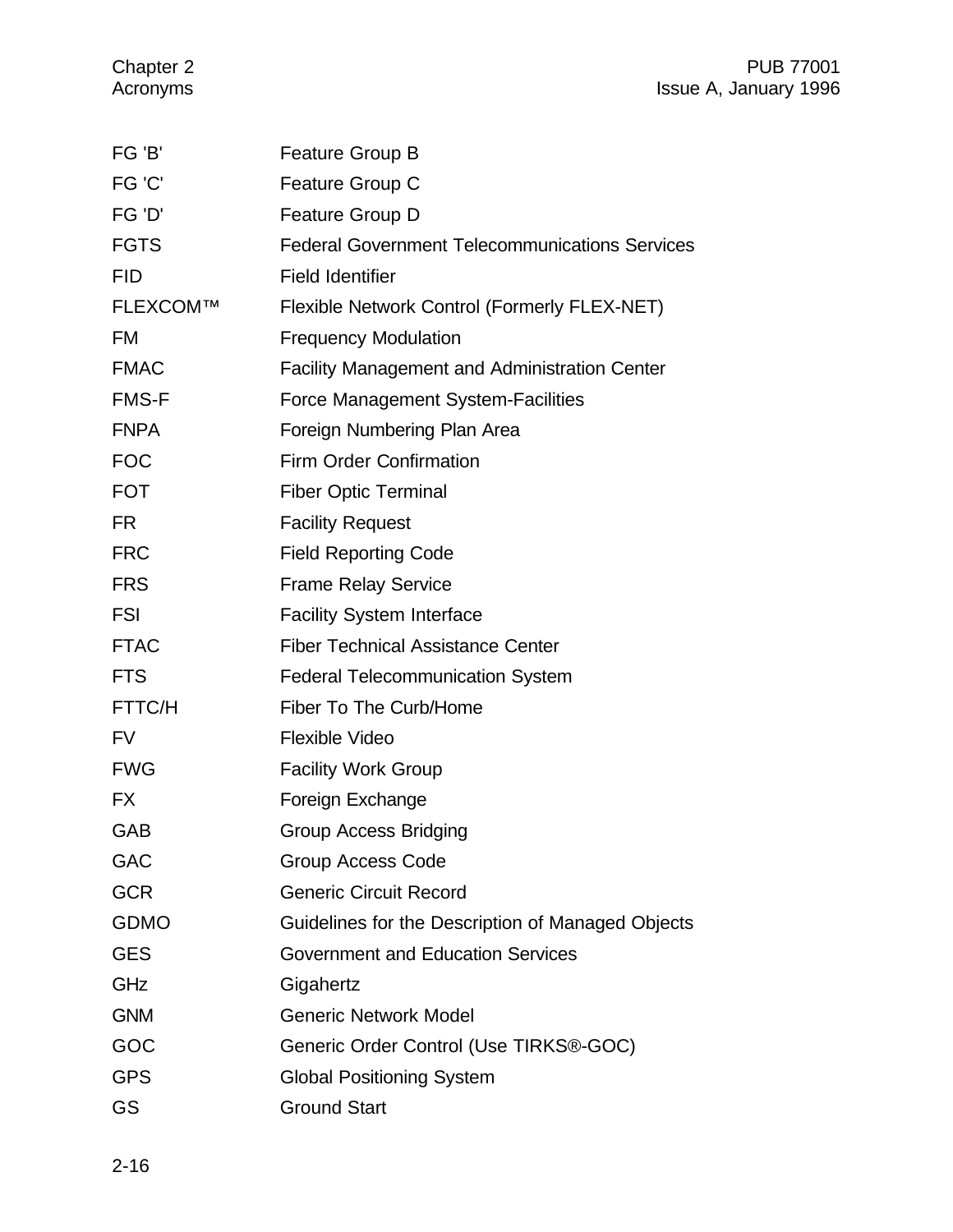| | |
|---|---|
| FG 'B' | Feature Group B |
| FG 'C' | Feature Group C |
| FG 'D' | Feature Group D |
| FGTS | Federal Government Telecommunications Services |
| FID | Field Identifier |
| FLEXCOM™ | Flexible Network Control (Formerly FLEX-NET) |
| FM | Frequency Modulation |
| FMAC | Facility Management and Administration Center |
| FMS-F | Force Management System-Facilities |
| FNPA | Foreign Numbering Plan Area |
| FOC | Firm Order Confirmation |
| FOT | Fiber Optic Terminal |
| FR | Facility Request |
| FRC | Field Reporting Code |
| FRS | Frame Relay Service |
| FSI | Facility System Interface |
| FTAC | Fiber Technical Assistance Center |
| FTS | Federal Telecommunication System |
| FTTC/H | Fiber To The Curb/Home |
| FV | Flexible Video |
| FWG | Facility Work Group |
| FX | Foreign Exchange |
| GAB | Group Access Bridging |
| GAC | Group Access Code |
| GCR | Generic Circuit Record |
| GDMO | Guidelines for the Description of Managed Objects |
| GES | Government and Education Services |
| GHz | Gigahertz |
| GNM | Generic Network Model |
| GOC | Generic Order Control (Use TIRKS®-GOC) |
| GPS | Global Positioning System |
| GS | Ground Start |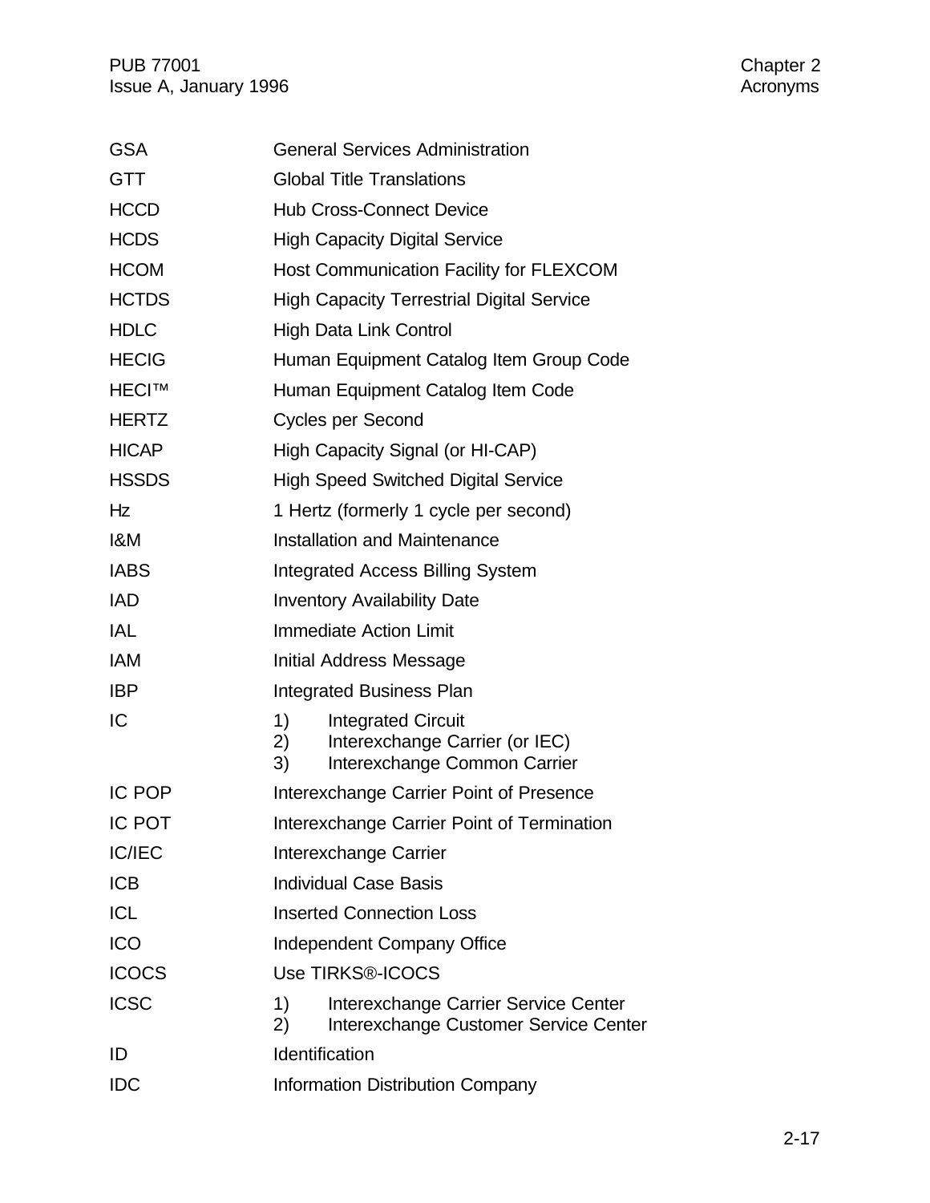| | |
|---|---|
| GSA | General Services Administration |
| GTT | Global Title Translations |
| HCCD | Hub Cross-Connect Device |
| HCDS | High Capacity Digital Service |
| HCOM | Host Communication Facility for FLEXCOM |
| HCTDS | High Capacity Terrestrial Digital Service |
| HDLC | High Data Link Control |
| HECIG | Human Equipment Catalog Item Group Code |
| HECI™ | Human Equipment Catalog Item Code |
| HERTZ | Cycles per Second |
| HICAP | High Capacity Signal (or HI-CAP) |
| HSSDS | High Speed Switched Digital Service |
| Hz | 1 Hertz (formerly 1 cycle per second) |
| I&M | Installation and Maintenance |
| IABS | Integrated Access Billing System |
| IAD | Inventory Availability Date |
| IAL | Immediate Action Limit |
| IAM | Initial Address Message |
| IBP | Integrated Business Plan |
| IC | 1) Integrated Circuit<br>2) Interexchange Carrier (or IEC)<br>3) Interexchange Common Carrier |
| IC POP | Interexchange Carrier Point of Presence |
| IC POT | Interexchange Carrier Point of Termination |
| IC/IEC | Interexchange Carrier |
| ICB | Individual Case Basis |
| ICL | Inserted Connection Loss |
| ICO | Independent Company Office |
| ICOCS | Use TIRKS®-ICOCS |
| ICSC | 1) Interexchange Carrier Service Center<br>2) Interexchange Customer Service Center |
| ID | Identification |
| IDC | Information Distribution Company |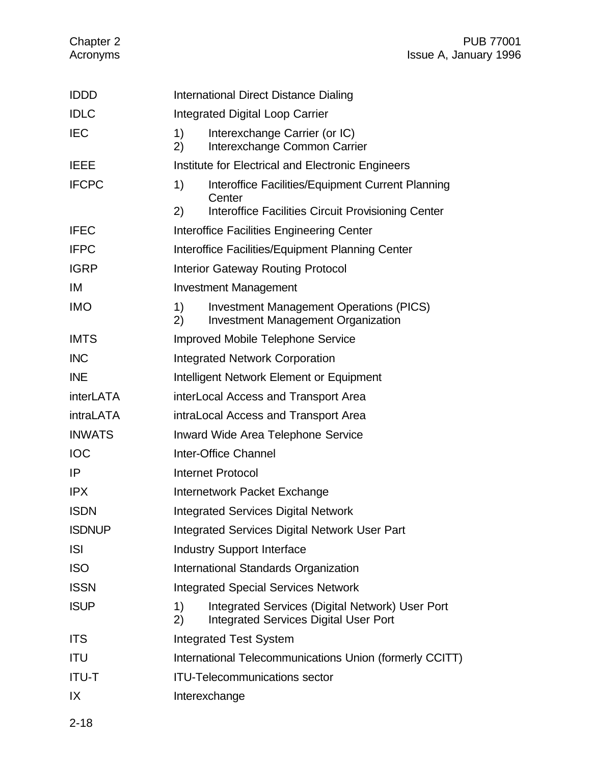| | |
|---|---|
| IDDD | International Direct Distance Dialing |
| IDLC | Integrated Digital Loop Carrier |
| IEC | 1) Interexchange Carrier (or IC)<br>2) Interexchange Common Carrier |
| IEEE | Institute for Electrical and Electronic Engineers |
| IFCPC | 1) Interoffice Facilities/Equipment Current Planning Center<br>2) Interoffice Facilities Circuit Provisioning Center |
| IFEC | Interoffice Facilities Engineering Center |
| IFPC | Interoffice Facilities/Equipment Planning Center |
| IGRP | Interior Gateway Routing Protocol |
| IM | Investment Management |
| IMO | 1) Investment Management Operations (PICS)<br>2) Investment Management Organization |
| IMTS | Improved Mobile Telephone Service |
| INC | Integrated Network Corporation |
| INE | Intelligent Network Element or Equipment |
| interLATA | interLocal Access and Transport Area |
| intraLATA | intraLocal Access and Transport Area |
| INWATS | Inward Wide Area Telephone Service |
| IOC | Inter-Office Channel |
| IP | Internet Protocol |
| IPX | Internetwork Packet Exchange |
| ISDN | Integrated Services Digital Network |
| ISDNUP | Integrated Services Digital Network User Part |
| ISI | Industry Support Interface |
| ISO | International Standards Organization |
| ISSN | Integrated Special Services Network |
| ISUP | 1) Integrated Services (Digital Network) User Port<br>2) Integrated Services Digital User Port |
| ITS | Integrated Test System |
| ITU | International Telecommunications Union (formerly CCITT) |
| ITU-T | ITU-Telecommunications sector |
| IX | Interexchange |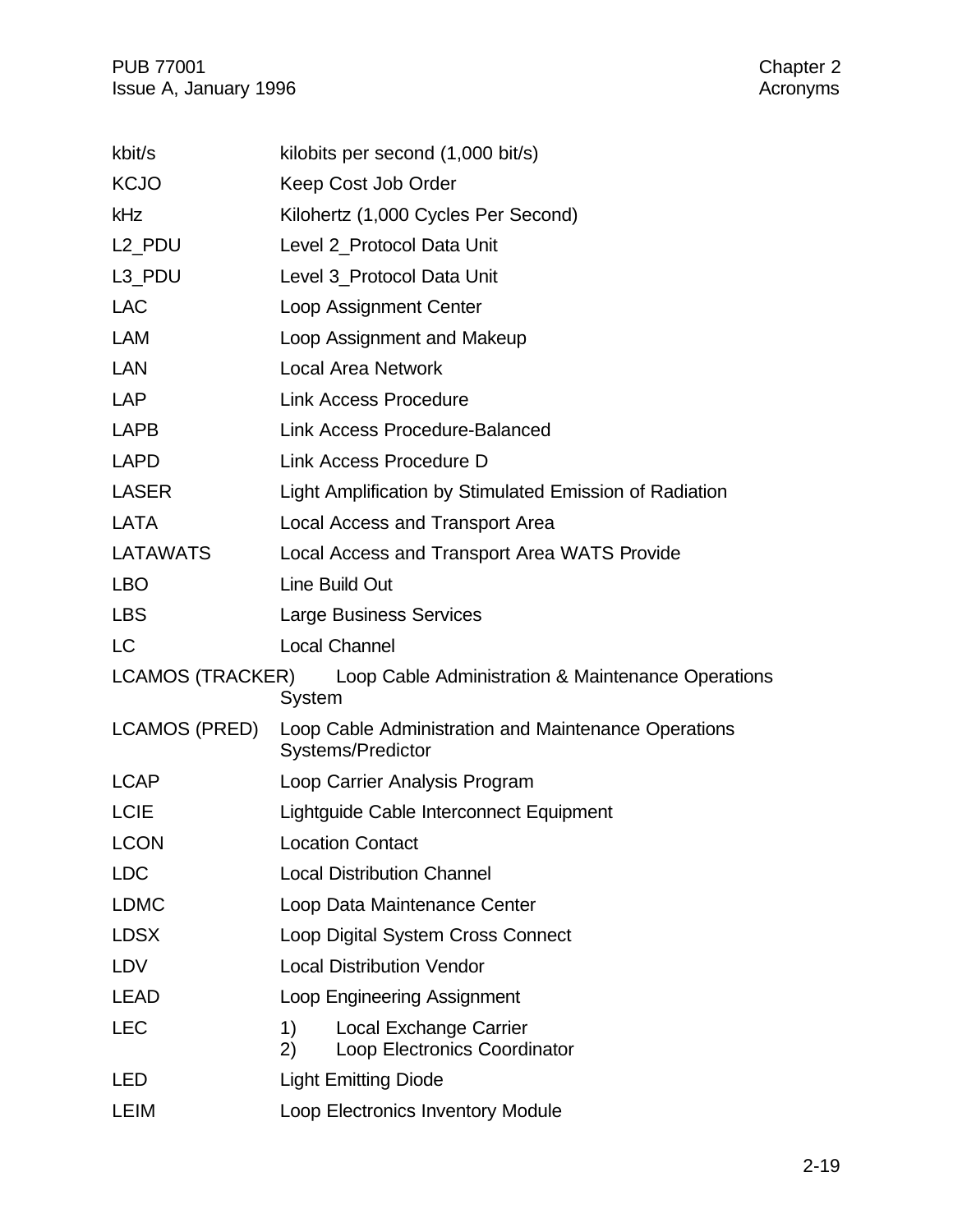| | |
|---|---|
| kbit/s | kilobits per second (1,000 bit/s) |
| KCJO | Keep Cost Job Order |
| kHz | Kilohertz (1,000 Cycles Per Second) |
| L2_PDU | Level 2_Protocol Data Unit |
| L3_PDU | Level 3_Protocol Data Unit |
| LAC | Loop Assignment Center |
| LAM | Loop Assignment and Makeup |
| LAN | Local Area Network |
| LAP | Link Access Procedure |
| LAPB | Link Access Procedure-Balanced |
| LAPD | Link Access Procedure D |
| LASER | Light Amplification by Stimulated Emission of Radiation |
| LATA | Local Access and Transport Area |
| LATAWATS | Local Access and Transport Area WATS Provide |
| LBO | Line Build Out |
| LBS | Large Business Services |
| LC | Local Channel |
| LCAMOS (TRACKER) | Loop Cable Administration & Maintenance Operations System |
| LCAMOS (PRED) | Loop Cable Administration and Maintenance Operations Systems/Predictor |
| LCAP | Loop Carrier Analysis Program |
| LCIE | Lightguide Cable Interconnect Equipment |
| LCON | Location Contact |
| LDC | Local Distribution Channel |
| LDMC | Loop Data Maintenance Center |
| LDSX | Loop Digital System Cross Connect |
| LDV | Local Distribution Vendor |
| LEAD | Loop Engineering Assignment |
| LEC | 1) Local Exchange Carrier<br>2) Loop Electronics Coordinator |
| LED | Light Emitting Diode |
| LEIM | Loop Electronics Inventory Module |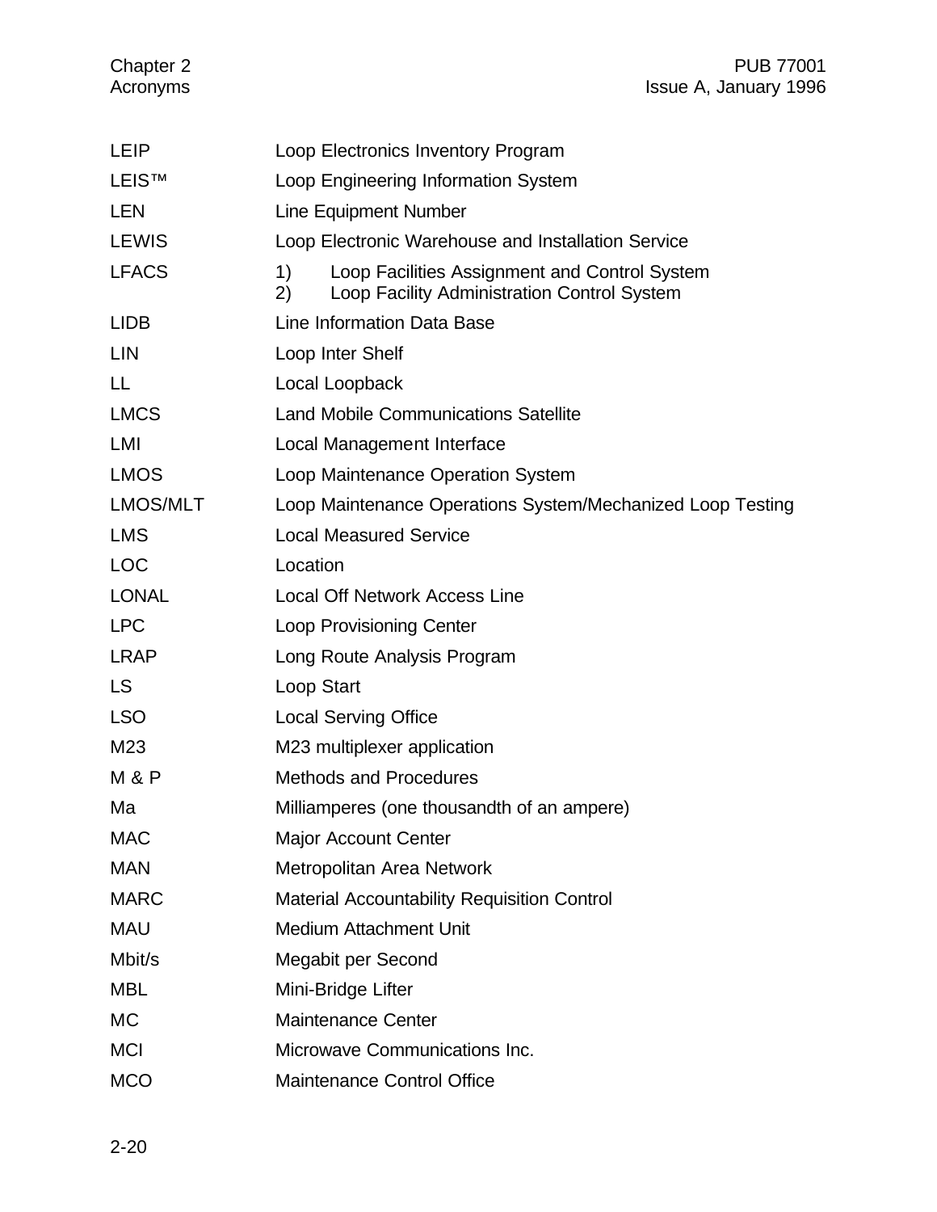| | |
|---|---|
| LEIP | Loop Electronics Inventory Program |
| LEIS™ | Loop Engineering Information System |
| LEN | Line Equipment Number |
| LEWIS | Loop Electronic Warehouse and Installation Service |
| LFACS | 1) Loop Facilities Assignment and Control System<br>2) Loop Facility Administration Control System |
| LIDB | Line Information Data Base |
| LIN | Loop Inter Shelf |
| LL | Local Loopback |
| LMCS | Land Mobile Communications Satellite |
| LMI | Local Management Interface |
| LMOS | Loop Maintenance Operation System |
| LMOS/MLT | Loop Maintenance Operations System/Mechanized Loop Testing |
| LMS | Local Measured Service |
| LOC | Location |
| LONAL | Local Off Network Access Line |
| LPC | Loop Provisioning Center |
| LRAP | Long Route Analysis Program |
| LS | Loop Start |
| LSO | Local Serving Office |
| M23 | M23 multiplexer application |
| M & P | Methods and Procedures |
| Ma | Milliamperes (one thousandth of an ampere) |
| MAC | Major Account Center |
| MAN | Metropolitan Area Network |
| MARC | Material Accountability Requisition Control |
| MAU | Medium Attachment Unit |
| Mbit/s | Megabit per Second |
| MBL | Mini-Bridge Lifter |
| MC | Maintenance Center |
| MCI | Microwave Communications Inc. |
| MCO | Maintenance Control Office |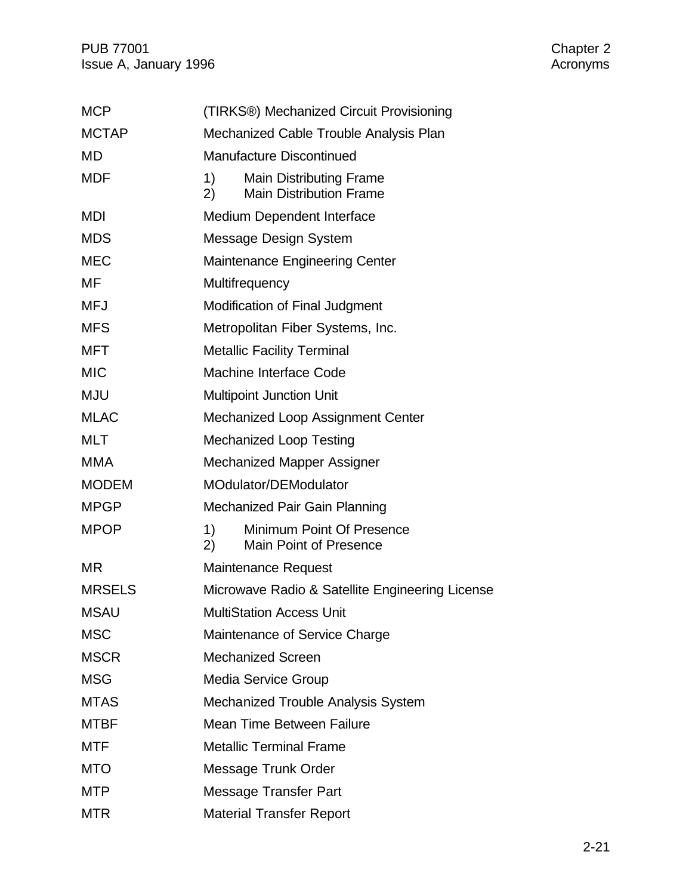| | |
|---|---|
| MCP | (TIRKS®) Mechanized Circuit Provisioning |
| MCTAP | Mechanized Cable Trouble Analysis Plan |
| MD | Manufacture Discontinued |
| MDF | 1) Main Distributing Frame<br>2) Main Distribution Frame |
| MDI | Medium Dependent Interface |
| MDS | Message Design System |
| MEC | Maintenance Engineering Center |
| MF | Multifrequency |
| MFJ | Modification of Final Judgment |
| MFS | Metropolitan Fiber Systems, Inc. |
| MFT | Metallic Facility Terminal |
| MIC | Machine Interface Code |
| MJU | Multipoint Junction Unit |
| MLAC | Mechanized Loop Assignment Center |
| MLT | Mechanized Loop Testing |
| MMA | Mechanized Mapper Assigner |
| MODEM | MOdulator/DEModulator |
| MPGP | Mechanized Pair Gain Planning |
| MPOP | 1) Minimum Point Of Presence<br>2) Main Point of Presence |
| MR | Maintenance Request |
| MRSELS | Microwave Radio & Satellite Engineering License |
| MSAU | MultiStation Access Unit |
| MSC | Maintenance of Service Charge |
| MSCR | Mechanized Screen |
| MSG | Media Service Group |
| MTAS | Mechanized Trouble Analysis System |
| MTBF | Mean Time Between Failure |
| MTF | Metallic Terminal Frame |
| MTO | Message Trunk Order |
| MTP | Message Transfer Part |
| MTR | Material Transfer Report |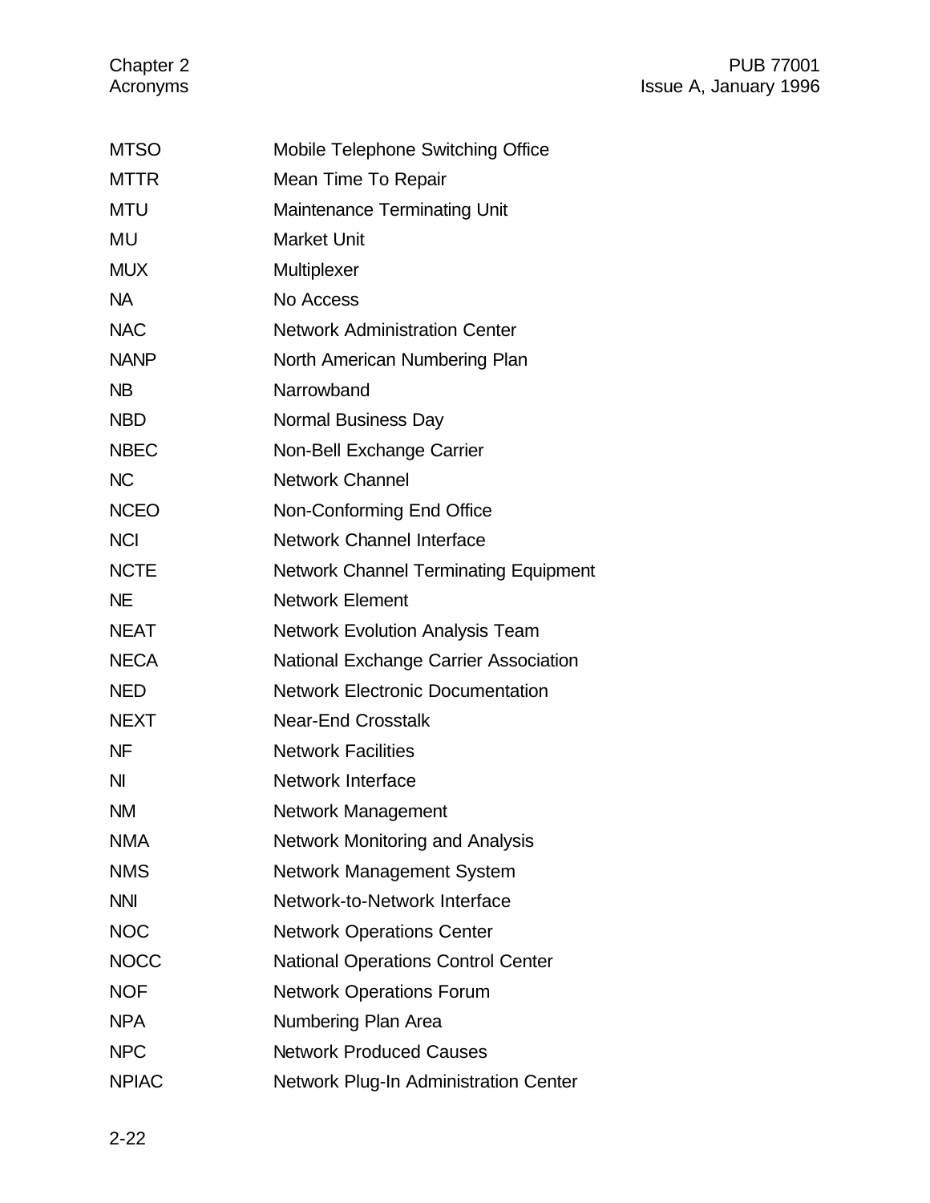| | |
|---|---|
| MTSO | Mobile Telephone Switching Office |
| MTTR | Mean Time To Repair |
| MTU | Maintenance Terminating Unit |
| MU | Market Unit |
| MUX | Multiplexer |
| NA | No Access |
| NAC | Network Administration Center |
| NANP | North American Numbering Plan |
| NB | Narrowband |
| NBD | Normal Business Day |
| NBEC | Non-Bell Exchange Carrier |
| NC | Network Channel |
| NCEO | Non-Conforming End Office |
| NCI | Network Channel Interface |
| NCTE | Network Channel Terminating Equipment |
| NE | Network Element |
| NEAT | Network Evolution Analysis Team |
| NECA | National Exchange Carrier Association |
| NED | Network Electronic Documentation |
| NEXT | Near-End Crosstalk |
| NF | Network Facilities |
| NI | Network Interface |
| NM | Network Management |
| NMA | Network Monitoring and Analysis |
| NMS | Network Management System |
| NNI | Network-to-Network Interface |
| NOC | Network Operations Center |
| NOCC | National Operations Control Center |
| NOF | Network Operations Forum |
| NPA | Numbering Plan Area |
| NPC | Network Produced Causes |
| NPIAC | Network Plug-In Administration Center |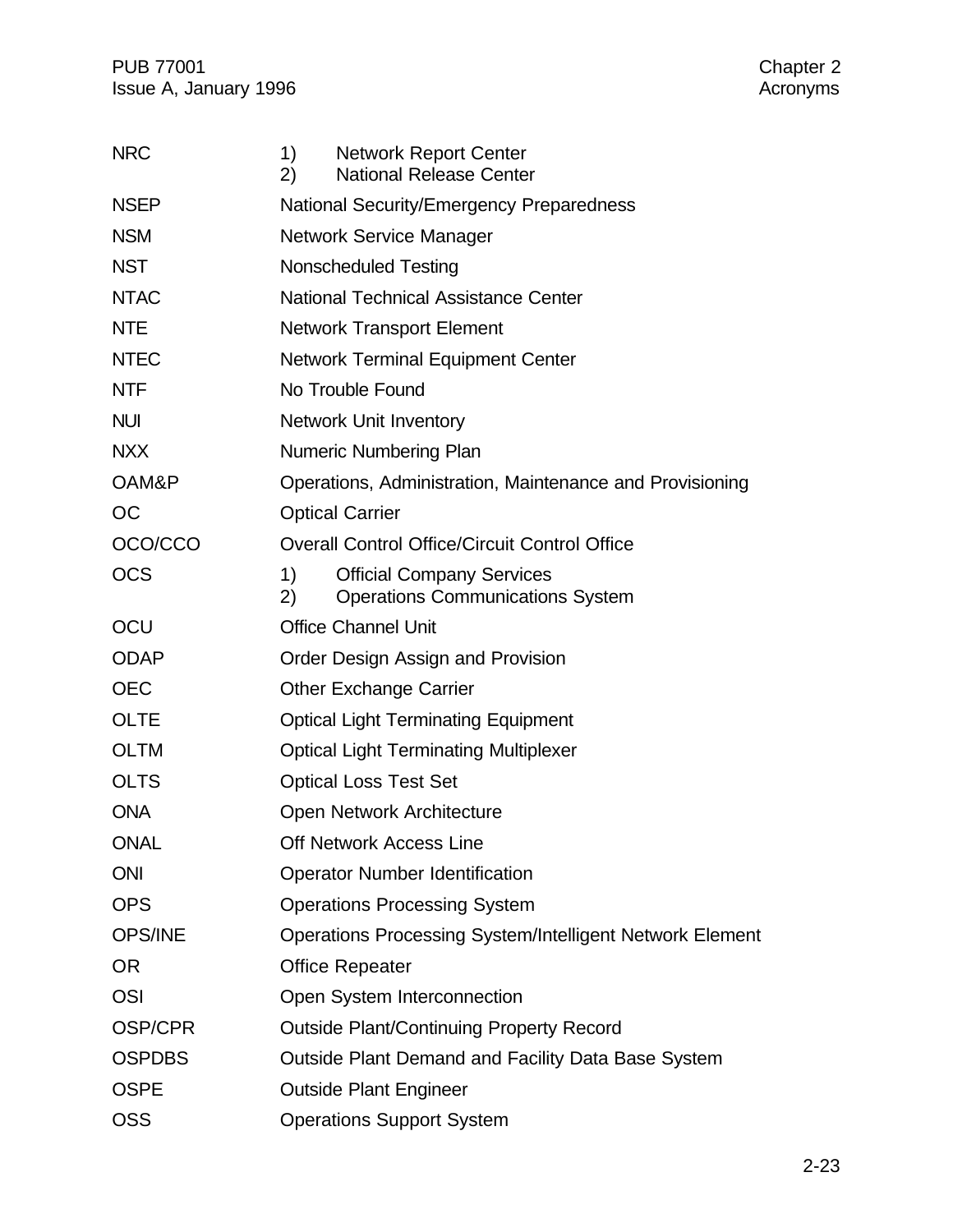| | |
|---|---|
| NRC | 1) Network Report Center<br>2) National Release Center |
| NSEP | National Security/Emergency Preparedness |
| NSM | Network Service Manager |
| NST | Nonscheduled Testing |
| NTAC | National Technical Assistance Center |
| NTE | Network Transport Element |
| NTEC | Network Terminal Equipment Center |
| NTF | No Trouble Found |
| NUI | Network Unit Inventory |
| NXX | Numeric Numbering Plan |
| OAM&P | Operations, Administration, Maintenance and Provisioning |
| OC | Optical Carrier |
| OCO/CCO | Overall Control Office/Circuit Control Office |
| OCS | 1) Official Company Services<br>2) Operations Communications System |
| OCU | Office Channel Unit |
| ODAP | Order Design Assign and Provision |
| OEC | Other Exchange Carrier |
| OLTE | Optical Light Terminating Equipment |
| OLTM | Optical Light Terminating Multiplexer |
| OLTS | Optical Loss Test Set |
| ONA | Open Network Architecture |
| ONAL | Off Network Access Line |
| ONI | Operator Number Identification |
| OPS | Operations Processing System |
| OPS/INE | Operations Processing System/Intelligent Network Element |
| OR | Office Repeater |
| OSI | Open System Interconnection |
| OSP/CPR | Outside Plant/Continuing Property Record |
| OSPDBS | Outside Plant Demand and Facility Data Base System |
| OSPE | Outside Plant Engineer |
| OSS | Operations Support System |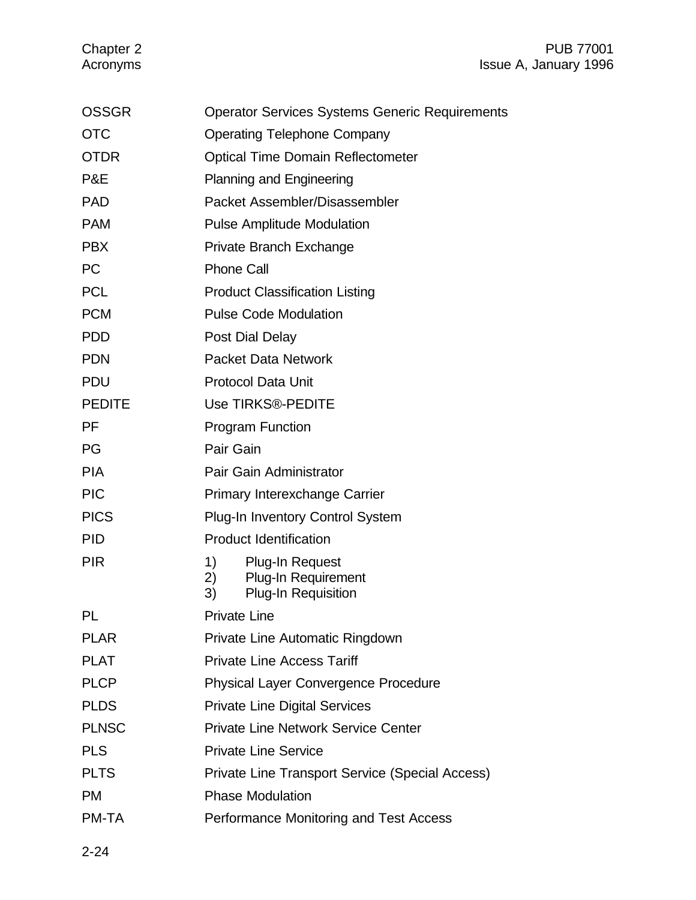| | |
|---|---|
| OSSGR | Operator Services Systems Generic Requirements |
| OTC | Operating Telephone Company |
| OTDR | Optical Time Domain Reflectometer |
| P&E | Planning and Engineering |
| PAD | Packet Assembler/Disassembler |
| PAM | Pulse Amplitude Modulation |
| PBX | Private Branch Exchange |
| PC | Phone Call |
| PCL | Product Classification Listing |
| PCM | Pulse Code Modulation |
| PDD | Post Dial Delay |
| PDN | Packet Data Network |
| PDU | Protocol Data Unit |
| PEDITE | Use TIRKS®-PEDITE |
| PF | Program Function |
| PG | Pair Gain |
| PIA | Pair Gain Administrator |
| PIC | Primary Interexchange Carrier |
| PICS | Plug-In Inventory Control System |
| PID | Product Identification |
| PIR | 1) Plug-In Request<br>2) Plug-In Requirement<br>3) Plug-In Requisition |
| PL | Private Line |
| PLAR | Private Line Automatic Ringdown |
| PLAT | Private Line Access Tariff |
| PLCP | Physical Layer Convergence Procedure |
| PLDS | Private Line Digital Services |
| PLNSC | Private Line Network Service Center |
| PLS | Private Line Service |
| PLTS | Private Line Transport Service (Special Access) |
| PM | Phase Modulation |
| PM-TA | Performance Monitoring and Test Access |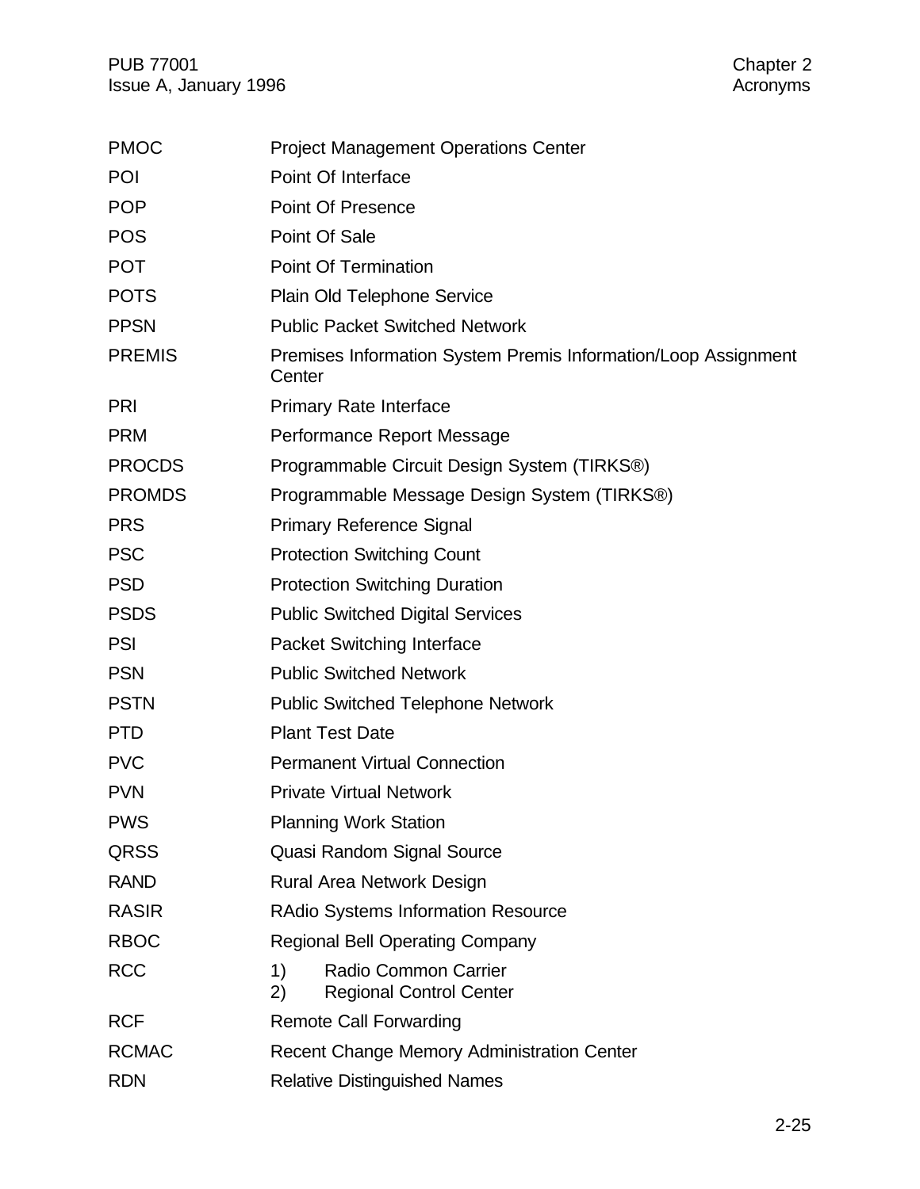| | |
|---|---|
| PMOC | Project Management Operations Center |
| POI | Point Of Interface |
| POP | Point Of Presence |
| POS | Point Of Sale |
| POT | Point Of Termination |
| POTS | Plain Old Telephone Service |
| PPSN | Public Packet Switched Network |
| PREMIS | Premises Information System Premis Information/Loop Assignment Center |
| PRI | Primary Rate Interface |
| PRM | Performance Report Message |
| PROCDS | Programmable Circuit Design System (TIRKS®) |
| PROMDS | Programmable Message Design System (TIRKS®) |
| PRS | Primary Reference Signal |
| PSC | Protection Switching Count |
| PSD | Protection Switching Duration |
| PSDS | Public Switched Digital Services |
| PSI | Packet Switching Interface |
| PSN | Public Switched Network |
| PSTN | Public Switched Telephone Network |
| PTD | Plant Test Date |
| PVC | Permanent Virtual Connection |
| PVN | Private Virtual Network |
| PWS | Planning Work Station |
| QRSS | Quasi Random Signal Source |
| RAND | Rural Area Network Design |
| RASIR | RAdio Systems Information Resource |
| RBOC | Regional Bell Operating Company |
| RCC | 1) Radio Common Carrier<br>2) Regional Control Center |
| RCF | Remote Call Forwarding |
| RCMAC | Recent Change Memory Administration Center |
| RDN | Relative Distinguished Names |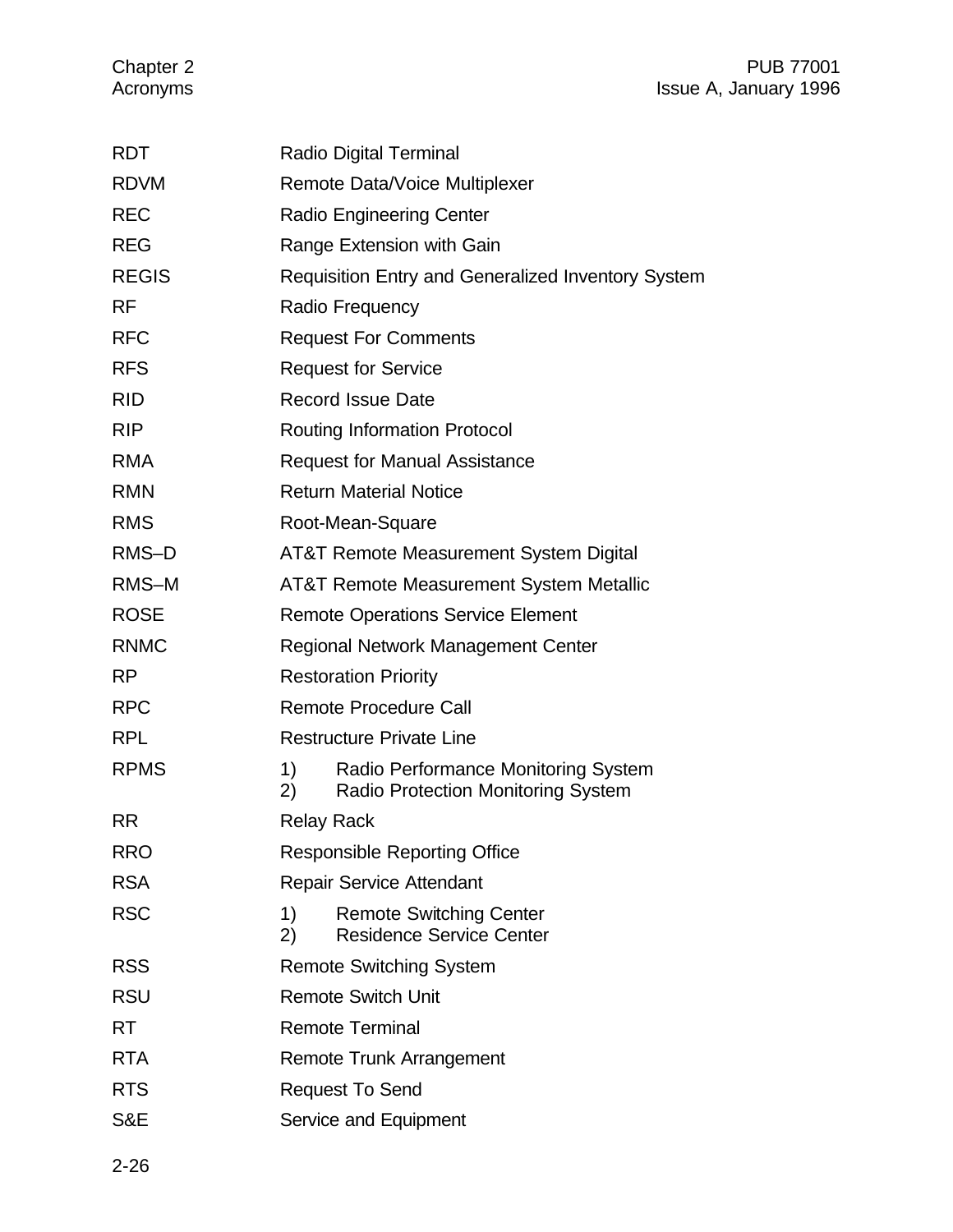| | |
|---|---|
| RDT | Radio Digital Terminal |
| RDVM | Remote Data/Voice Multiplexer |
| REC | Radio Engineering Center |
| REG | Range Extension with Gain |
| REGIS | Requisition Entry and Generalized Inventory System |
| RF | Radio Frequency |
| RFC | Request For Comments |
| RFS | Request for Service |
| RID | Record Issue Date |
| RIP | Routing Information Protocol |
| RMA | Request for Manual Assistance |
| RMN | Return Material Notice |
| RMS | Root-Mean-Square |
| RMS–D | AT&T Remote Measurement System Digital |
| RMS–M | AT&T Remote Measurement System Metallic |
| ROSE | Remote Operations Service Element |
| RNMC | Regional Network Management Center |
| RP | Restoration Priority |
| RPC | Remote Procedure Call |
| RPL | Restructure Private Line |
| RPMS | 1) Radio Performance Monitoring System<br>2) Radio Protection Monitoring System |
| RR | Relay Rack |
| RRO | Responsible Reporting Office |
| RSA | Repair Service Attendant |
| RSC | 1) Remote Switching Center<br>2) Residence Service Center |
| RSS | Remote Switching System |
| RSU | Remote Switch Unit |
| RT | Remote Terminal |
| RTA | Remote Trunk Arrangement |
| RTS | Request To Send |
| S&E | Service and Equipment |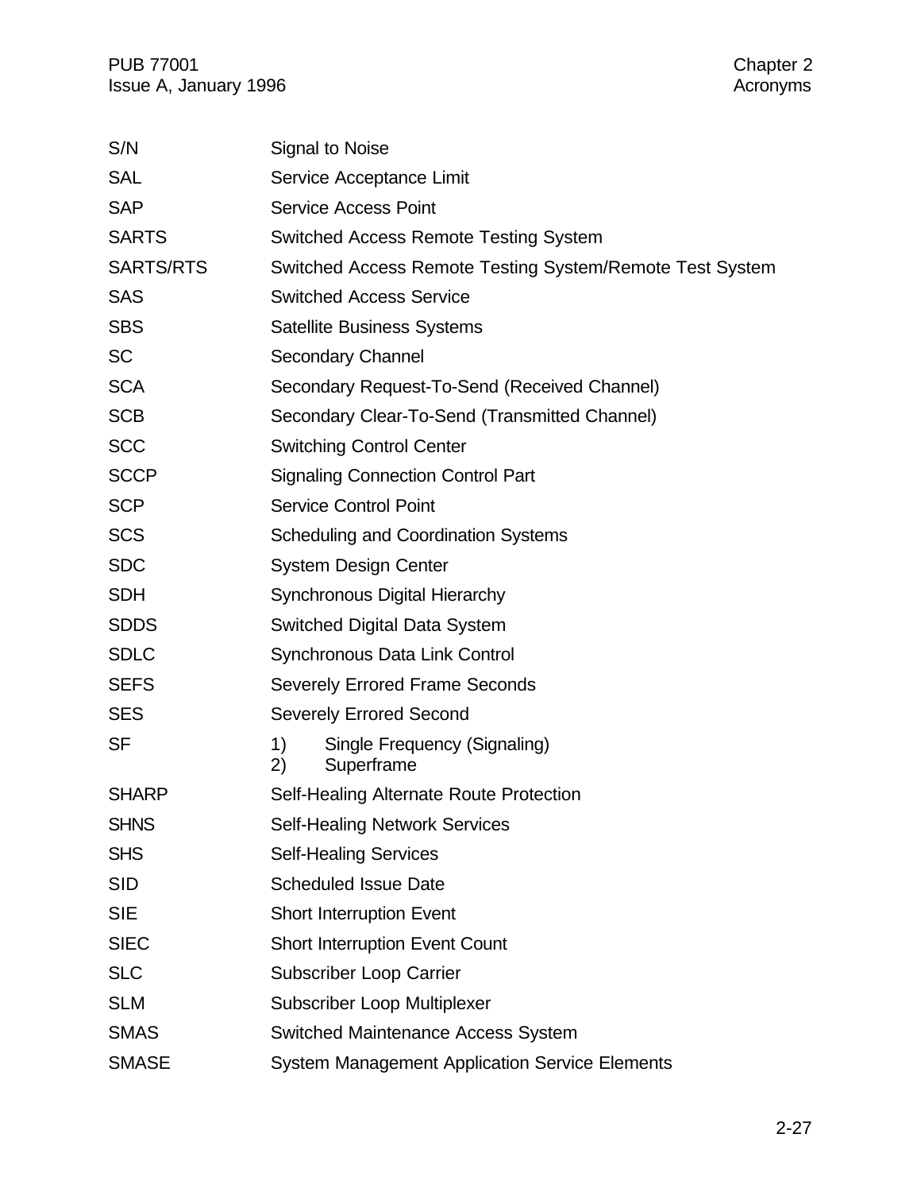| | |
|---|---|
| S/N | Signal to Noise |
| SAL | Service Acceptance Limit |
| SAP | Service Access Point |
| SARTS | Switched Access Remote Testing System |
| SARTS/RTS | Switched Access Remote Testing System/Remote Test System |
| SAS | Switched Access Service |
| SBS | Satellite Business Systems |
| SC | Secondary Channel |
| SCA | Secondary Request-To-Send (Received Channel) |
| SCB | Secondary Clear-To-Send (Transmitted Channel) |
| SCC | Switching Control Center |
| SCCP | Signaling Connection Control Part |
| SCP | Service Control Point |
| SCS | Scheduling and Coordination Systems |
| SDC | System Design Center |
| SDH | Synchronous Digital Hierarchy |
| SDDS | Switched Digital Data System |
| SDLC | Synchronous Data Link Control |
| SEFS | Severely Errored Frame Seconds |
| SES | Severely Errored Second |
| SF | 1) Single Frequency (Signaling)<br>2) Superframe |
| SHARP | Self-Healing Alternate Route Protection |
| SHNS | Self-Healing Network Services |
| SHS | Self-Healing Services |
| SID | Scheduled Issue Date |
| SIE | Short Interruption Event |
| SIEC | Short Interruption Event Count |
| SLC | Subscriber Loop Carrier |
| SLM | Subscriber Loop Multiplexer |
| SMAS | Switched Maintenance Access System |
| SMASE | System Management Application Service Elements |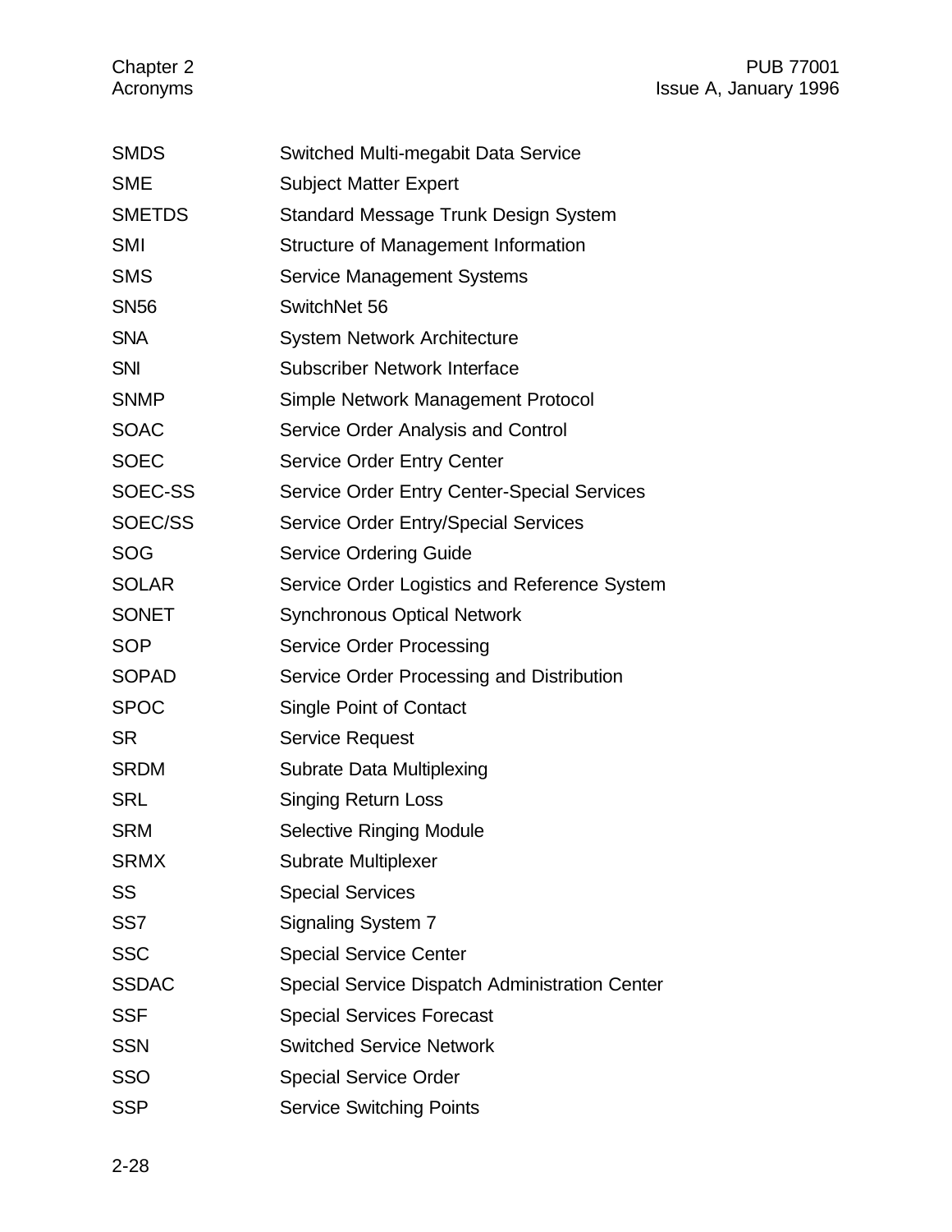| | |
|---|---|
| SMDS | Switched Multi-megabit Data Service |
| SME | Subject Matter Expert |
| SMETDS | Standard Message Trunk Design System |
| SMI | Structure of Management Information |
| SMS | Service Management Systems |
| SN56 | SwitchNet 56 |
| SNA | System Network Architecture |
| SNI | Subscriber Network Interface |
| SNMP | Simple Network Management Protocol |
| SOAC | Service Order Analysis and Control |
| SOEC | Service Order Entry Center |
| SOEC-SS | Service Order Entry Center-Special Services |
| SOEC/SS | Service Order Entry/Special Services |
| SOG | Service Ordering Guide |
| SOLAR | Service Order Logistics and Reference System |
| SONET | Synchronous Optical Network |
| SOP | Service Order Processing |
| SOPAD | Service Order Processing and Distribution |
| SPOC | Single Point of Contact |
| SR | Service Request |
| SRDM | Subrate Data Multiplexing |
| SRL | Singing Return Loss |
| SRM | Selective Ringing Module |
| SRMX | Subrate Multiplexer |
| SS | Special Services |
| SS7 | Signaling System 7 |
| SSC | Special Service Center |
| SSDAC | Special Service Dispatch Administration Center |
| SSF | Special Services Forecast |
| SSN | Switched Service Network |
| SSO | Special Service Order |
| SSP | Service Switching Points |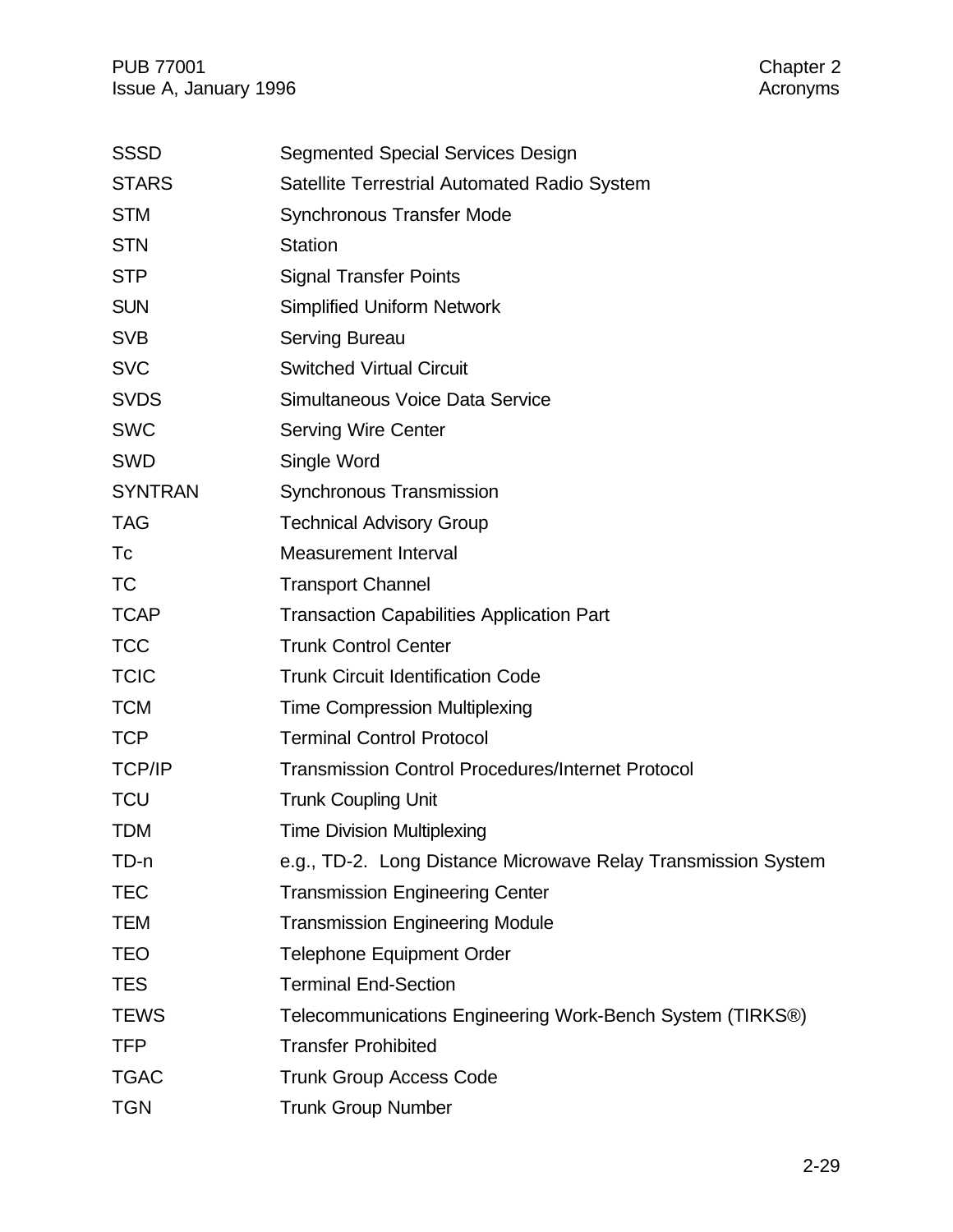| | |
|---|---|
| SSSD | Segmented Special Services Design |
| STARS | Satellite Terrestrial Automated Radio System |
| STM | Synchronous Transfer Mode |
| STN | Station |
| STP | Signal Transfer Points |
| SUN | Simplified Uniform Network |
| SVB | Serving Bureau |
| SVC | Switched Virtual Circuit |
| SVDS | Simultaneous Voice Data Service |
| SWC | Serving Wire Center |
| SWD | Single Word |
| SYNTRAN | Synchronous Transmission |
| TAG | Technical Advisory Group |
| Tc | Measurement Interval |
| TC | Transport Channel |
| TCAP | Transaction Capabilities Application Part |
| TCC | Trunk Control Center |
| TCIC | Trunk Circuit Identification Code |
| TCM | Time Compression Multiplexing |
| TCP | Terminal Control Protocol |
| TCP/IP | Transmission Control Procedures/Internet Protocol |
| TCU | Trunk Coupling Unit |
| TDM | Time Division Multiplexing |
| TD-n | e.g., TD-2. Long Distance Microwave Relay Transmission System |
| TEC | Transmission Engineering Center |
| TEM | Transmission Engineering Module |
| TEO | Telephone Equipment Order |
| TES | Terminal End-Section |
| TEWS | Telecommunications Engineering Work-Bench System (TIRKS®) |
| TFP | Transfer Prohibited |
| TGAC | Trunk Group Access Code |
| TGN | Trunk Group Number |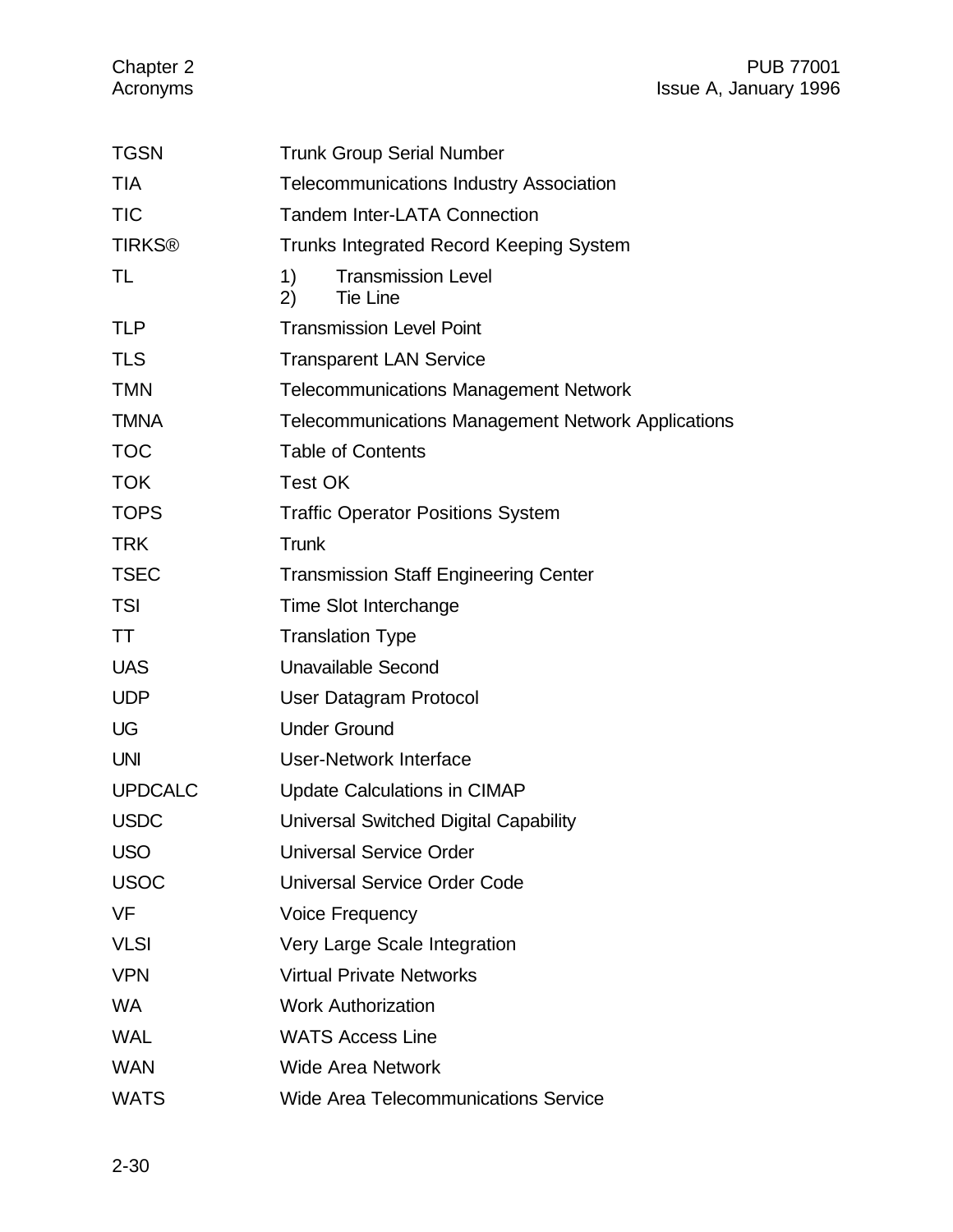| | |
|---|---|
| TGSN | Trunk Group Serial Number |
| TIA | Telecommunications Industry Association |
| TIC | Tandem Inter-LATA Connection |
| TIRKS® | Trunks Integrated Record Keeping System |
| TL | 1) Transmission Level<br>2) Tie Line |
| TLP | Transmission Level Point |
| TLS | Transparent LAN Service |
| TMN | Telecommunications Management Network |
| TMNA | Telecommunications Management Network Applications |
| TOC | Table of Contents |
| TOK | Test OK |
| TOPS | Traffic Operator Positions System |
| TRK | Trunk |
| TSEC | Transmission Staff Engineering Center |
| TSI | Time Slot Interchange |
| TT | Translation Type |
| UAS | Unavailable Second |
| UDP | User Datagram Protocol |
| UG | Under Ground |
| UNI | User-Network Interface |
| UPDCALC | Update Calculations in CIMAP |
| USDC | Universal Switched Digital Capability |
| USO | Universal Service Order |
| USOC | Universal Service Order Code |
| VF | Voice Frequency |
| VLSI | Very Large Scale Integration |
| VPN | Virtual Private Networks |
| WA | Work Authorization |
| WAL | WATS Access Line |
| WAN | Wide Area Network |
| WATS | Wide Area Telecommunications Service |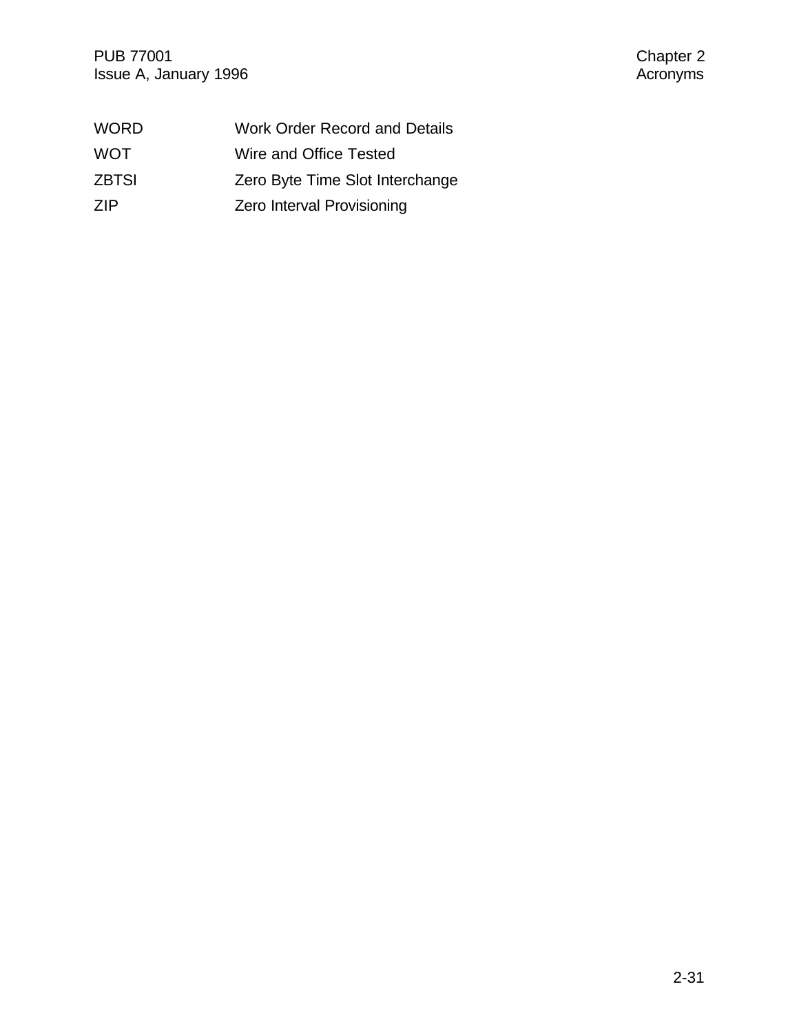| | |
|---|---|
| WORD | Work Order Record and Details |
| WOT | Wire and Office Tested |
| ZBTSI | Zero Byte Time Slot Interchange |
| ZIP | Zero Interval Provisioning |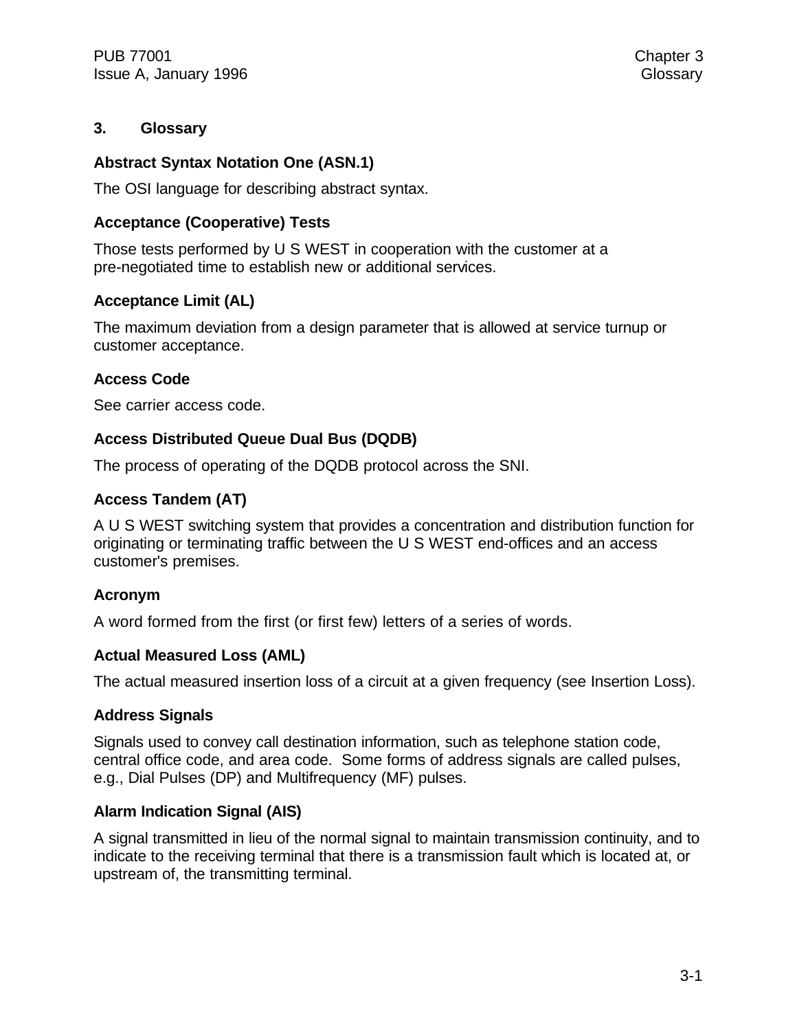# 3. Glossary

### Abstract Syntax Notation One (ASN.1)

The OSI language for describing abstract syntax.

### Acceptance (Cooperative) Tests

Those tests performed by U S WEST in cooperation with the customer at a pre-negotiated time to establish new or additional services.

### Acceptance Limit (AL)

The maximum deviation from a design parameter that is allowed at service turnup or customer acceptance.

### Access Code

See carrier access code.

### Access Distributed Queue Dual Bus (DQDB)

The process of operating of the DQDB protocol across the SNI.

### Access Tandem (AT)

A U S WEST switching system that provides a concentration and distribution function for originating or terminating traffic between the U S WEST end-offices and an access customer's premises.

### Acronym

A word formed from the first (or first few) letters of a series of words.

### Actual Measured Loss (AML)

The actual measured insertion loss of a circuit at a given frequency (see Insertion Loss).

### Address Signals

Signals used to convey call destination information, such as telephone station code, central office code, and area code. Some forms of address signals are called pulses, e.g., Dial Pulses (DP) and Multifrequency (MF) pulses.

### Alarm Indication Signal (AIS)

A signal transmitted in lieu of the normal signal to maintain transmission continuity, and to indicate to the receiving terminal that there is a transmission fault which is located at, or upstream of, the transmitting terminal.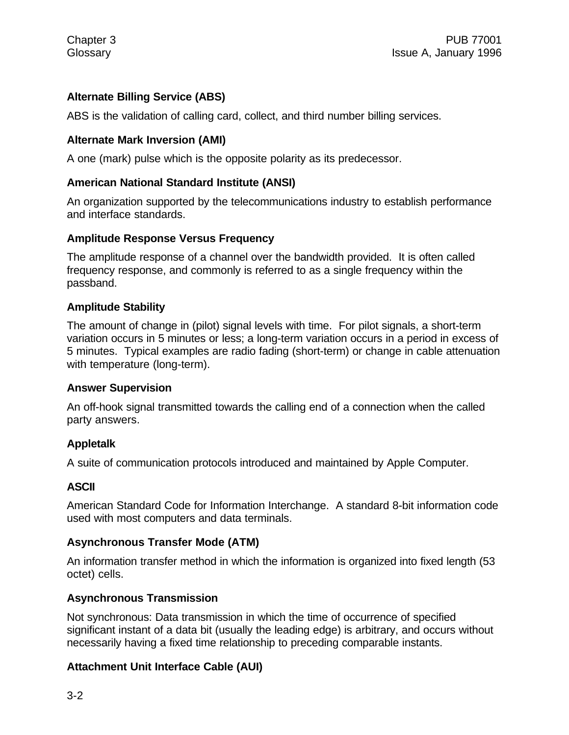**Alternate Billing Service (ABS)**

ABS is the validation of calling card, collect, and third number billing services.

**Alternate Mark Inversion (AMI)**

A one (mark) pulse which is the opposite polarity as its predecessor.

**American National Standard Institute (ANSI)**

An organization supported by the telecommunications industry to establish performance and interface standards.

**Amplitude Response Versus Frequency**

The amplitude response of a channel over the bandwidth provided. It is often called frequency response, and commonly is referred to as a single frequency within the passband.

**Amplitude Stability**

The amount of change in (pilot) signal levels with time. For pilot signals, a short-term variation occurs in 5 minutes or less; a long-term variation occurs in a period in excess of 5 minutes. Typical examples are radio fading (short-term) or change in cable attenuation with temperature (long-term).

**Answer Supervision**

An off-hook signal transmitted towards the calling end of a connection when the called party answers.

**Appletalk**

A suite of communication protocols introduced and maintained by Apple Computer.

**ASCII**

American Standard Code for Information Interchange. A standard 8-bit information code used with most computers and data terminals.

**Asynchronous Transfer Mode (ATM)**

An information transfer method in which the information is organized into fixed length (53 octet) cells.

**Asynchronous Transmission**

Not synchronous: Data transmission in which the time of occurrence of specified significant instant of a data bit (usually the leading edge) is arbitrary, and occurs without necessarily having a fixed time relationship to preceding comparable instants.

**Attachment Unit Interface Cable (AUI)**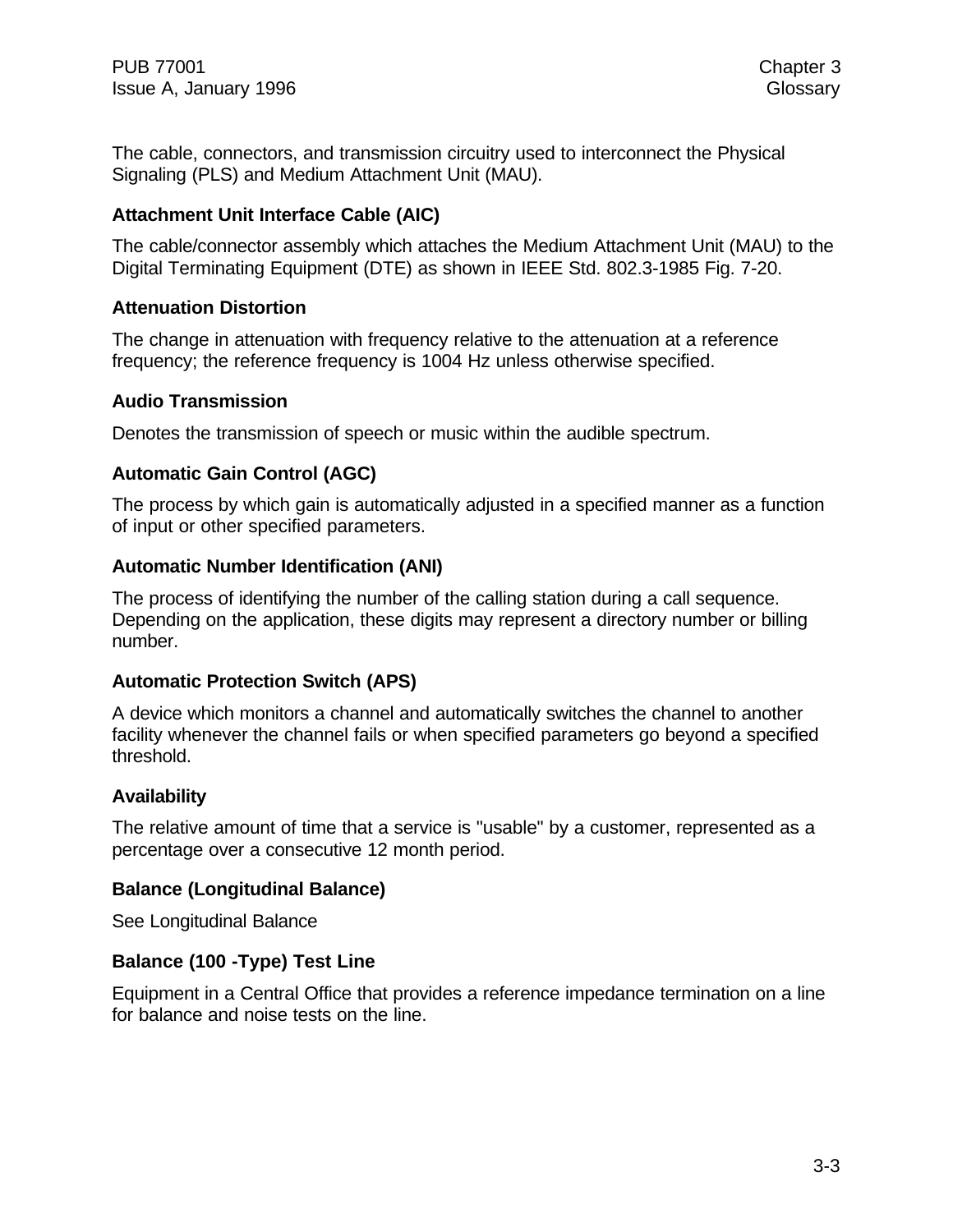The cable, connectors, and transmission circuitry used to interconnect the Physical Signaling (PLS) and Medium Attachment Unit (MAU).

**Attachment Unit Interface Cable (AIC)**

The cable/connector assembly which attaches the Medium Attachment Unit (MAU) to the Digital Terminating Equipment (DTE) as shown in IEEE Std. 802.3-1985 Fig. 7-20.

**Attenuation Distortion**

The change in attenuation with frequency relative to the attenuation at a reference frequency; the reference frequency is 1004 Hz unless otherwise specified.

**Audio Transmission**

Denotes the transmission of speech or music within the audible spectrum.

**Automatic Gain Control (AGC)**

The process by which gain is automatically adjusted in a specified manner as a function of input or other specified parameters.

**Automatic Number Identification (ANI)**

The process of identifying the number of the calling station during a call sequence. Depending on the application, these digits may represent a directory number or billing number.

**Automatic Protection Switch (APS)**

A device which monitors a channel and automatically switches the channel to another facility whenever the channel fails or when specified parameters go beyond a specified threshold.

**Availability**

The relative amount of time that a service is "usable" by a customer, represented as a percentage over a consecutive 12 month period.

**Balance (Longitudinal Balance)**

See Longitudinal Balance

**Balance (100 -Type) Test Line**

Equipment in a Central Office that provides a reference impedance termination on a line for balance and noise tests on the line.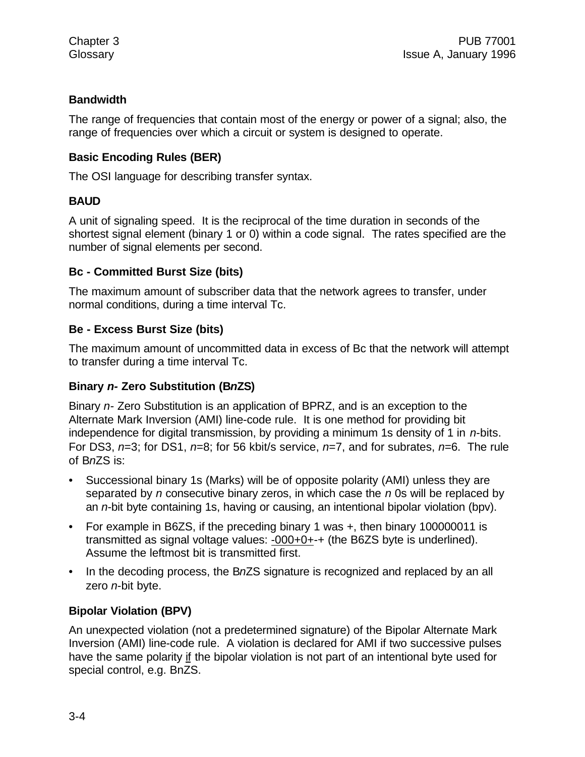### Bandwidth

The range of frequencies that contain most of the energy or power of a signal; also, the range of frequencies over which a circuit or system is designed to operate.

### Basic Encoding Rules (BER)

The OSI language for describing transfer syntax.

### BAUD

A unit of signaling speed. It is the reciprocal of the time duration in seconds of the shortest signal element (binary 1 or 0) within a code signal. The rates specified are the number of signal elements per second.

### Bc - Committed Burst Size (bits)

The maximum amount of subscriber data that the network agrees to transfer, under normal conditions, during a time interval Tc.

### Be - Excess Burst Size (bits)

The maximum amount of uncommitted data in excess of Bc that the network will attempt to transfer during a time interval Tc.

### Binary *n*- Zero Substitution (B*n*ZS)

Binary *n*- Zero Substitution is an application of BPRZ, and is an exception to the Alternate Mark Inversion (AMI) line-code rule. It is one method for providing bit independence for digital transmission, by providing a minimum 1s density of 1 in *n*-bits. For DS3, *n*=3; for DS1, *n*=8; for 56 kbit/s service, *n*=7, and for subrates, *n*=6. The rule of B*n*ZS is:

- Successional binary 1s (Marks) will be of opposite polarity (AMI) unless they are separated by *n* consecutive binary zeros, in which case the *n* 0s will be replaced by an *n*-bit byte containing 1s, having or causing, an intentional bipolar violation (bpv).
- For example in B6ZS, if the preceding binary 1 was +, then binary 100000011 is transmitted as signal voltage values: <u>-000+0+</u>-+ (the B6ZS byte is underlined). Assume the leftmost bit is transmitted first.
- In the decoding process, the B*n*ZS signature is recognized and replaced by an all zero *n*-bit byte.

### Bipolar Violation (BPV)

An unexpected violation (not a predetermined signature) of the Bipolar Alternate Mark Inversion (AMI) line-code rule. A violation is declared for AMI if two successive pulses have the same polarity <u>if</u> the bipolar violation is not part of an intentional byte used for special control, e.g. BnZS.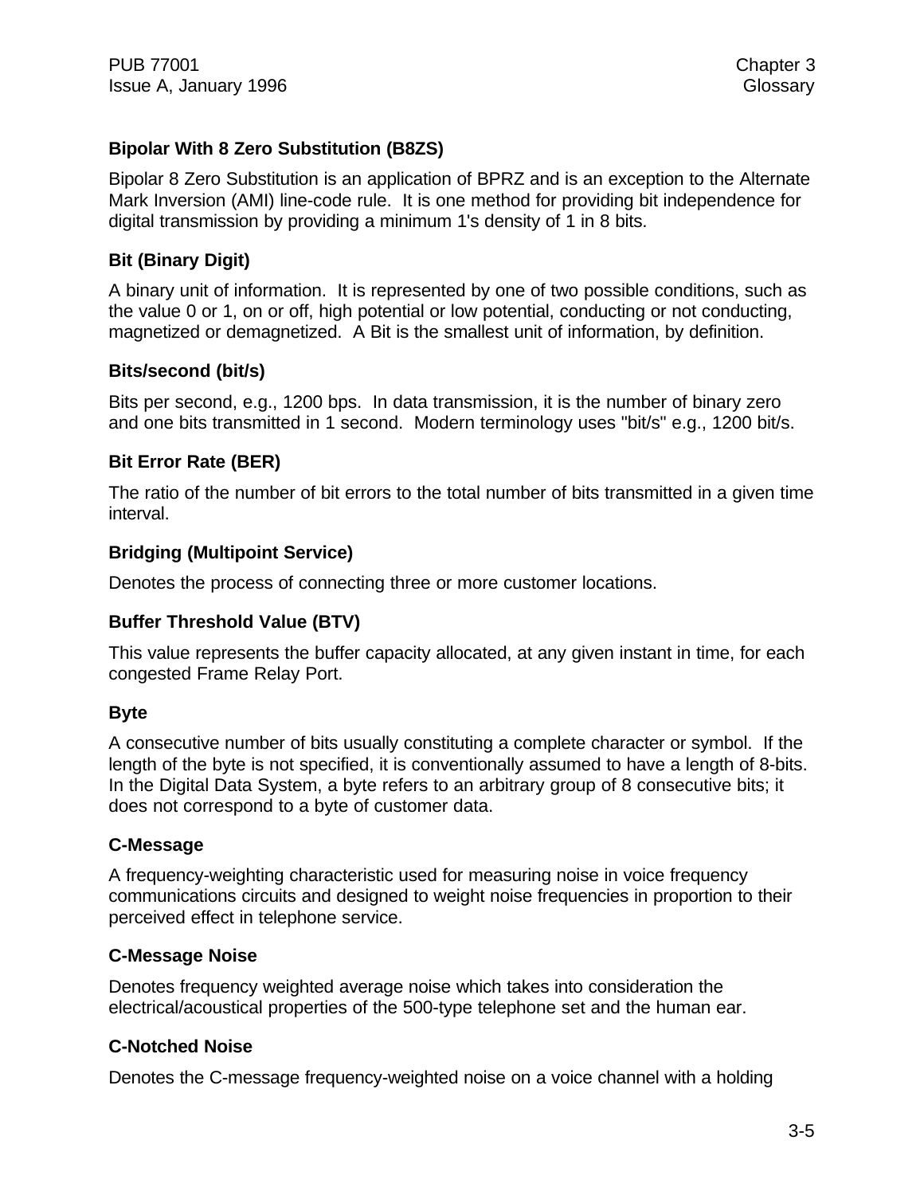**Bipolar With 8 Zero Substitution (B8ZS)**

Bipolar 8 Zero Substitution is an application of BPRZ and is an exception to the Alternate Mark Inversion (AMI) line-code rule. It is one method for providing bit independence for digital transmission by providing a minimum 1's density of 1 in 8 bits.

**Bit (Binary Digit)**

A binary unit of information. It is represented by one of two possible conditions, such as the value 0 or 1, on or off, high potential or low potential, conducting or not conducting, magnetized or demagnetized. A Bit is the smallest unit of information, by definition.

**Bits/second (bit/s)**

Bits per second, e.g., 1200 bps. In data transmission, it is the number of binary zero and one bits transmitted in 1 second. Modern terminology uses "bit/s" e.g., 1200 bit/s.

**Bit Error Rate (BER)**

The ratio of the number of bit errors to the total number of bits transmitted in a given time interval.

**Bridging (Multipoint Service)**

Denotes the process of connecting three or more customer locations.

**Buffer Threshold Value (BTV)**

This value represents the buffer capacity allocated, at any given instant in time, for each congested Frame Relay Port.

**Byte**

A consecutive number of bits usually constituting a complete character or symbol. If the length of the byte is not specified, it is conventionally assumed to have a length of 8-bits. In the Digital Data System, a byte refers to an arbitrary group of 8 consecutive bits; it does not correspond to a byte of customer data.

**C-Message**

A frequency-weighting characteristic used for measuring noise in voice frequency communications circuits and designed to weight noise frequencies in proportion to their perceived effect in telephone service.

**C-Message Noise**

Denotes frequency weighted average noise which takes into consideration the electrical/acoustical properties of the 500-type telephone set and the human ear.

**C-Notched Noise**

Denotes the C-message frequency-weighted noise on a voice channel with a holding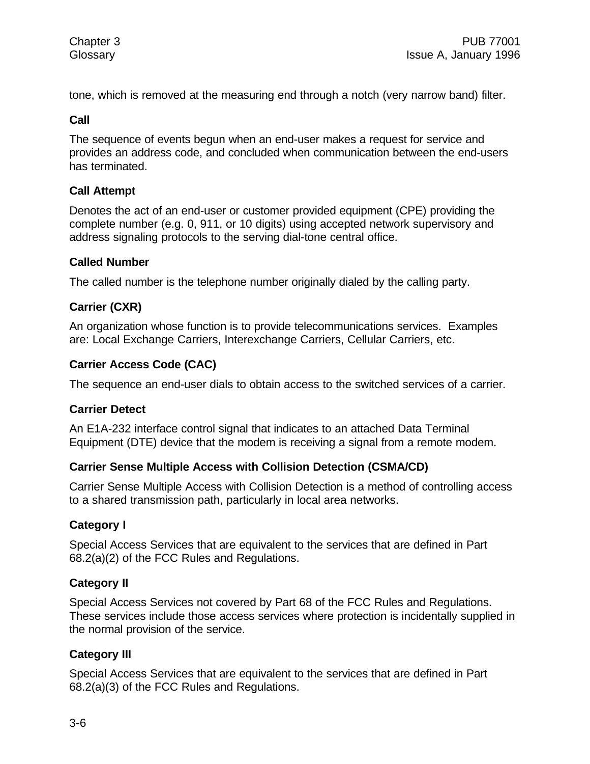tone, which is removed at the measuring end through a notch (very narrow band) filter.

**Call**

The sequence of events begun when an end-user makes a request for service and provides an address code, and concluded when communication between the end-users has terminated.

**Call Attempt**

Denotes the act of an end-user or customer provided equipment (CPE) providing the complete number (e.g. 0, 911, or 10 digits) using accepted network supervisory and address signaling protocols to the serving dial-tone central office.

**Called Number**

The called number is the telephone number originally dialed by the calling party.

**Carrier (CXR)**

An organization whose function is to provide telecommunications services. Examples are: Local Exchange Carriers, Interexchange Carriers, Cellular Carriers, etc.

**Carrier Access Code (CAC)**

The sequence an end-user dials to obtain access to the switched services of a carrier.

**Carrier Detect**

An E1A-232 interface control signal that indicates to an attached Data Terminal Equipment (DTE) device that the modem is receiving a signal from a remote modem.

**Carrier Sense Multiple Access with Collision Detection (CSMA/CD)**

Carrier Sense Multiple Access with Collision Detection is a method of controlling access to a shared transmission path, particularly in local area networks.

**Category I**

Special Access Services that are equivalent to the services that are defined in Part 68.2(a)(2) of the FCC Rules and Regulations.

**Category II**

Special Access Services not covered by Part 68 of the FCC Rules and Regulations. These services include those access services where protection is incidentally supplied in the normal provision of the service.

**Category III**

Special Access Services that are equivalent to the services that are defined in Part 68.2(a)(3) of the FCC Rules and Regulations.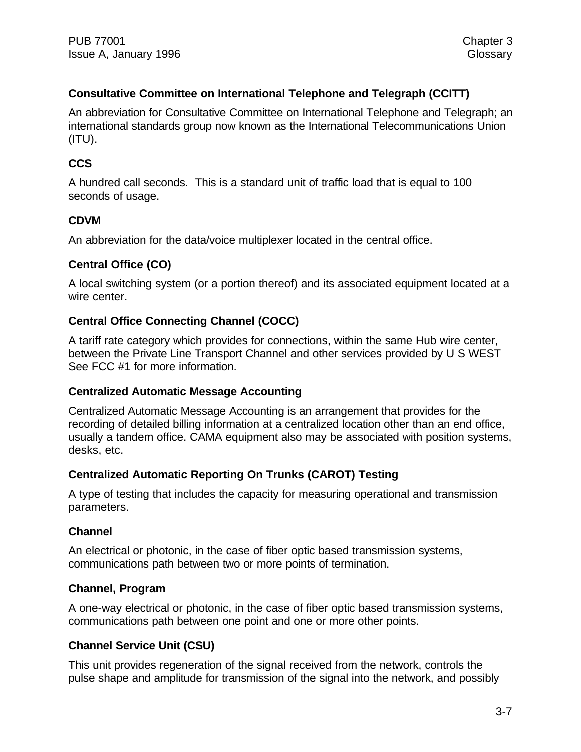**Consultative Committee on International Telephone and Telegraph (CCITT)**

An abbreviation for Consultative Committee on International Telephone and Telegraph; an international standards group now known as the International Telecommunications Union (ITU).

**CCS**

A hundred call seconds.  This is a standard unit of traffic load that is equal to 100 seconds of usage.

**CDVM**

An abbreviation for the data/voice multiplexer located in the central office.

**Central Office (CO)**

A local switching system (or a portion thereof) and its associated equipment located at a wire center.

**Central Office Connecting Channel (COCC)**

A tariff rate category which provides for connections, within the same Hub wire center, between the Private Line Transport Channel and other services provided by U S WEST See FCC #1 for more information.

**Centralized Automatic Message Accounting**

Centralized Automatic Message Accounting is an arrangement that provides for the recording of detailed billing information at a centralized location other than an end office, usually a tandem office. CAMA equipment also may be associated with position systems, desks, etc.

**Centralized Automatic Reporting On Trunks (CAROT) Testing**

A type of testing that includes the capacity for measuring operational and transmission parameters.

**Channel**

An electrical or photonic, in the case of fiber optic based transmission systems, communications path between two or more points of termination.

**Channel, Program**

A one-way electrical or photonic, in the case of fiber optic based transmission systems, communications path between one point and one or more other points.

**Channel Service Unit (CSU)**

This unit provides regeneration of the signal received from the network, controls the pulse shape and amplitude for transmission of the signal into the network, and possibly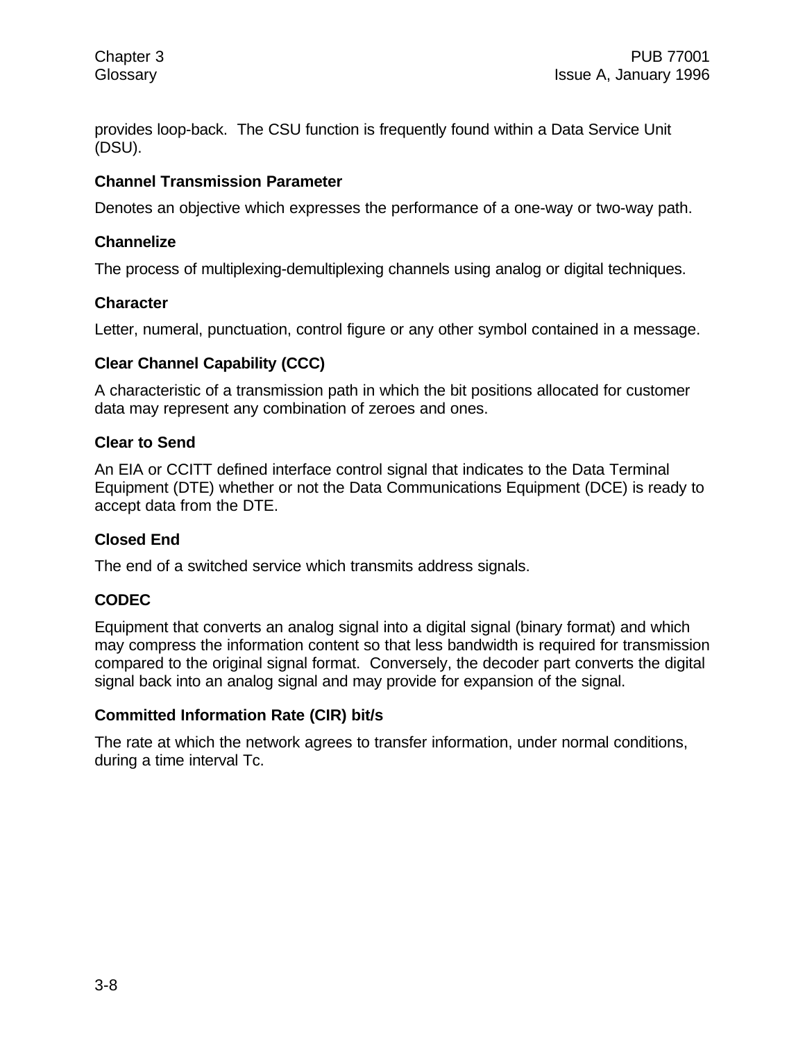provides loop-back.  The CSU function is frequently found within a Data Service Unit (DSU).

**Channel Transmission Parameter**

Denotes an objective which expresses the performance of a one-way or two-way path.

**Channelize**

The process of multiplexing-demultiplexing channels using analog or digital techniques.

**Character**

Letter, numeral, punctuation, control figure or any other symbol contained in a message.

**Clear Channel Capability (CCC)**

A characteristic of a transmission path in which the bit positions allocated for customer data may represent any combination of zeroes and ones.

**Clear to Send**

An EIA or CCITT defined interface control signal that indicates to the Data Terminal Equipment (DTE) whether or not the Data Communications Equipment (DCE) is ready to accept data from the DTE.

**Closed End**

The end of a switched service which transmits address signals.

**CODEC**

Equipment that converts an analog signal into a digital signal (binary format) and which may compress the information content so that less bandwidth is required for transmission compared to the original signal format.  Conversely, the decoder part converts the digital signal back into an analog signal and may provide for expansion of the signal.

**Committed Information Rate (CIR) bit/s**

The rate at which the network agrees to transfer information, under normal conditions, during a time interval Tc.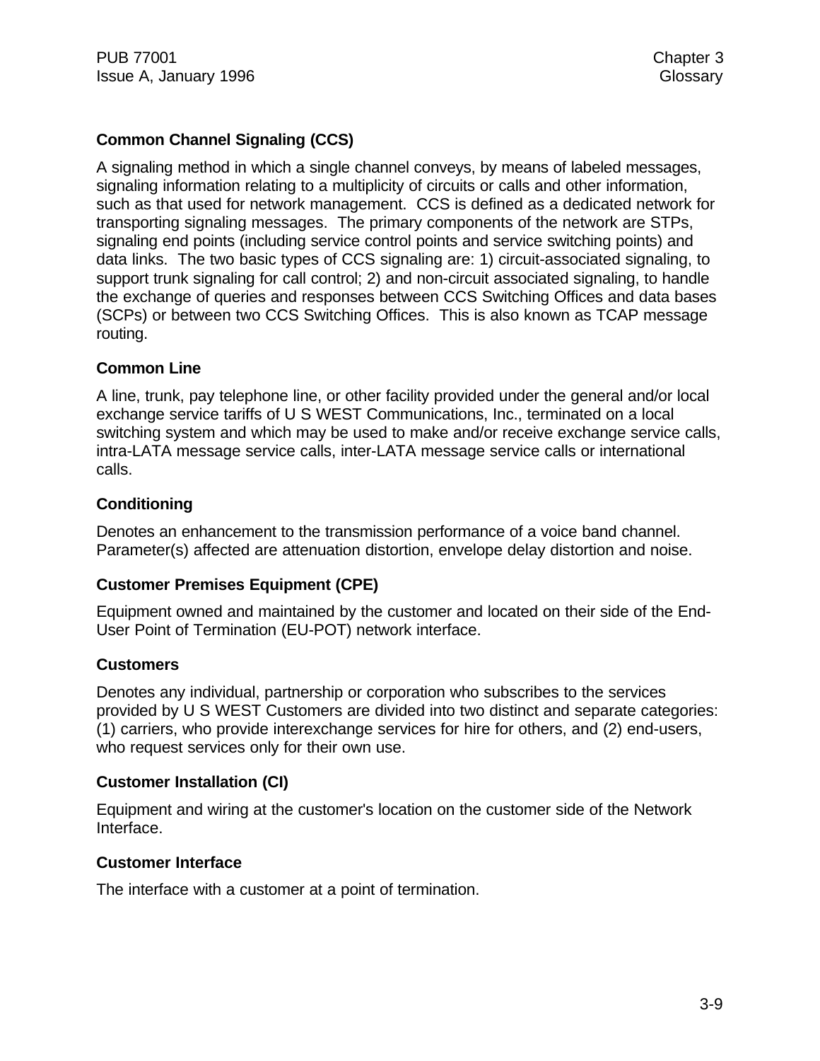**Common Channel Signaling (CCS)**

A signaling method in which a single channel conveys, by means of labeled messages, signaling information relating to a multiplicity of circuits or calls and other information, such as that used for network management. CCS is defined as a dedicated network for transporting signaling messages. The primary components of the network are STPs, signaling end points (including service control points and service switching points) and data links. The two basic types of CCS signaling are: 1) circuit-associated signaling, to support trunk signaling for call control; 2) and non-circuit associated signaling, to handle the exchange of queries and responses between CCS Switching Offices and data bases (SCPs) or between two CCS Switching Offices. This is also known as TCAP message routing.

**Common Line**

A line, trunk, pay telephone line, or other facility provided under the general and/or local exchange service tariffs of U S WEST Communications, Inc., terminated on a local switching system and which may be used to make and/or receive exchange service calls, intra-LATA message service calls, inter-LATA message service calls or international calls.

**Conditioning**

Denotes an enhancement to the transmission performance of a voice band channel. Parameter(s) affected are attenuation distortion, envelope delay distortion and noise.

**Customer Premises Equipment (CPE)**

Equipment owned and maintained by the customer and located on their side of the End-User Point of Termination (EU-POT) network interface.

**Customers**

Denotes any individual, partnership or corporation who subscribes to the services provided by U S WEST Customers are divided into two distinct and separate categories: (1) carriers, who provide interexchange services for hire for others, and (2) end-users, who request services only for their own use.

**Customer Installation (CI)**

Equipment and wiring at the customer's location on the customer side of the Network Interface.

**Customer Interface**

The interface with a customer at a point of termination.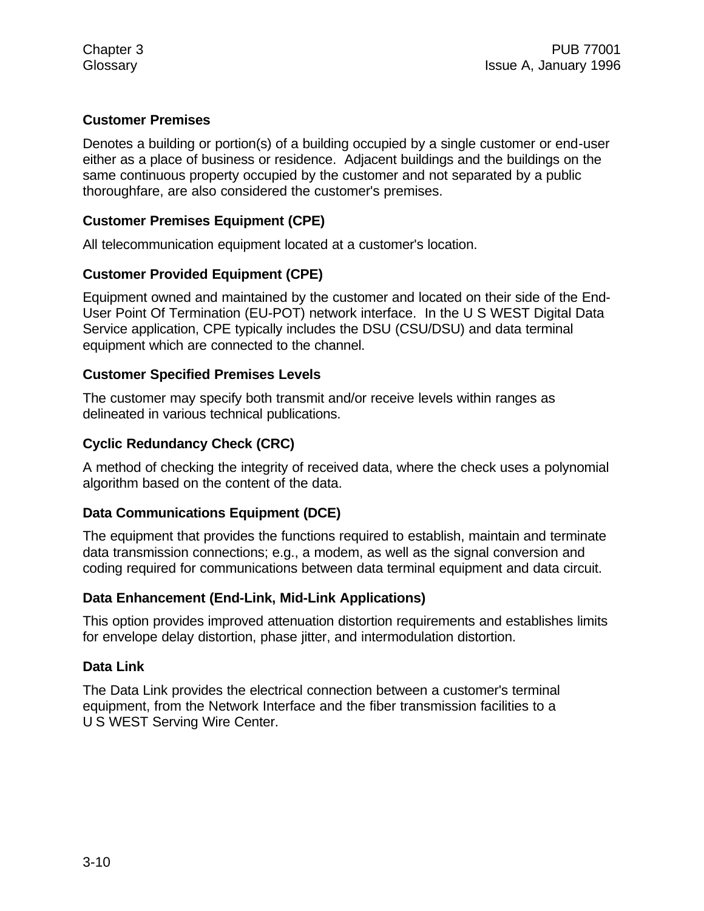### Customer Premises

Denotes a building or portion(s) of a building occupied by a single customer or end-user either as a place of business or residence. Adjacent buildings and the buildings on the same continuous property occupied by the customer and not separated by a public thoroughfare, are also considered the customer's premises.

### Customer Premises Equipment (CPE)

All telecommunication equipment located at a customer's location.

### Customer Provided Equipment (CPE)

Equipment owned and maintained by the customer and located on their side of the End-User Point Of Termination (EU-POT) network interface. In the U S WEST Digital Data Service application, CPE typically includes the DSU (CSU/DSU) and data terminal equipment which are connected to the channel.

### Customer Specified Premises Levels

The customer may specify both transmit and/or receive levels within ranges as delineated in various technical publications.

### Cyclic Redundancy Check (CRC)

A method of checking the integrity of received data, where the check uses a polynomial algorithm based on the content of the data.

### Data Communications Equipment (DCE)

The equipment that provides the functions required to establish, maintain and terminate data transmission connections; e.g., a modem, as well as the signal conversion and coding required for communications between data terminal equipment and data circuit.

### Data Enhancement (End-Link, Mid-Link Applications)

This option provides improved attenuation distortion requirements and establishes limits for envelope delay distortion, phase jitter, and intermodulation distortion.

### Data Link

The Data Link provides the electrical connection between a customer's terminal equipment, from the Network Interface and the fiber transmission facilities to a U S WEST Serving Wire Center.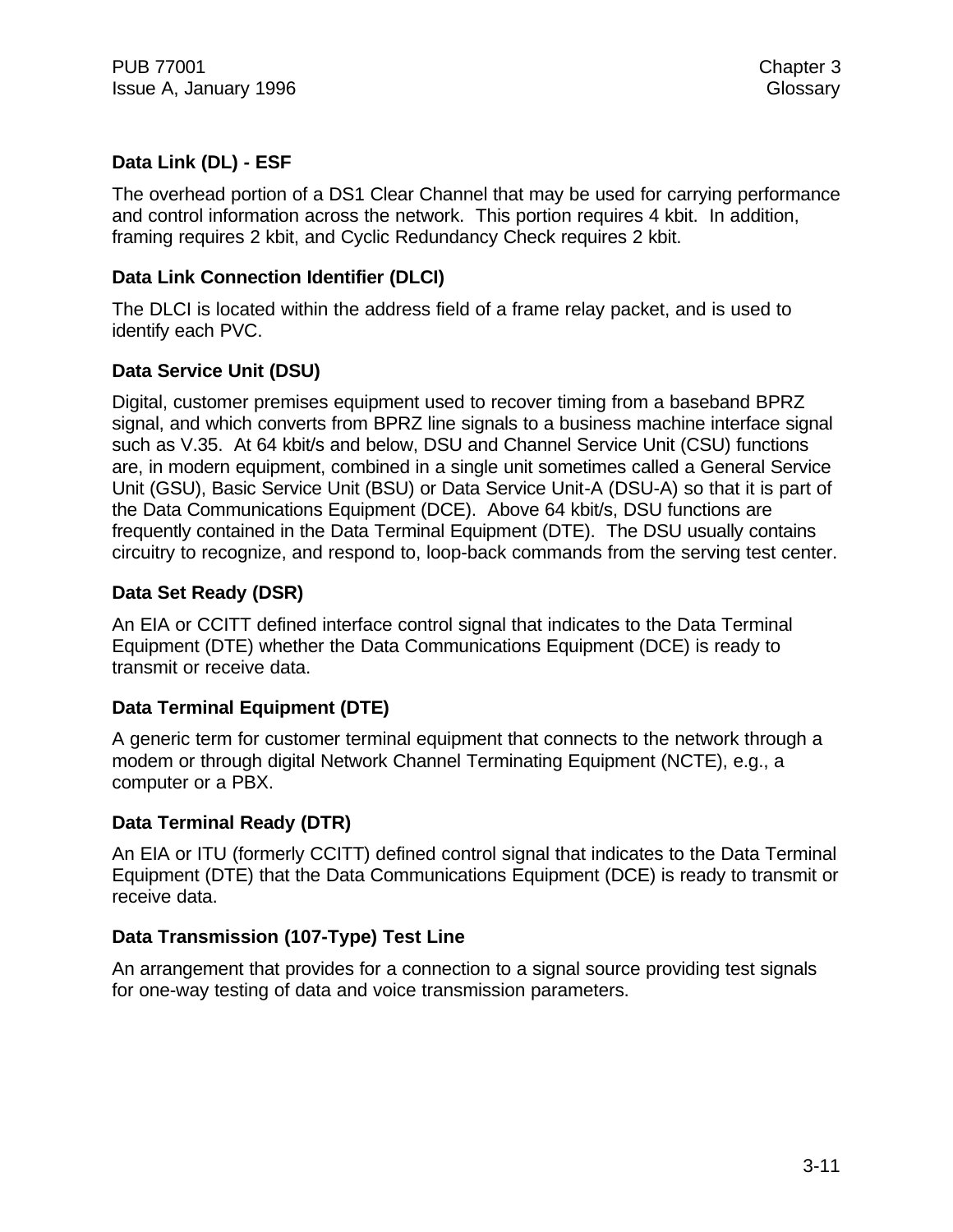**Data Link (DL) - ESF**

The overhead portion of a DS1 Clear Channel that may be used for carrying performance and control information across the network. This portion requires 4 kbit. In addition, framing requires 2 kbit, and Cyclic Redundancy Check requires 2 kbit.

**Data Link Connection Identifier (DLCI)**

The DLCI is located within the address field of a frame relay packet, and is used to identify each PVC.

**Data Service Unit (DSU)**

Digital, customer premises equipment used to recover timing from a baseband BPRZ signal, and which converts from BPRZ line signals to a business machine interface signal such as V.35. At 64 kbit/s and below, DSU and Channel Service Unit (CSU) functions are, in modern equipment, combined in a single unit sometimes called a General Service Unit (GSU), Basic Service Unit (BSU) or Data Service Unit-A (DSU-A) so that it is part of the Data Communications Equipment (DCE). Above 64 kbit/s, DSU functions are frequently contained in the Data Terminal Equipment (DTE). The DSU usually contains circuitry to recognize, and respond to, loop-back commands from the serving test center.

**Data Set Ready (DSR)**

An EIA or CCITT defined interface control signal that indicates to the Data Terminal Equipment (DTE) whether the Data Communications Equipment (DCE) is ready to transmit or receive data.

**Data Terminal Equipment (DTE)**

A generic term for customer terminal equipment that connects to the network through a modem or through digital Network Channel Terminating Equipment (NCTE), e.g., a computer or a PBX.

**Data Terminal Ready (DTR)**

An EIA or ITU (formerly CCITT) defined control signal that indicates to the Data Terminal Equipment (DTE) that the Data Communications Equipment (DCE) is ready to transmit or receive data.

**Data Transmission (107-Type) Test Line**

An arrangement that provides for a connection to a signal source providing test signals for one-way testing of data and voice transmission parameters.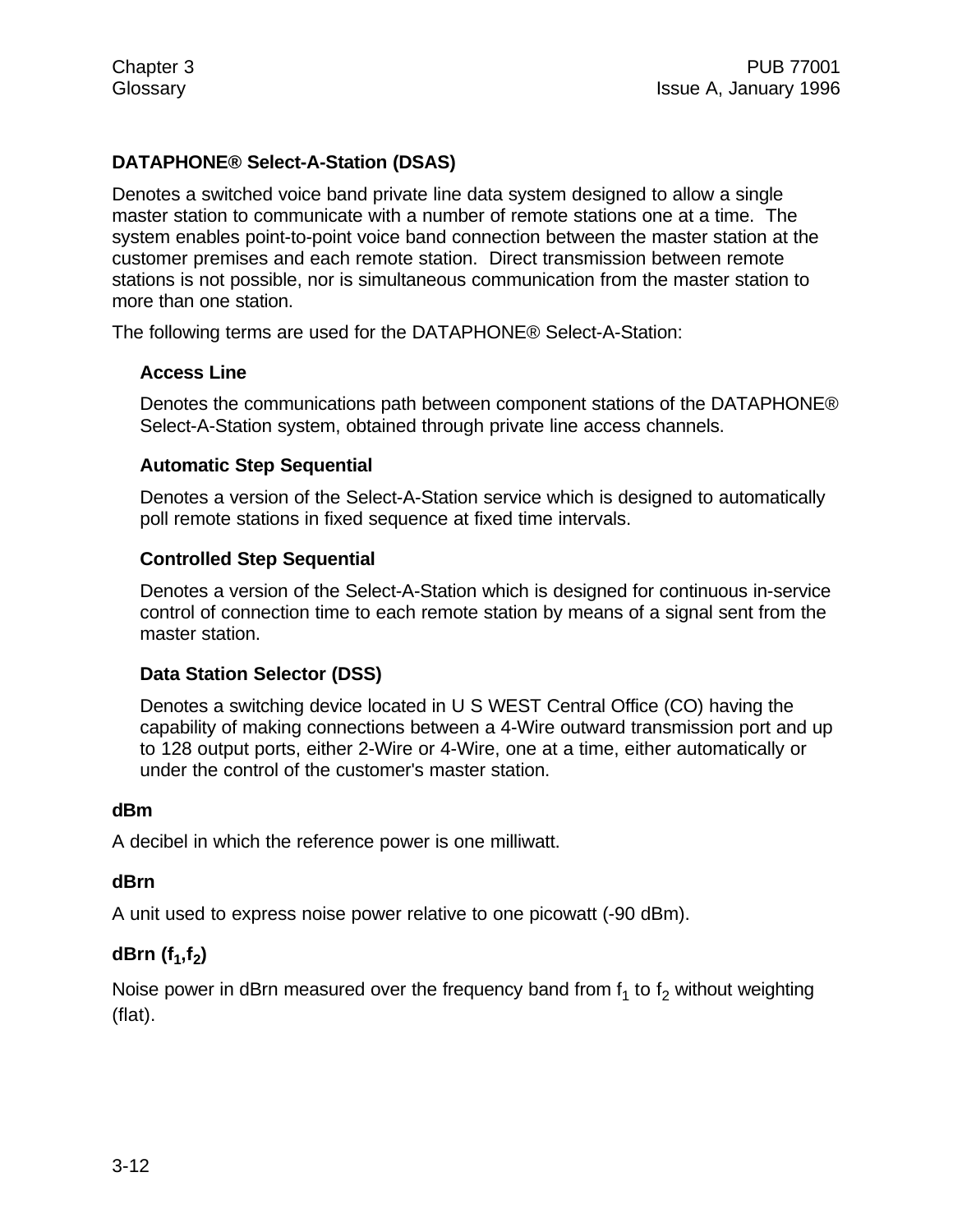**DATAPHONE® Select-A-Station (DSAS)**

Denotes a switched voice band private line data system designed to allow a single master station to communicate with a number of remote stations one at a time. The system enables point-to-point voice band connection between the master station at the customer premises and each remote station. Direct transmission between remote stations is not possible, nor is simultaneous communication from the master station to more than one station.

The following terms are used for the DATAPHONE® Select-A-Station:

> **Access Line**
>
> Denotes the communications path between component stations of the DATAPHONE® Select-A-Station system, obtained through private line access channels.
>
> **Automatic Step Sequential**
>
> Denotes a version of the Select-A-Station service which is designed to automatically poll remote stations in fixed sequence at fixed time intervals.
>
> **Controlled Step Sequential**
>
> Denotes a version of the Select-A-Station which is designed for continuous in-service control of connection time to each remote station by means of a signal sent from the master station.
>
> **Data Station Selector (DSS)**
>
> Denotes a switching device located in U S WEST Central Office (CO) having the capability of making connections between a 4-Wire outward transmission port and up to 128 output ports, either 2-Wire or 4-Wire, one at a time, either automatically or under the control of the customer's master station.

**dBm**

A decibel in which the reference power is one milliwatt.

**dBrn**

A unit used to express noise power relative to one picowatt (-90 dBm).

**dBrn ($f_1$,$f_2$)**

Noise power in dBrn measured over the frequency band from $f_1$ to $f_2$ without weighting (flat).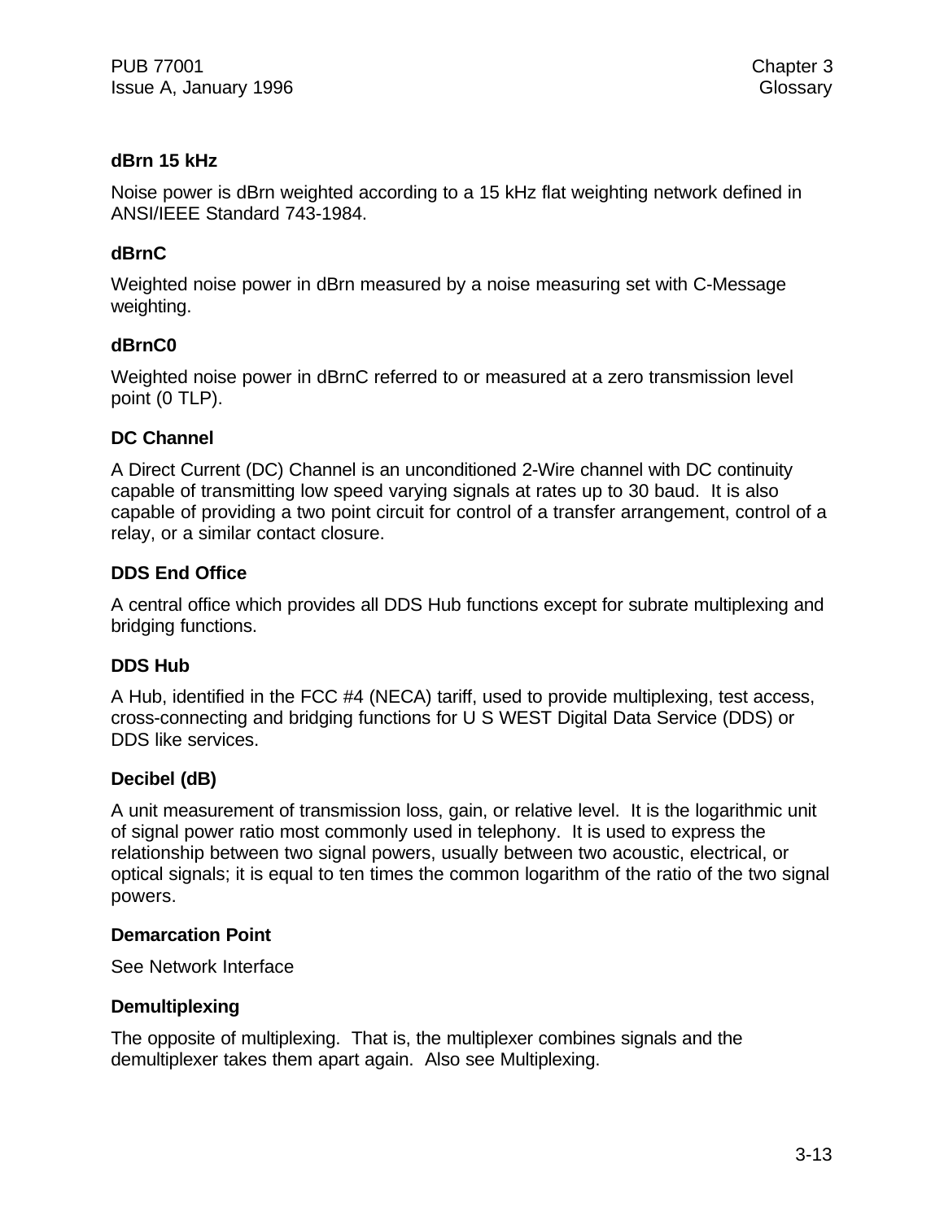**dBrn 15 kHz**

Noise power is dBrn weighted according to a 15 kHz flat weighting network defined in ANSI/IEEE Standard 743-1984.

**dBrnC**

Weighted noise power in dBrn measured by a noise measuring set with C-Message weighting.

**dBrnC0**

Weighted noise power in dBrnC referred to or measured at a zero transmission level point (0 TLP).

**DC Channel**

A Direct Current (DC) Channel is an unconditioned 2-Wire channel with DC continuity capable of transmitting low speed varying signals at rates up to 30 baud. It is also capable of providing a two point circuit for control of a transfer arrangement, control of a relay, or a similar contact closure.

**DDS End Office**

A central office which provides all DDS Hub functions except for subrate multiplexing and bridging functions.

**DDS Hub**

A Hub, identified in the FCC #4 (NECA) tariff, used to provide multiplexing, test access, cross-connecting and bridging functions for U S WEST Digital Data Service (DDS) or DDS like services.

**Decibel (dB)**

A unit measurement of transmission loss, gain, or relative level. It is the logarithmic unit of signal power ratio most commonly used in telephony. It is used to express the relationship between two signal powers, usually between two acoustic, electrical, or optical signals; it is equal to ten times the common logarithm of the ratio of the two signal powers.

**Demarcation Point**

See Network Interface

**Demultiplexing**

The opposite of multiplexing. That is, the multiplexer combines signals and the demultiplexer takes them apart again. Also see Multiplexing.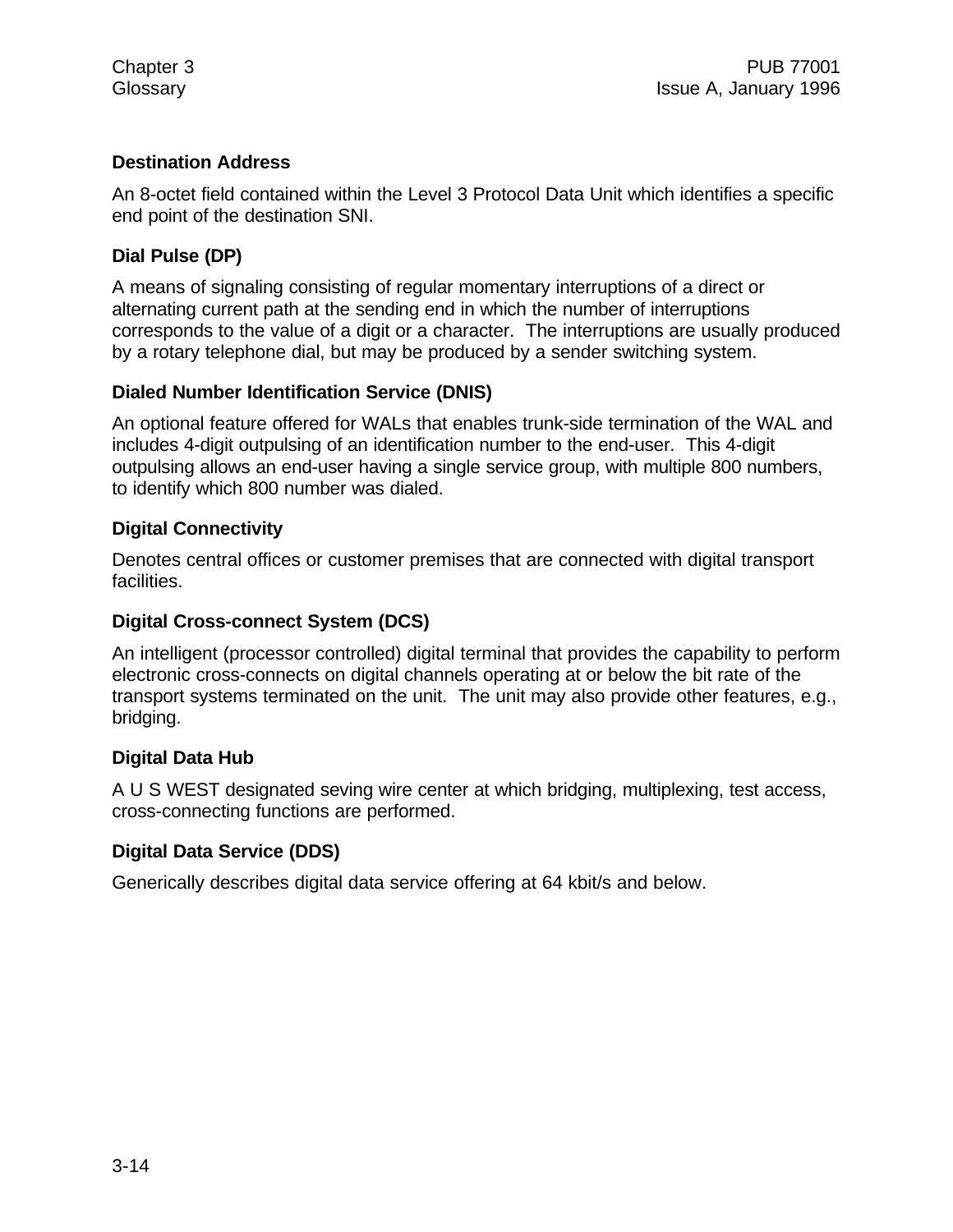**Destination Address**

An 8-octet field contained within the Level 3 Protocol Data Unit which identifies a specific end point of the destination SNI.

**Dial Pulse (DP)**

A means of signaling consisting of regular momentary interruptions of a direct or alternating current path at the sending end in which the number of interruptions corresponds to the value of a digit or a character. The interruptions are usually produced by a rotary telephone dial, but may be produced by a sender switching system.

**Dialed Number Identification Service (DNIS)**

An optional feature offered for WALs that enables trunk-side termination of the WAL and includes 4-digit outpulsing of an identification number to the end-user. This 4-digit outpulsing allows an end-user having a single service group, with multiple 800 numbers, to identify which 800 number was dialed.

**Digital Connectivity**

Denotes central offices or customer premises that are connected with digital transport facilities.

**Digital Cross-connect System (DCS)**

An intelligent (processor controlled) digital terminal that provides the capability to perform electronic cross-connects on digital channels operating at or below the bit rate of the transport systems terminated on the unit. The unit may also provide other features, e.g., bridging.

**Digital Data Hub**

A U S WEST designated seving wire center at which bridging, multiplexing, test access, cross-connecting functions are performed.

**Digital Data Service (DDS)**

Generically describes digital data service offering at 64 kbit/s and below.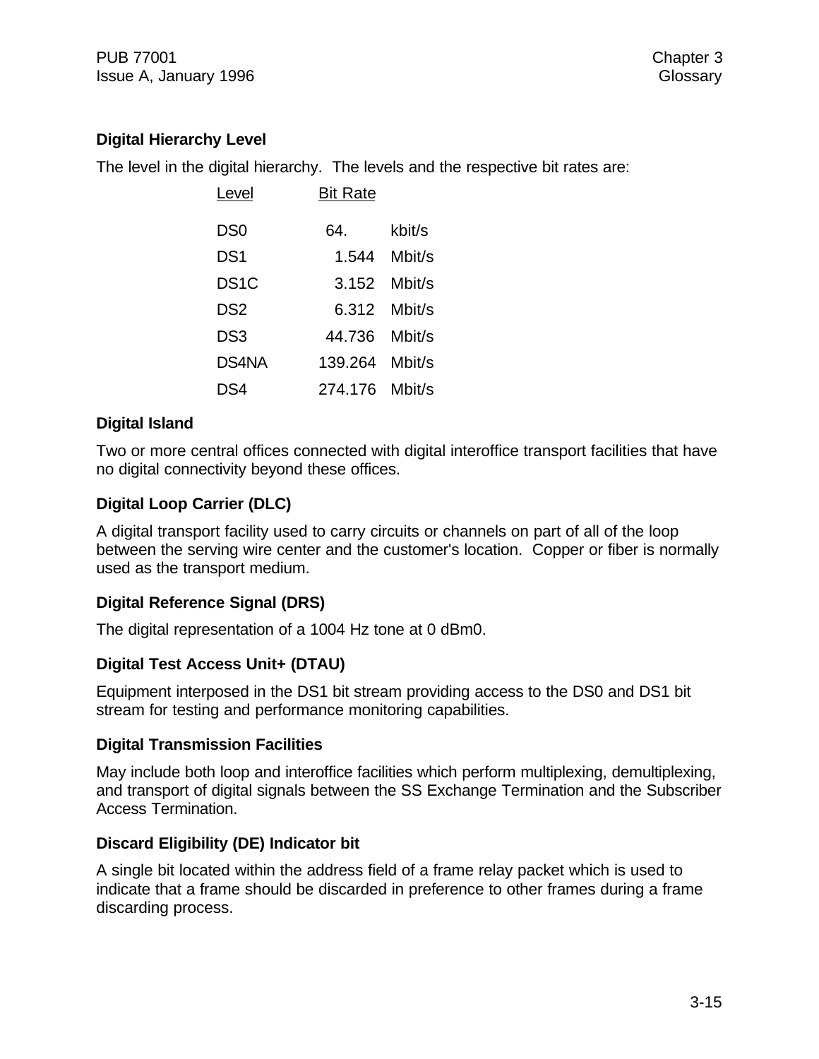**Digital Hierarchy Level**

The level in the digital hierarchy. The levels and the respective bit rates are:

| Level | Bit Rate | |
|---|---|---|
| DS0 | 64. | kbit/s |
| DS1 | 1.544 | Mbit/s |
| DS1C | 3.152 | Mbit/s |
| DS2 | 6.312 | Mbit/s |
| DS3 | 44.736 | Mbit/s |
| DS4NA | 139.264 | Mbit/s |
| DS4 | 274.176 | Mbit/s |

**Digital Island**

Two or more central offices connected with digital interoffice transport facilities that have no digital connectivity beyond these offices.

**Digital Loop Carrier (DLC)**

A digital transport facility used to carry circuits or channels on part of all of the loop between the serving wire center and the customer's location. Copper or fiber is normally used as the transport medium.

**Digital Reference Signal (DRS)**

The digital representation of a 1004 Hz tone at 0 dBm0.

**Digital Test Access Unit+ (DTAU)**

Equipment interposed in the DS1 bit stream providing access to the DS0 and DS1 bit stream for testing and performance monitoring capabilities.

**Digital Transmission Facilities**

May include both loop and interoffice facilities which perform multiplexing, demultiplexing, and transport of digital signals between the SS Exchange Termination and the Subscriber Access Termination.

**Discard Eligibility (DE) Indicator bit**

A single bit located within the address field of a frame relay packet which is used to indicate that a frame should be discarded in preference to other frames during a frame discarding process.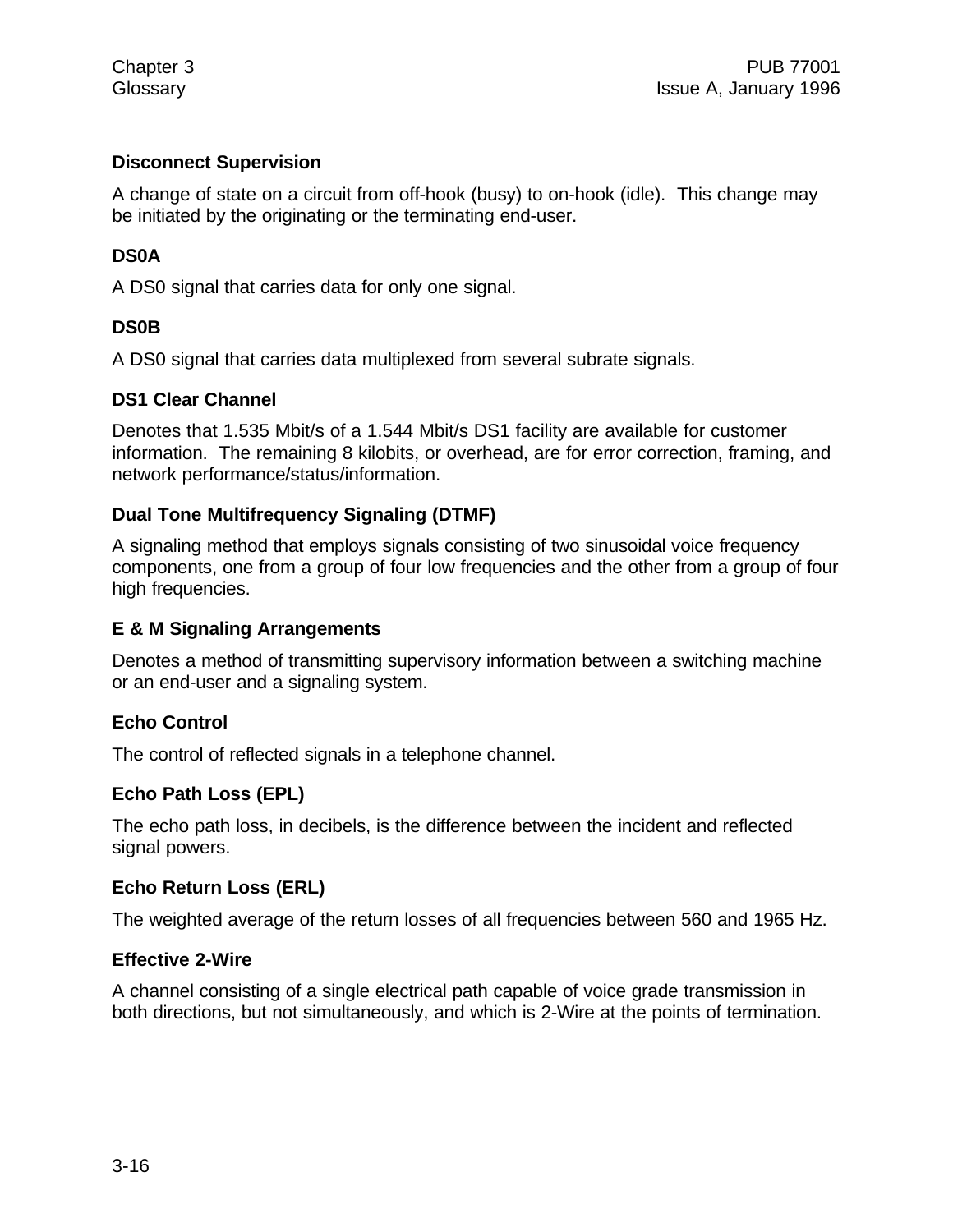**Disconnect Supervision**

A change of state on a circuit from off-hook (busy) to on-hook (idle). This change may be initiated by the originating or the terminating end-user.

**DS0A**

A DS0 signal that carries data for only one signal.

**DS0B**

A DS0 signal that carries data multiplexed from several subrate signals.

**DS1 Clear Channel**

Denotes that 1.535 Mbit/s of a 1.544 Mbit/s DS1 facility are available for customer information. The remaining 8 kilobits, or overhead, are for error correction, framing, and network performance/status/information.

**Dual Tone Multifrequency Signaling (DTMF)**

A signaling method that employs signals consisting of two sinusoidal voice frequency components, one from a group of four low frequencies and the other from a group of four high frequencies.

**E & M Signaling Arrangements**

Denotes a method of transmitting supervisory information between a switching machine or an end-user and a signaling system.

**Echo Control**

The control of reflected signals in a telephone channel.

**Echo Path Loss (EPL)**

The echo path loss, in decibels, is the difference between the incident and reflected signal powers.

**Echo Return Loss (ERL)**

The weighted average of the return losses of all frequencies between 560 and 1965 Hz.

**Effective 2-Wire**

A channel consisting of a single electrical path capable of voice grade transmission in both directions, but not simultaneously, and which is 2-Wire at the points of termination.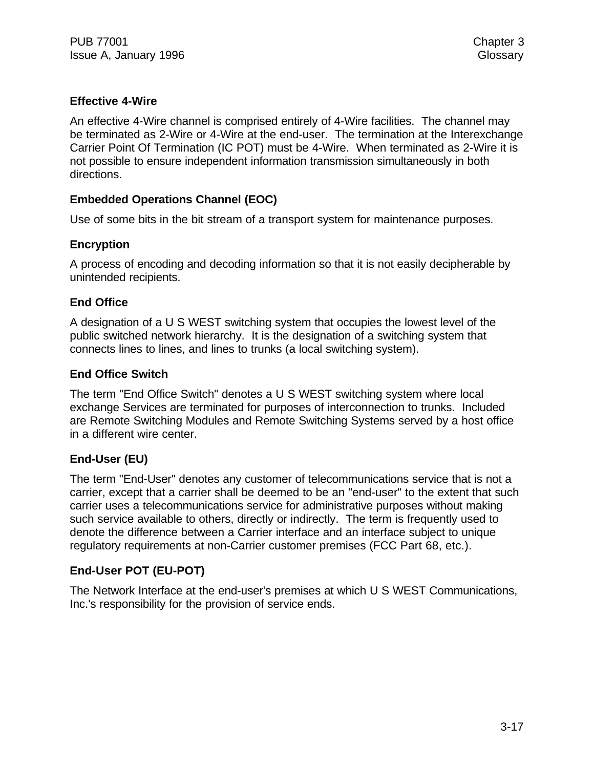**Effective 4-Wire**

An effective 4-Wire channel is comprised entirely of 4-Wire facilities. The channel may be terminated as 2-Wire or 4-Wire at the end-user. The termination at the Interexchange Carrier Point Of Termination (IC POT) must be 4-Wire. When terminated as 2-Wire it is not possible to ensure independent information transmission simultaneously in both directions.

**Embedded Operations Channel (EOC)**

Use of some bits in the bit stream of a transport system for maintenance purposes.

**Encryption**

A process of encoding and decoding information so that it is not easily decipherable by unintended recipients.

**End Office**

A designation of a U S WEST switching system that occupies the lowest level of the public switched network hierarchy. It is the designation of a switching system that connects lines to lines, and lines to trunks (a local switching system).

**End Office Switch**

The term "End Office Switch" denotes a U S WEST switching system where local exchange Services are terminated for purposes of interconnection to trunks. Included are Remote Switching Modules and Remote Switching Systems served by a host office in a different wire center.

**End-User (EU)**

The term "End-User" denotes any customer of telecommunications service that is not a carrier, except that a carrier shall be deemed to be an "end-user" to the extent that such carrier uses a telecommunications service for administrative purposes without making such service available to others, directly or indirectly. The term is frequently used to denote the difference between a Carrier interface and an interface subject to unique regulatory requirements at non-Carrier customer premises (FCC Part 68, etc.).

**End-User POT (EU-POT)**

The Network Interface at the end-user's premises at which U S WEST Communications, Inc.'s responsibility for the provision of service ends.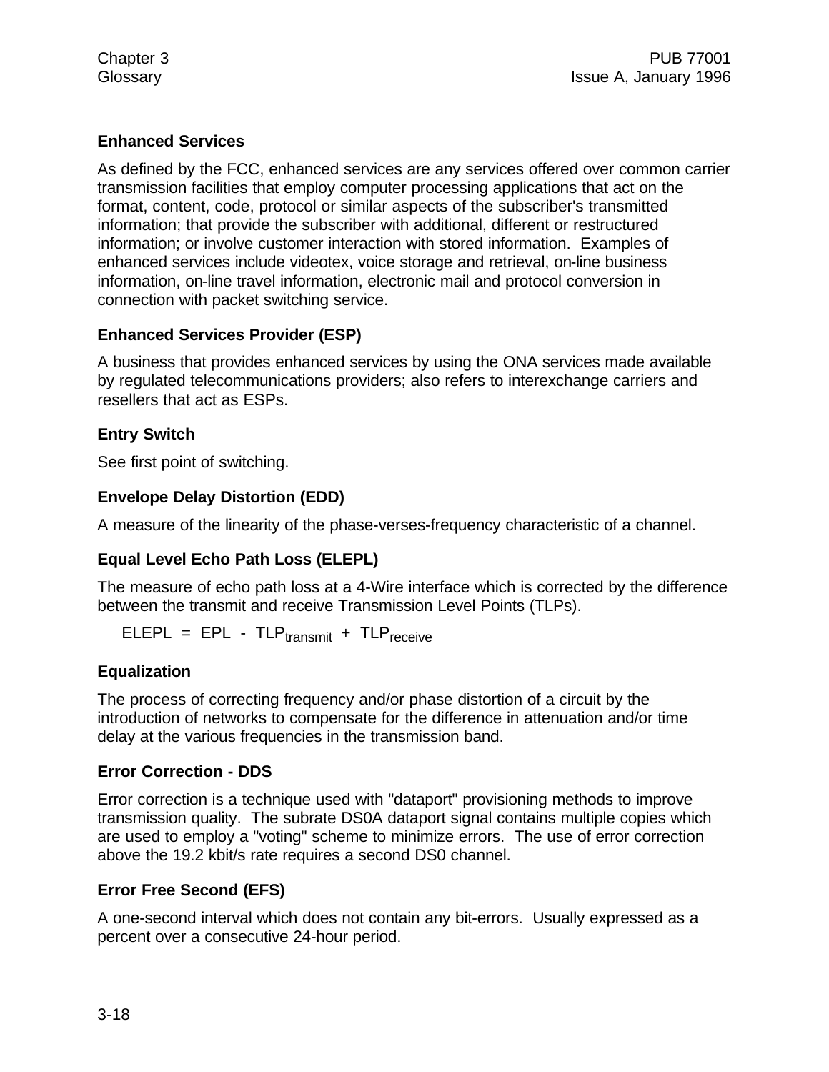**Enhanced Services**

As defined by the FCC, enhanced services are any services offered over common carrier transmission facilities that employ computer processing applications that act on the format, content, code, protocol or similar aspects of the subscriber's transmitted information; that provide the subscriber with additional, different or restructured information; or involve customer interaction with stored information. Examples of enhanced services include videotex, voice storage and retrieval, on-line business information, on-line travel information, electronic mail and protocol conversion in connection with packet switching service.

**Enhanced Services Provider (ESP)**

A business that provides enhanced services by using the ONA services made available by regulated telecommunications providers; also refers to interexchange carriers and resellers that act as ESPs.

**Entry Switch**

See first point of switching.

**Envelope Delay Distortion (EDD)**

A measure of the linearity of the phase-verses-frequency characteristic of a channel.

**Equal Level Echo Path Loss (ELEPL)**

The measure of echo path loss at a 4-Wire interface which is corrected by the difference between the transmit and receive Transmission Level Points (TLPs).

$$ELEPL = EPL - TLP_{transmit} + TLP_{receive}$$

**Equalization**

The process of correcting frequency and/or phase distortion of a circuit by the introduction of networks to compensate for the difference in attenuation and/or time delay at the various frequencies in the transmission band.

**Error Correction - DDS**

Error correction is a technique used with "dataport" provisioning methods to improve transmission quality. The subrate DS0A dataport signal contains multiple copies which are used to employ a "voting" scheme to minimize errors. The use of error correction above the 19.2 kbit/s rate requires a second DS0 channel.

**Error Free Second (EFS)**

A one-second interval which does not contain any bit-errors. Usually expressed as a percent over a consecutive 24-hour period.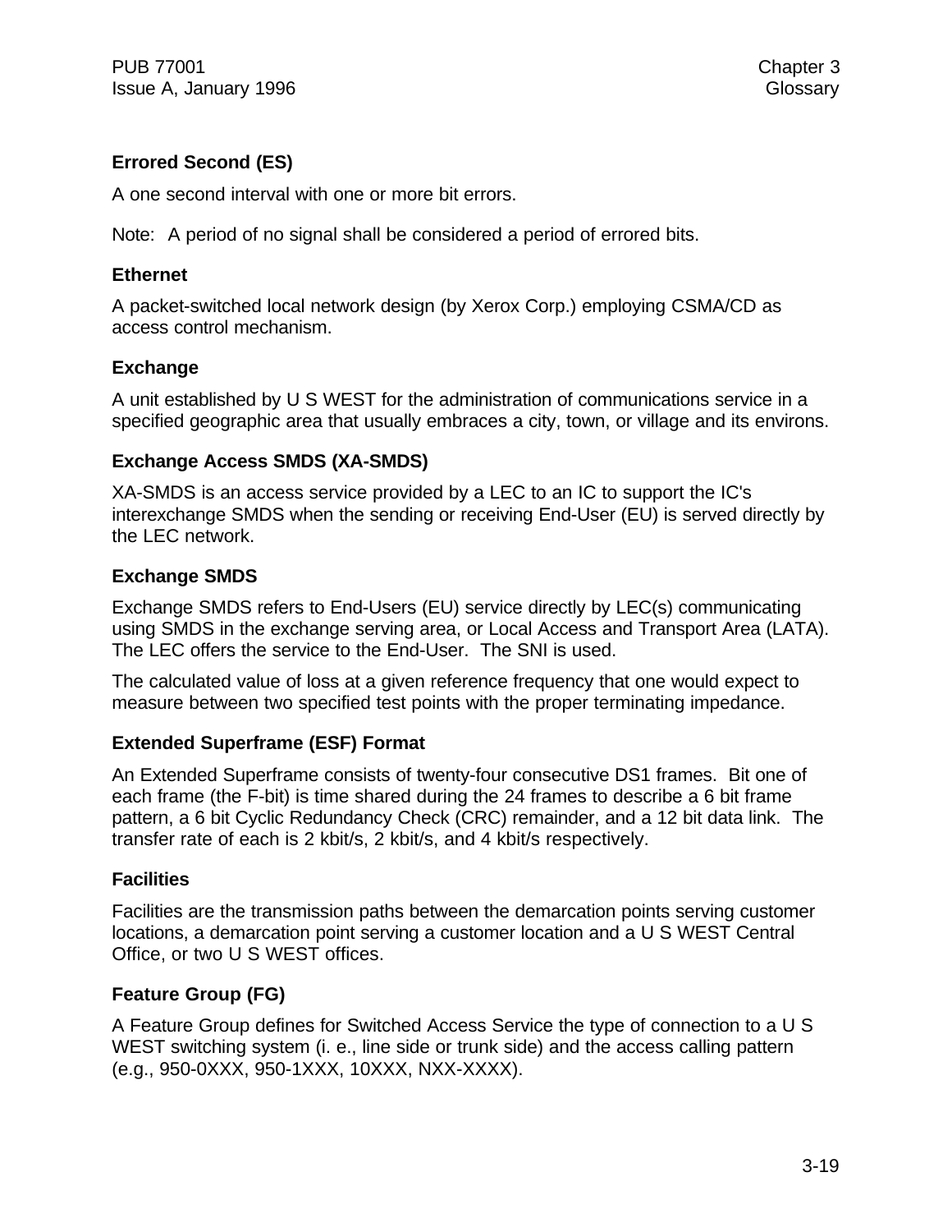### Errored Second (ES)

A one second interval with one or more bit errors.

Note: A period of no signal shall be considered a period of errored bits.

### Ethernet

A packet-switched local network design (by Xerox Corp.) employing CSMA/CD as access control mechanism.

### Exchange

A unit established by U S WEST for the administration of communications service in a specified geographic area that usually embraces a city, town, or village and its environs.

### Exchange Access SMDS (XA-SMDS)

XA-SMDS is an access service provided by a LEC to an IC to support the IC's interexchange SMDS when the sending or receiving End-User (EU) is served directly by the LEC network.

### Exchange SMDS

Exchange SMDS refers to End-Users (EU) service directly by LEC(s) communicating using SMDS in the exchange serving area, or Local Access and Transport Area (LATA). The LEC offers the service to the End-User. The SNI is used.

The calculated value of loss at a given reference frequency that one would expect to measure between two specified test points with the proper terminating impedance.

### Extended Superframe (ESF) Format

An Extended Superframe consists of twenty-four consecutive DS1 frames. Bit one of each frame (the F-bit) is time shared during the 24 frames to describe a 6 bit frame pattern, a 6 bit Cyclic Redundancy Check (CRC) remainder, and a 12 bit data link. The transfer rate of each is 2 kbit/s, 2 kbit/s, and 4 kbit/s respectively.

### Facilities

Facilities are the transmission paths between the demarcation points serving customer locations, a demarcation point serving a customer location and a U S WEST Central Office, or two U S WEST offices.

### Feature Group (FG)

A Feature Group defines for Switched Access Service the type of connection to a U S WEST switching system (i. e., line side or trunk side) and the access calling pattern (e.g., 950-0XXX, 950-1XXX, 10XXX, NXX-XXXX).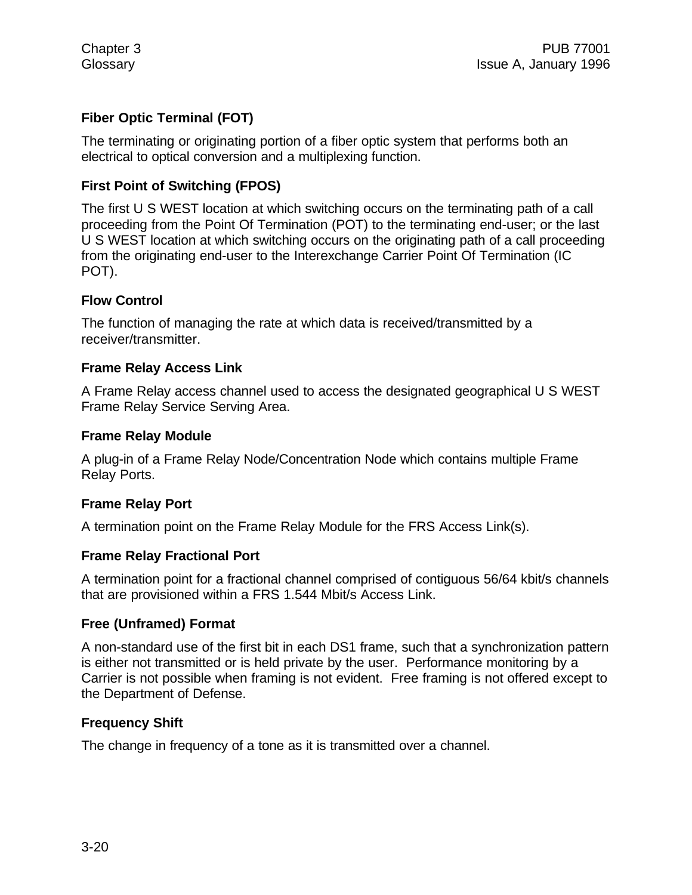**Fiber Optic Terminal (FOT)**

The terminating or originating portion of a fiber optic system that performs both an electrical to optical conversion and a multiplexing function.

**First Point of Switching (FPOS)**

The first U S WEST location at which switching occurs on the terminating path of a call proceeding from the Point Of Termination (POT) to the terminating end-user; or the last U S WEST location at which switching occurs on the originating path of a call proceeding from the originating end-user to the Interexchange Carrier Point Of Termination (IC POT).

**Flow Control**

The function of managing the rate at which data is received/transmitted by a receiver/transmitter.

**Frame Relay Access Link**

A Frame Relay access channel used to access the designated geographical U S WEST Frame Relay Service Serving Area.

**Frame Relay Module**

A plug-in of a Frame Relay Node/Concentration Node which contains multiple Frame Relay Ports.

**Frame Relay Port**

A termination point on the Frame Relay Module for the FRS Access Link(s).

**Frame Relay Fractional Port**

A termination point for a fractional channel comprised of contiguous 56/64 kbit/s channels that are provisioned within a FRS 1.544 Mbit/s Access Link.

**Free (Unframed) Format**

A non-standard use of the first bit in each DS1 frame, such that a synchronization pattern is either not transmitted or is held private by the user. Performance monitoring by a Carrier is not possible when framing is not evident. Free framing is not offered except to the Department of Defense.

**Frequency Shift**

The change in frequency of a tone as it is transmitted over a channel.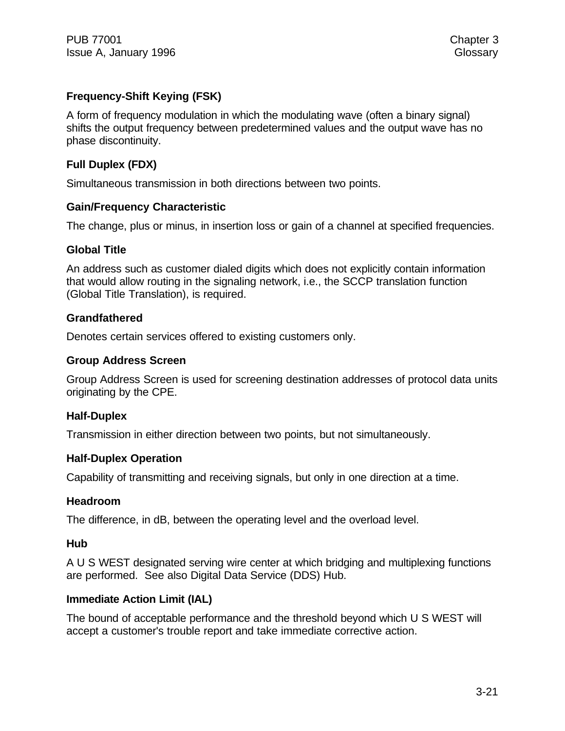**Frequency-Shift Keying (FSK)**

A form of frequency modulation in which the modulating wave (often a binary signal) shifts the output frequency between predetermined values and the output wave has no phase discontinuity.

**Full Duplex (FDX)**

Simultaneous transmission in both directions between two points.

**Gain/Frequency Characteristic**

The change, plus or minus, in insertion loss or gain of a channel at specified frequencies.

**Global Title**

An address such as customer dialed digits which does not explicitly contain information that would allow routing in the signaling network, i.e., the SCCP translation function (Global Title Translation), is required.

**Grandfathered**

Denotes certain services offered to existing customers only.

**Group Address Screen**

Group Address Screen is used for screening destination addresses of protocol data units originating by the CPE.

**Half-Duplex**

Transmission in either direction between two points, but not simultaneously.

**Half-Duplex Operation**

Capability of transmitting and receiving signals, but only in one direction at a time.

**Headroom**

The difference, in dB, between the operating level and the overload level.

**Hub**

A U S WEST designated serving wire center at which bridging and multiplexing functions are performed. See also Digital Data Service (DDS) Hub.

**Immediate Action Limit (IAL)**

The bound of acceptable performance and the threshold beyond which U S WEST will accept a customer's trouble report and take immediate corrective action.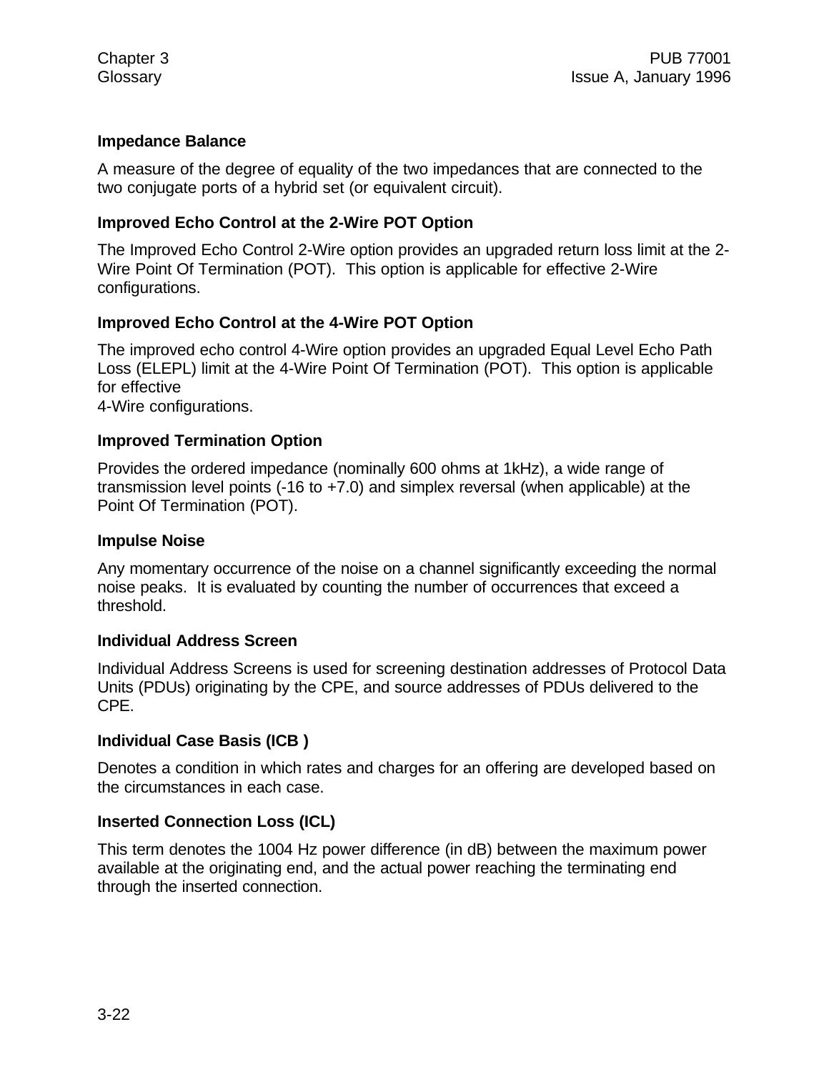**Impedance Balance**

A measure of the degree of equality of the two impedances that are connected to the two conjugate ports of a hybrid set (or equivalent circuit).

**Improved Echo Control at the 2-Wire POT Option**

The Improved Echo Control 2-Wire option provides an upgraded return loss limit at the 2-Wire Point Of Termination (POT). This option is applicable for effective 2-Wire configurations.

**Improved Echo Control at the 4-Wire POT Option**

The improved echo control 4-Wire option provides an upgraded Equal Level Echo Path Loss (ELEPL) limit at the 4-Wire Point Of Termination (POT). This option is applicable for effective
4-Wire configurations.

**Improved Termination Option**

Provides the ordered impedance (nominally 600 ohms at 1kHz), a wide range of transmission level points (-16 to +7.0) and simplex reversal (when applicable) at the Point Of Termination (POT).

**Impulse Noise**

Any momentary occurrence of the noise on a channel significantly exceeding the normal noise peaks. It is evaluated by counting the number of occurrences that exceed a threshold.

**Individual Address Screen**

Individual Address Screens is used for screening destination addresses of Protocol Data Units (PDUs) originating by the CPE, and source addresses of PDUs delivered to the CPE.

**Individual Case Basis (ICB )**

Denotes a condition in which rates and charges for an offering are developed based on the circumstances in each case.

**Inserted Connection Loss (ICL)**

This term denotes the 1004 Hz power difference (in dB) between the maximum power available at the originating end, and the actual power reaching the terminating end through the inserted connection.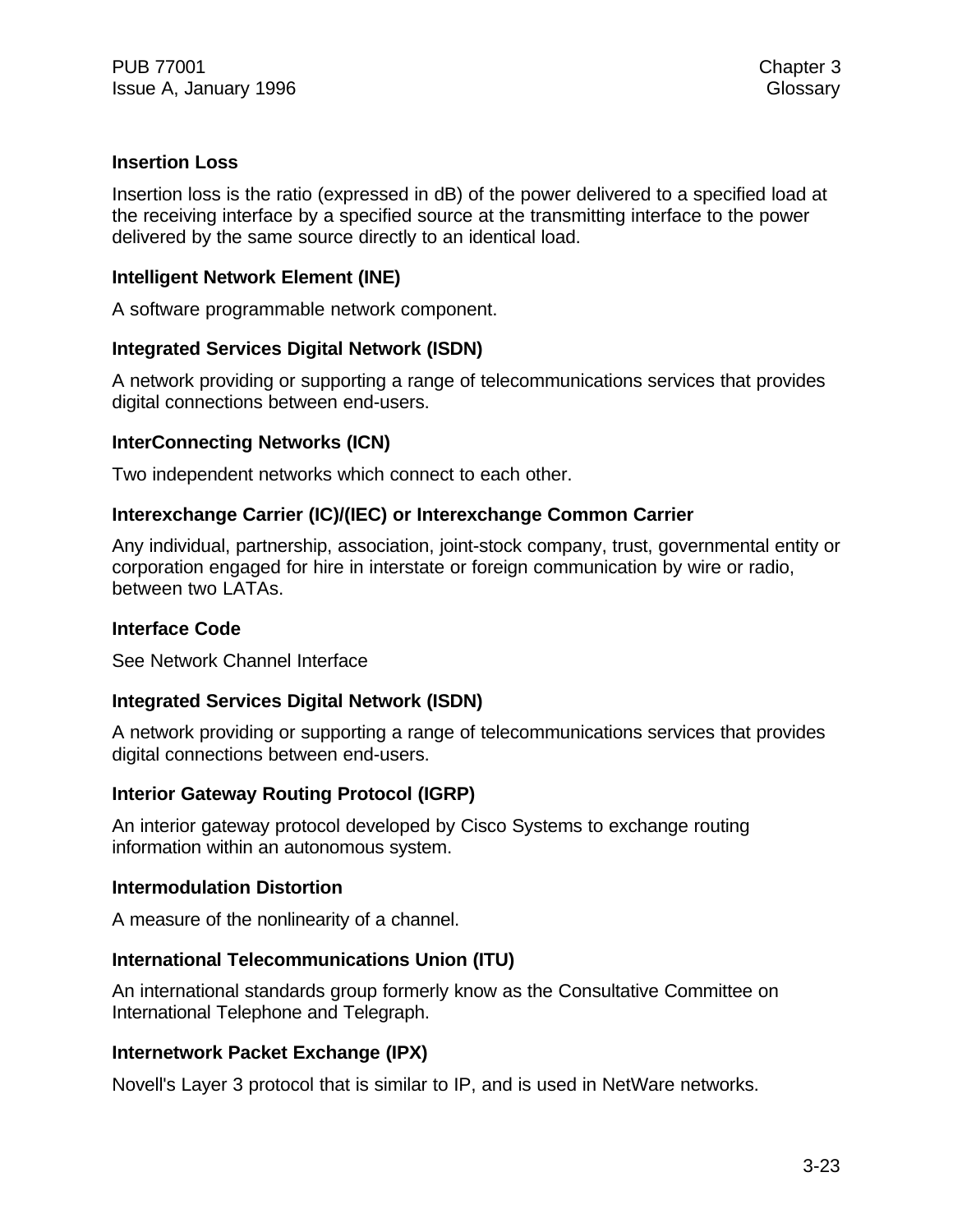**Insertion Loss**

Insertion loss is the ratio (expressed in dB) of the power delivered to a specified load at the receiving interface by a specified source at the transmitting interface to the power delivered by the same source directly to an identical load.

**Intelligent Network Element (INE)**

A software programmable network component.

**Integrated Services Digital Network (ISDN)**

A network providing or supporting a range of telecommunications services that provides digital connections between end-users.

**InterConnecting Networks (ICN)**

Two independent networks which connect to each other.

**Interexchange Carrier (IC)/(IEC) or Interexchange Common Carrier**

Any individual, partnership, association, joint-stock company, trust, governmental entity or corporation engaged for hire in interstate or foreign communication by wire or radio, between two LATAs.

**Interface Code**

See Network Channel Interface

**Integrated Services Digital Network (ISDN)**

A network providing or supporting a range of telecommunications services that provides digital connections between end-users.

**Interior Gateway Routing Protocol (IGRP)**

An interior gateway protocol developed by Cisco Systems to exchange routing information within an autonomous system.

**Intermodulation Distortion**

A measure of the nonlinearity of a channel.

**International Telecommunications Union (ITU)**

An international standards group formerly know as the Consultative Committee on International Telephone and Telegraph.

**Internetwork Packet Exchange (IPX)**

Novell's Layer 3 protocol that is similar to IP, and is used in NetWare networks.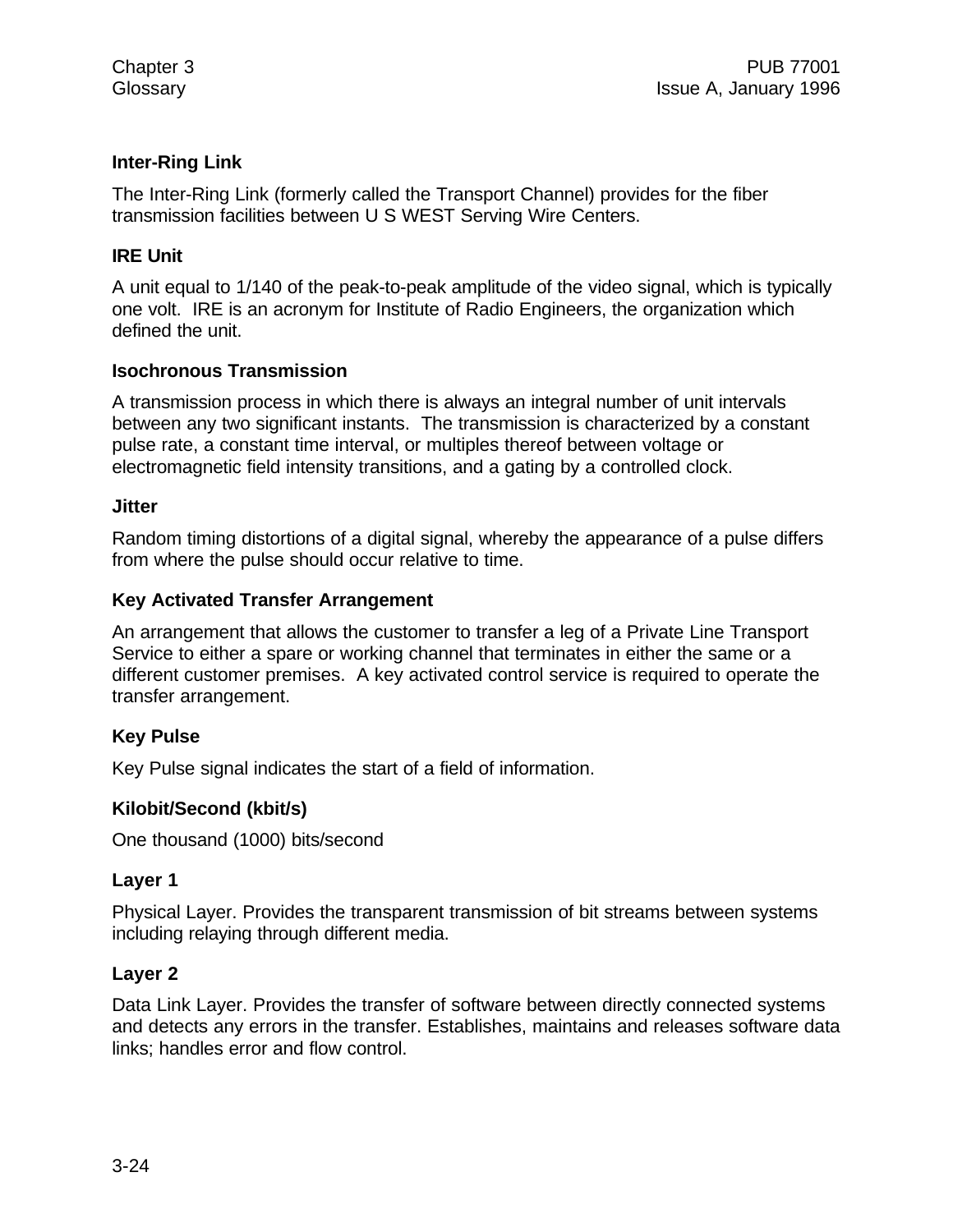**Inter-Ring Link**

The Inter-Ring Link (formerly called the Transport Channel) provides for the fiber transmission facilities between U S WEST Serving Wire Centers.

**IRE Unit**

A unit equal to 1/140 of the peak-to-peak amplitude of the video signal, which is typically one volt. IRE is an acronym for Institute of Radio Engineers, the organization which defined the unit.

**Isochronous Transmission**

A transmission process in which there is always an integral number of unit intervals between any two significant instants. The transmission is characterized by a constant pulse rate, a constant time interval, or multiples thereof between voltage or electromagnetic field intensity transitions, and a gating by a controlled clock.

**Jitter**

Random timing distortions of a digital signal, whereby the appearance of a pulse differs from where the pulse should occur relative to time.

**Key Activated Transfer Arrangement**

An arrangement that allows the customer to transfer a leg of a Private Line Transport Service to either a spare or working channel that terminates in either the same or a different customer premises. A key activated control service is required to operate the transfer arrangement.

**Key Pulse**

Key Pulse signal indicates the start of a field of information.

**Kilobit/Second (kbit/s)**

One thousand (1000) bits/second

**Layer 1**

Physical Layer. Provides the transparent transmission of bit streams between systems including relaying through different media.

**Layer 2**

Data Link Layer. Provides the transfer of software between directly connected systems and detects any errors in the transfer. Establishes, maintains and releases software data links; handles error and flow control.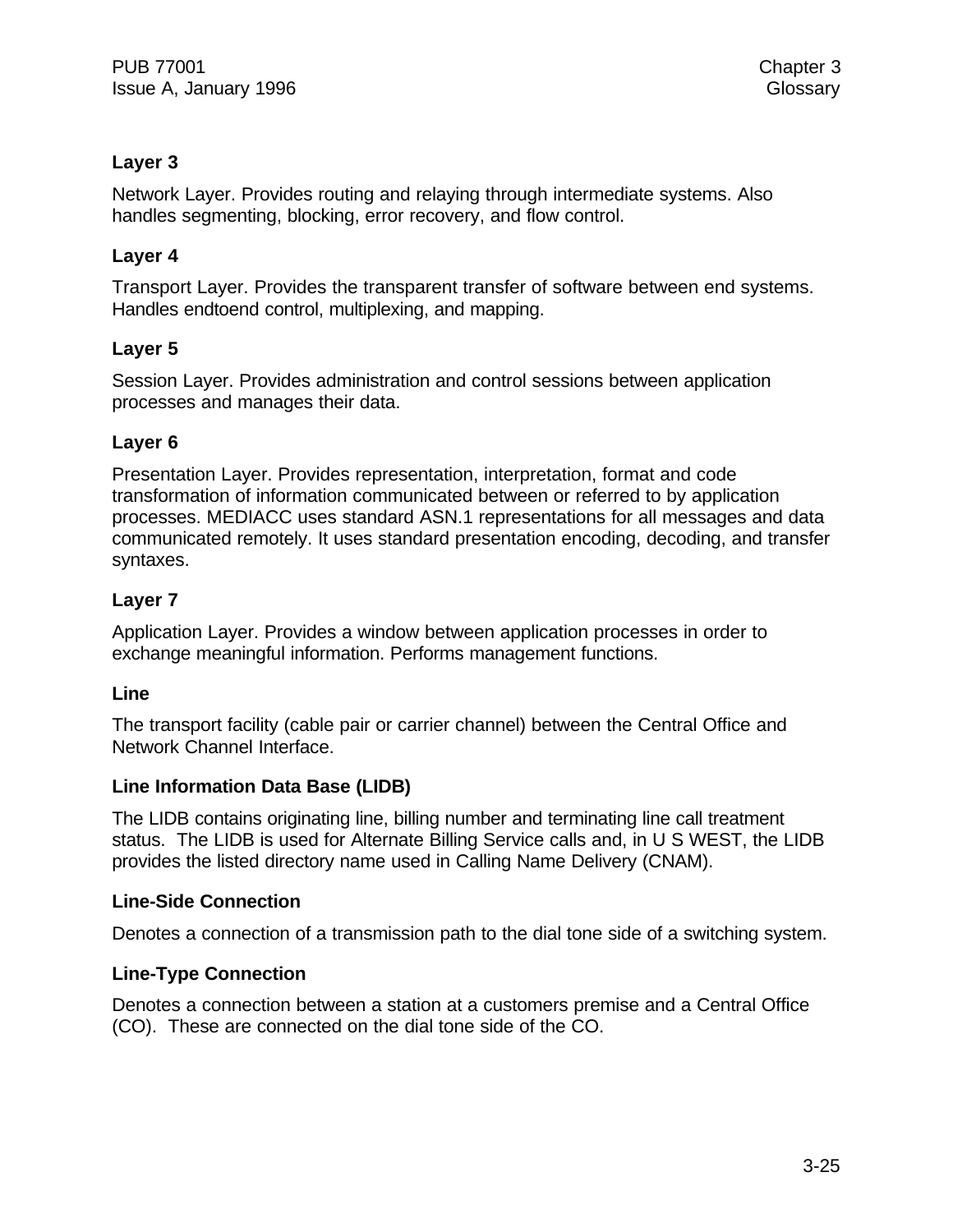**Layer 3**

Network Layer. Provides routing and relaying through intermediate systems. Also handles segmenting, blocking, error recovery, and flow control.

**Layer 4**

Transport Layer. Provides the transparent transfer of software between end systems. Handles endtoend control, multiplexing, and mapping.

**Layer 5**

Session Layer. Provides administration and control sessions between application processes and manages their data.

**Layer 6**

Presentation Layer. Provides representation, interpretation, format and code transformation of information communicated between or referred to by application processes. MEDIACC uses standard ASN.1 representations for all messages and data communicated remotely. It uses standard presentation encoding, decoding, and transfer syntaxes.

**Layer 7**

Application Layer. Provides a window between application processes in order to exchange meaningful information. Performs management functions.

**Line**

The transport facility (cable pair or carrier channel) between the Central Office and Network Channel Interface.

**Line Information Data Base (LIDB)**

The LIDB contains originating line, billing number and terminating line call treatment status. The LIDB is used for Alternate Billing Service calls and, in U S WEST, the LIDB provides the listed directory name used in Calling Name Delivery (CNAM).

**Line-Side Connection**

Denotes a connection of a transmission path to the dial tone side of a switching system.

**Line-Type Connection**

Denotes a connection between a station at a customers premise and a Central Office (CO). These are connected on the dial tone side of the CO.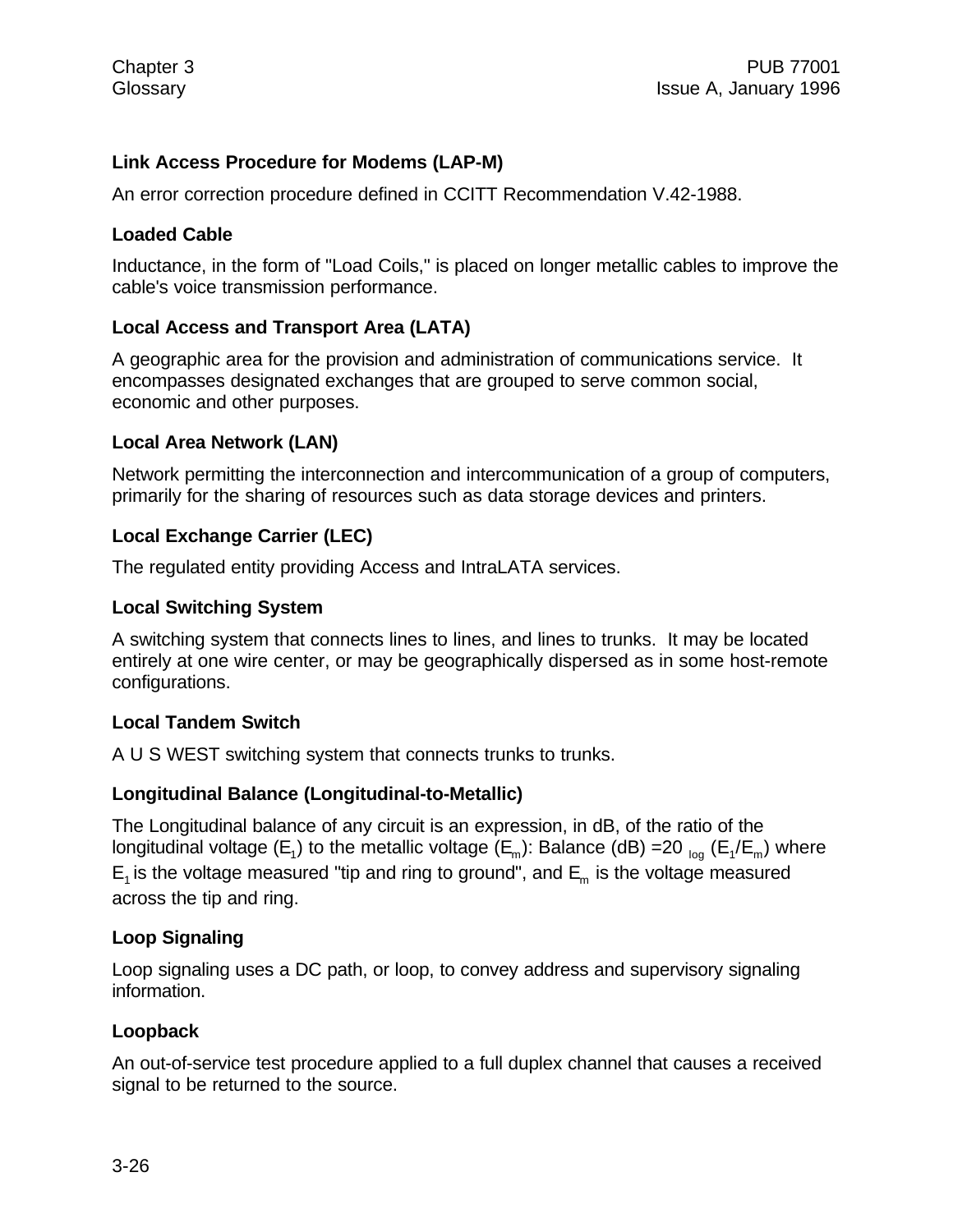**Link Access Procedure for Modems (LAP-M)**

An error correction procedure defined in CCITT Recommendation V.42-1988.

**Loaded Cable**

Inductance, in the form of "Load Coils," is placed on longer metallic cables to improve the cable's voice transmission performance.

**Local Access and Transport Area (LATA)**

A geographic area for the provision and administration of communications service. It encompasses designated exchanges that are grouped to serve common social, economic and other purposes.

**Local Area Network (LAN)**

Network permitting the interconnection and intercommunication of a group of computers, primarily for the sharing of resources such as data storage devices and printers.

**Local Exchange Carrier (LEC)**

The regulated entity providing Access and IntraLATA services.

**Local Switching System**

A switching system that connects lines to lines, and lines to trunks. It may be located entirely at one wire center, or may be geographically dispersed as in some host-remote configurations.

**Local Tandem Switch**

A U S WEST switching system that connects trunks to trunks.

**Longitudinal Balance (Longitudinal-to-Metallic)**

The Longitudinal balance of any circuit is an expression, in dB, of the ratio of the longitudinal voltage ($E_1$) to the metallic voltage ($E_m$): Balance (dB) =20 $_{\log}$ ($E_1/E_m$) where $E_1$ is the voltage measured "tip and ring to ground", and $E_m$ is the voltage measured across the tip and ring.

**Loop Signaling**

Loop signaling uses a DC path, or loop, to convey address and supervisory signaling information.

**Loopback**

An out-of-service test procedure applied to a full duplex channel that causes a received signal to be returned to the source.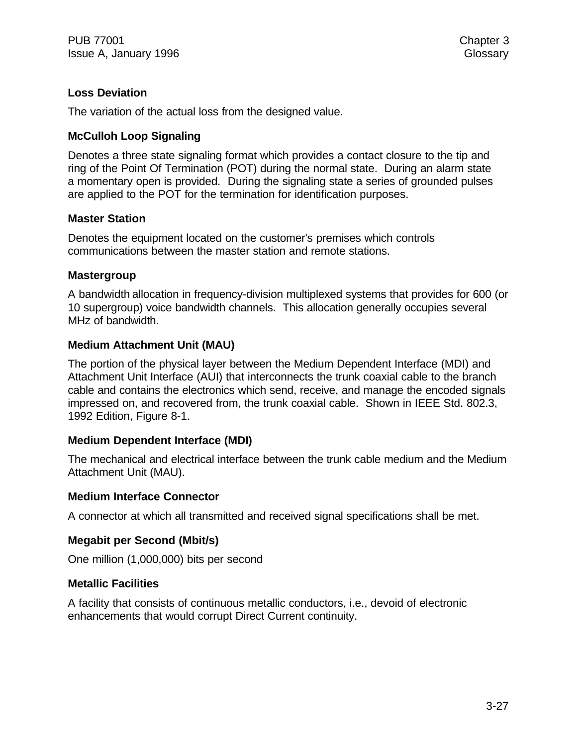**Loss Deviation**

The variation of the actual loss from the designed value.

**McCulloh Loop Signaling**

Denotes a three state signaling format which provides a contact closure to the tip and ring of the Point Of Termination (POT) during the normal state. During an alarm state a momentary open is provided. During the signaling state a series of grounded pulses are applied to the POT for the termination for identification purposes.

**Master Station**

Denotes the equipment located on the customer's premises which controls communications between the master station and remote stations.

**Mastergroup**

A bandwidth allocation in frequency-division multiplexed systems that provides for 600 (or 10 supergroup) voice bandwidth channels. This allocation generally occupies several MHz of bandwidth.

**Medium Attachment Unit (MAU)**

The portion of the physical layer between the Medium Dependent Interface (MDI) and Attachment Unit Interface (AUI) that interconnects the trunk coaxial cable to the branch cable and contains the electronics which send, receive, and manage the encoded signals impressed on, and recovered from, the trunk coaxial cable. Shown in IEEE Std. 802.3, 1992 Edition, Figure 8-1.

**Medium Dependent Interface (MDI)**

The mechanical and electrical interface between the trunk cable medium and the Medium Attachment Unit (MAU).

**Medium Interface Connector**

A connector at which all transmitted and received signal specifications shall be met.

**Megabit per Second (Mbit/s)**

One million (1,000,000) bits per second

**Metallic Facilities**

A facility that consists of continuous metallic conductors, i.e., devoid of electronic enhancements that would corrupt Direct Current continuity.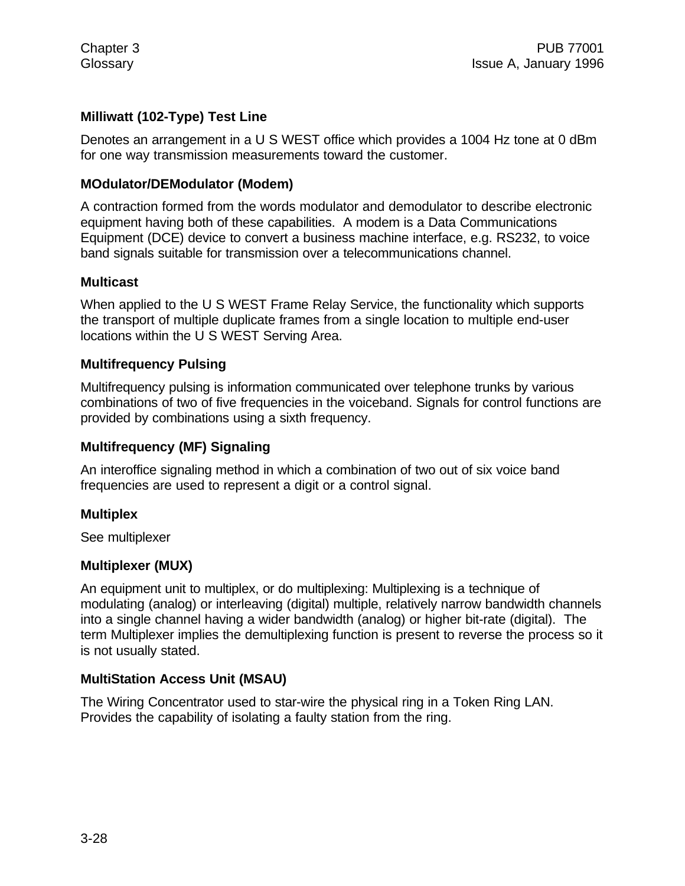**Milliwatt (102-Type) Test Line**

Denotes an arrangement in a U S WEST office which provides a 1004 Hz tone at 0 dBm for one way transmission measurements toward the customer.

**MOdulator/DEModulator (Modem)**

A contraction formed from the words modulator and demodulator to describe electronic equipment having both of these capabilities. A modem is a Data Communications Equipment (DCE) device to convert a business machine interface, e.g. RS232, to voice band signals suitable for transmission over a telecommunications channel.

**Multicast**

When applied to the U S WEST Frame Relay Service, the functionality which supports the transport of multiple duplicate frames from a single location to multiple end-user locations within the U S WEST Serving Area.

**Multifrequency Pulsing**

Multifrequency pulsing is information communicated over telephone trunks by various combinations of two of five frequencies in the voiceband. Signals for control functions are provided by combinations using a sixth frequency.

**Multifrequency (MF) Signaling**

An interoffice signaling method in which a combination of two out of six voice band frequencies are used to represent a digit or a control signal.

**Multiplex**

See multiplexer

**Multiplexer (MUX)**

An equipment unit to multiplex, or do multiplexing: Multiplexing is a technique of modulating (analog) or interleaving (digital) multiple, relatively narrow bandwidth channels into a single channel having a wider bandwidth (analog) or higher bit-rate (digital). The term Multiplexer implies the demultiplexing function is present to reverse the process so it is not usually stated.

**MultiStation Access Unit (MSAU)**

The Wiring Concentrator used to star-wire the physical ring in a Token Ring LAN. Provides the capability of isolating a faulty station from the ring.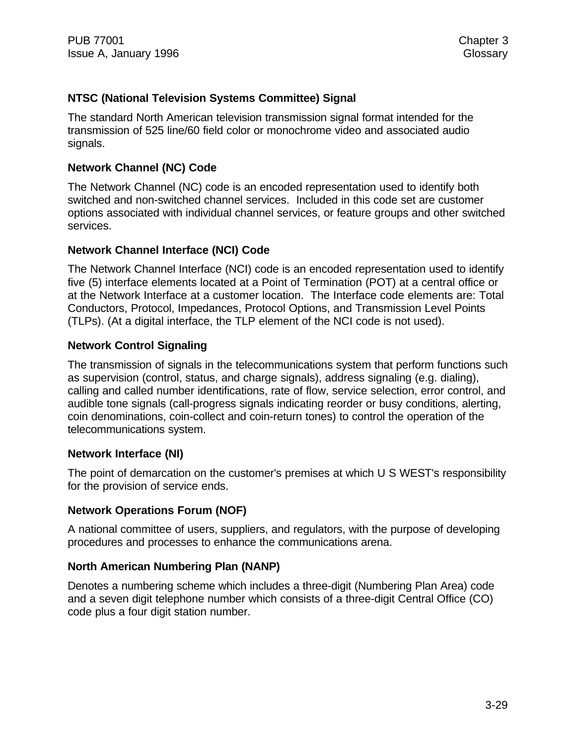**NTSC (National Television Systems Committee) Signal**

The standard North American television transmission signal format intended for the transmission of 525 line/60 field color or monochrome video and associated audio signals.

**Network Channel (NC) Code**

The Network Channel (NC) code is an encoded representation used to identify both switched and non-switched channel services. Included in this code set are customer options associated with individual channel services, or feature groups and other switched services.

**Network Channel Interface (NCI) Code**

The Network Channel Interface (NCI) code is an encoded representation used to identify five (5) interface elements located at a Point of Termination (POT) at a central office or at the Network Interface at a customer location. The Interface code elements are: Total Conductors, Protocol, Impedances, Protocol Options, and Transmission Level Points (TLPs). (At a digital interface, the TLP element of the NCI code is not used).

**Network Control Signaling**

The transmission of signals in the telecommunications system that perform functions such as supervision (control, status, and charge signals), address signaling (e.g. dialing), calling and called number identifications, rate of flow, service selection, error control, and audible tone signals (call-progress signals indicating reorder or busy conditions, alerting, coin denominations, coin-collect and coin-return tones) to control the operation of the telecommunications system.

**Network Interface (NI)**

The point of demarcation on the customer's premises at which U S WEST's responsibility for the provision of service ends.

**Network Operations Forum (NOF)**

A national committee of users, suppliers, and regulators, with the purpose of developing procedures and processes to enhance the communications arena.

**North American Numbering Plan (NANP)**

Denotes a numbering scheme which includes a three-digit (Numbering Plan Area) code and a seven digit telephone number which consists of a three-digit Central Office (CO) code plus a four digit station number.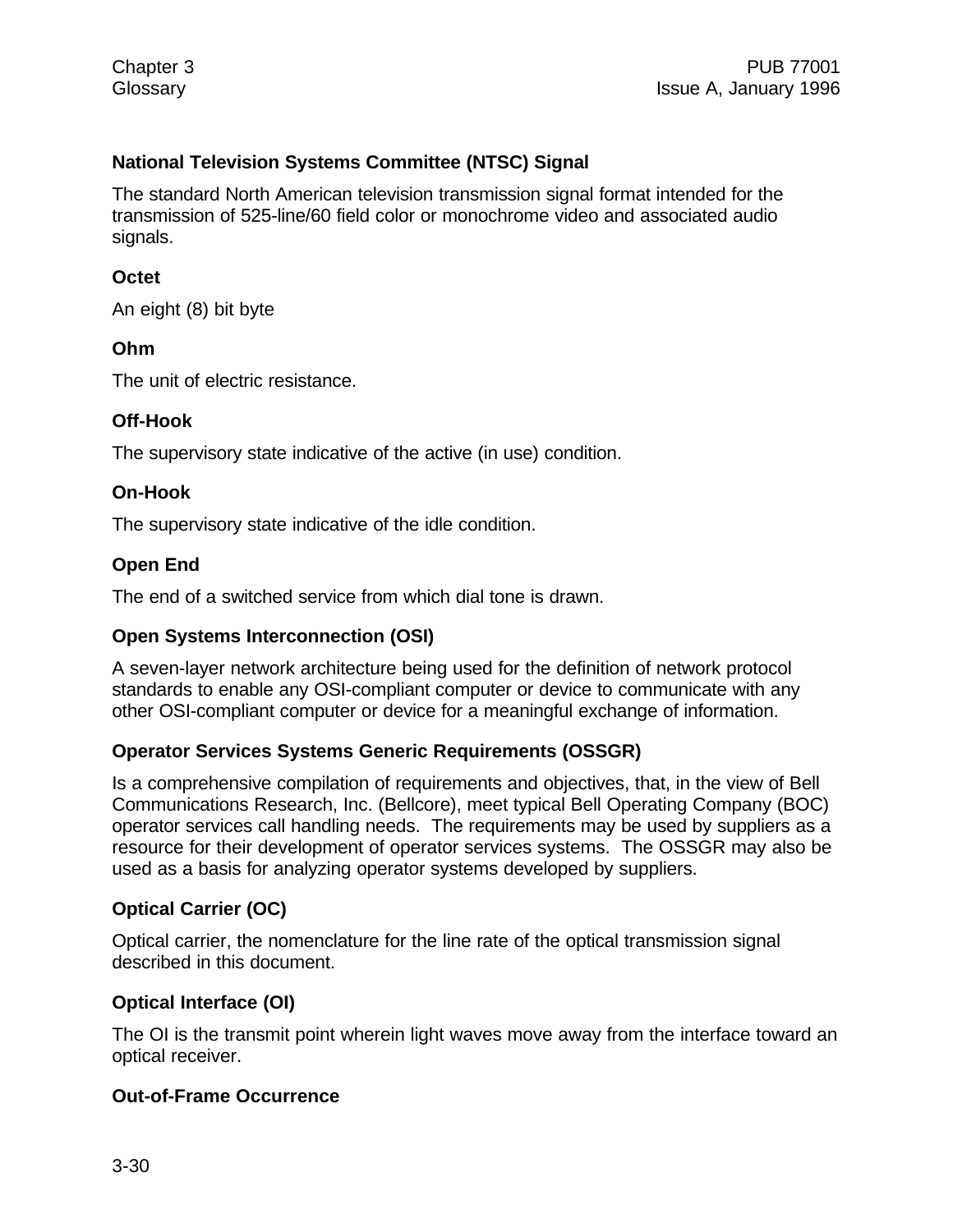**National Television Systems Committee (NTSC) Signal**

The standard North American television transmission signal format intended for the transmission of 525-line/60 field color or monochrome video and associated audio signals.

**Octet**

An eight (8) bit byte

**Ohm**

The unit of electric resistance.

**Off-Hook**

The supervisory state indicative of the active (in use) condition.

**On-Hook**

The supervisory state indicative of the idle condition.

**Open End**

The end of a switched service from which dial tone is drawn.

**Open Systems Interconnection (OSI)**

A seven-layer network architecture being used for the definition of network protocol standards to enable any OSI-compliant computer or device to communicate with any other OSI-compliant computer or device for a meaningful exchange of information.

**Operator Services Systems Generic Requirements (OSSGR)**

Is a comprehensive compilation of requirements and objectives, that, in the view of Bell Communications Research, Inc. (Bellcore), meet typical Bell Operating Company (BOC) operator services call handling needs. The requirements may be used by suppliers as a resource for their development of operator services systems. The OSSGR may also be used as a basis for analyzing operator systems developed by suppliers.

**Optical Carrier (OC)**

Optical carrier, the nomenclature for the line rate of the optical transmission signal described in this document.

**Optical Interface (OI)**

The OI is the transmit point wherein light waves move away from the interface toward an optical receiver.

**Out-of-Frame Occurrence**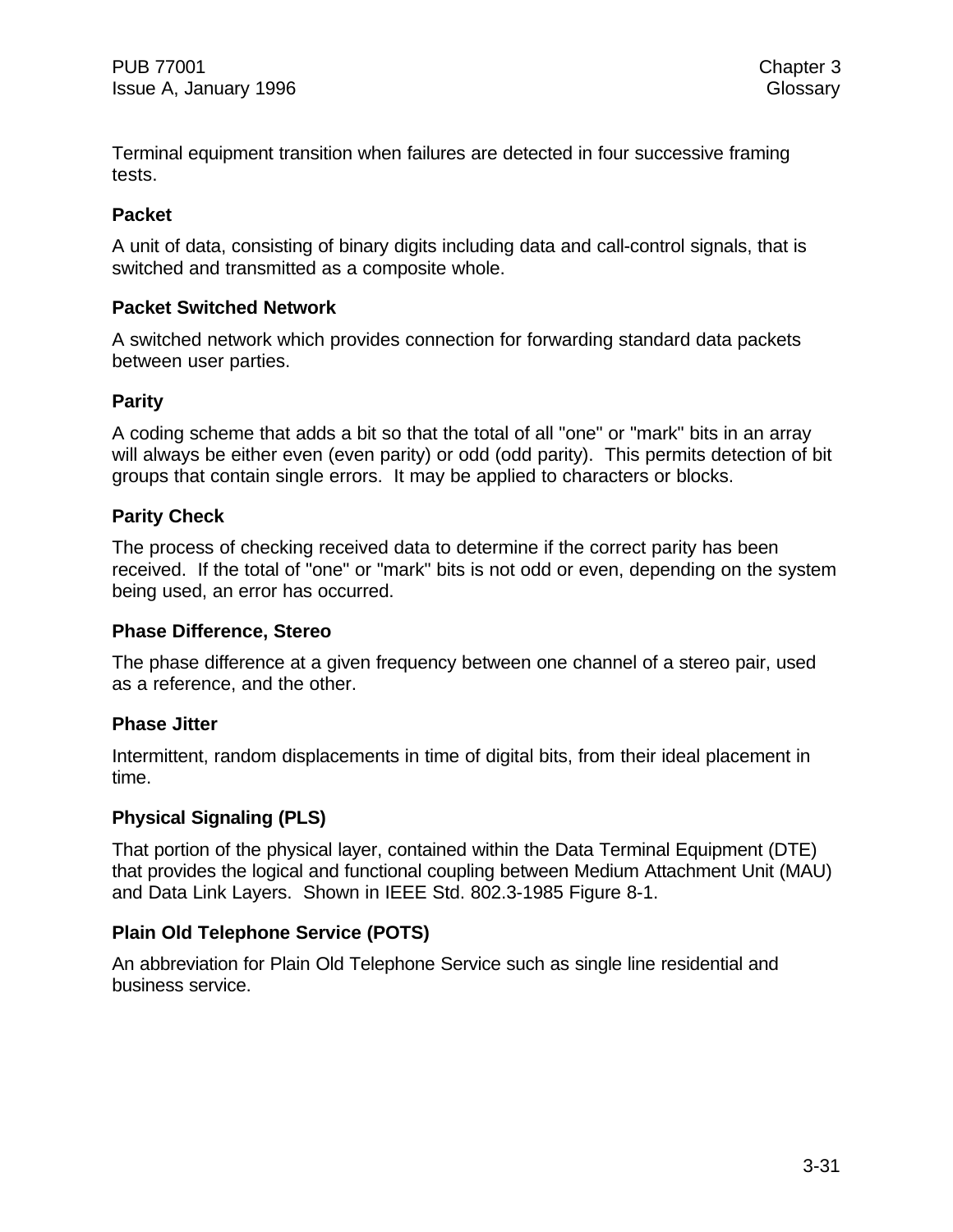Terminal equipment transition when failures are detected in four successive framing tests.

**Packet**

A unit of data, consisting of binary digits including data and call-control signals, that is switched and transmitted as a composite whole.

**Packet Switched Network**

A switched network which provides connection for forwarding standard data packets between user parties.

**Parity**

A coding scheme that adds a bit so that the total of all "one" or "mark" bits in an array will always be either even (even parity) or odd (odd parity). This permits detection of bit groups that contain single errors. It may be applied to characters or blocks.

**Parity Check**

The process of checking received data to determine if the correct parity has been received. If the total of "one" or "mark" bits is not odd or even, depending on the system being used, an error has occurred.

**Phase Difference, Stereo**

The phase difference at a given frequency between one channel of a stereo pair, used as a reference, and the other.

**Phase Jitter**

Intermittent, random displacements in time of digital bits, from their ideal placement in time.

**Physical Signaling (PLS)**

That portion of the physical layer, contained within the Data Terminal Equipment (DTE) that provides the logical and functional coupling between Medium Attachment Unit (MAU) and Data Link Layers. Shown in IEEE Std. 802.3-1985 Figure 8-1.

**Plain Old Telephone Service (POTS)**

An abbreviation for Plain Old Telephone Service such as single line residential and business service.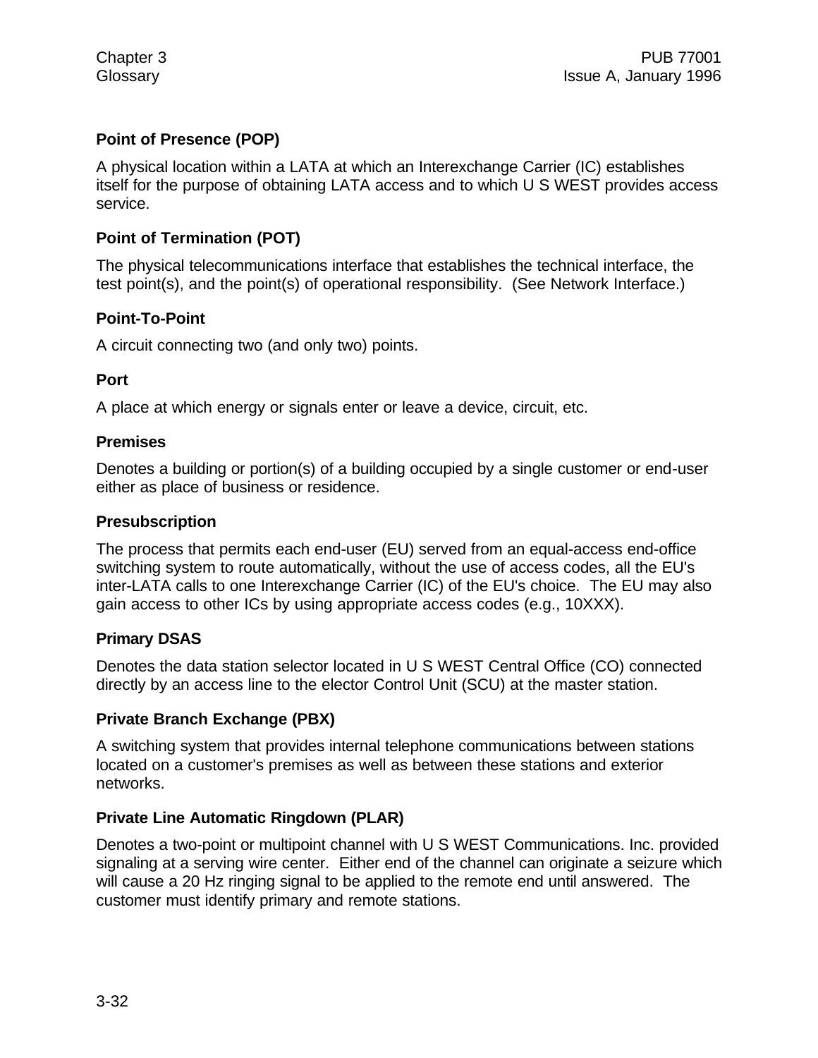**Point of Presence (POP)**

A physical location within a LATA at which an Interexchange Carrier (IC) establishes itself for the purpose of obtaining LATA access and to which U S WEST provides access service.

**Point of Termination (POT)**

The physical telecommunications interface that establishes the technical interface, the test point(s), and the point(s) of operational responsibility. (See Network Interface.)

**Point-To-Point**

A circuit connecting two (and only two) points.

**Port**

A place at which energy or signals enter or leave a device, circuit, etc.

**Premises**

Denotes a building or portion(s) of a building occupied by a single customer or end-user either as place of business or residence.

**Presubscription**

The process that permits each end-user (EU) served from an equal-access end-office switching system to route automatically, without the use of access codes, all the EU's inter-LATA calls to one Interexchange Carrier (IC) of the EU's choice. The EU may also gain access to other ICs by using appropriate access codes (e.g., 10XXX).

**Primary DSAS**

Denotes the data station selector located in U S WEST Central Office (CO) connected directly by an access line to the elector Control Unit (SCU) at the master station.

**Private Branch Exchange (PBX)**

A switching system that provides internal telephone communications between stations located on a customer's premises as well as between these stations and exterior networks.

**Private Line Automatic Ringdown (PLAR)**

Denotes a two-point or multipoint channel with U S WEST Communications. Inc. provided signaling at a serving wire center. Either end of the channel can originate a seizure which will cause a 20 Hz ringing signal to be applied to the remote end until answered. The customer must identify primary and remote stations.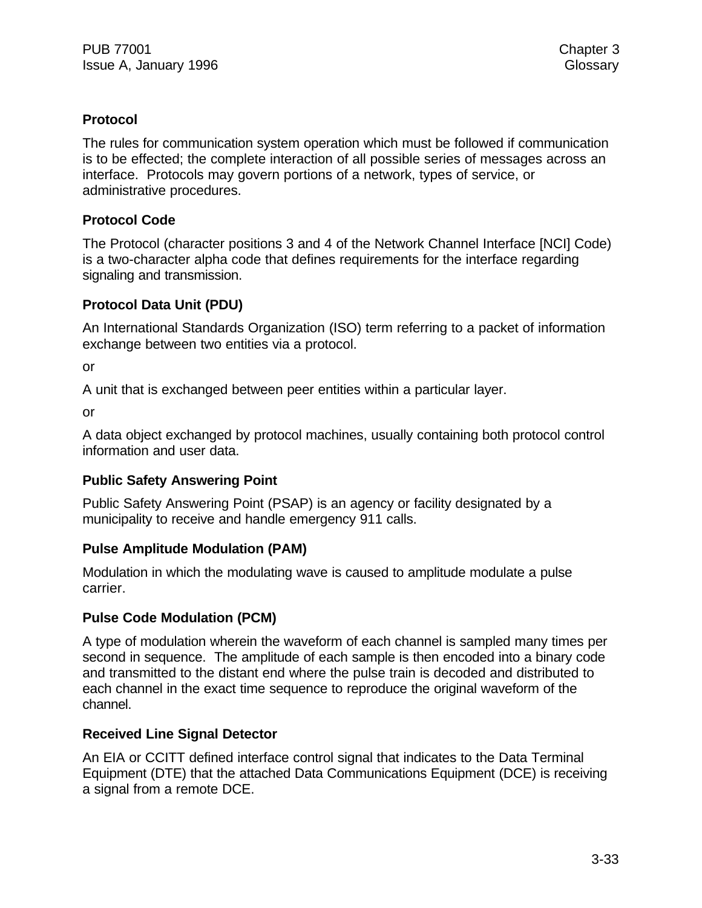### Protocol

The rules for communication system operation which must be followed if communication is to be effected; the complete interaction of all possible series of messages across an interface. Protocols may govern portions of a network, types of service, or administrative procedures.

### Protocol Code

The Protocol (character positions 3 and 4 of the Network Channel Interface [NCI] Code) is a two-character alpha code that defines requirements for the interface regarding signaling and transmission.

### Protocol Data Unit (PDU)

An International Standards Organization (ISO) term referring to a packet of information exchange between two entities via a protocol.

or

A unit that is exchanged between peer entities within a particular layer.

or

A data object exchanged by protocol machines, usually containing both protocol control information and user data.

### Public Safety Answering Point

Public Safety Answering Point (PSAP) is an agency or facility designated by a municipality to receive and handle emergency 911 calls.

### Pulse Amplitude Modulation (PAM)

Modulation in which the modulating wave is caused to amplitude modulate a pulse carrier.

### Pulse Code Modulation (PCM)

A type of modulation wherein the waveform of each channel is sampled many times per second in sequence. The amplitude of each sample is then encoded into a binary code and transmitted to the distant end where the pulse train is decoded and distributed to each channel in the exact time sequence to reproduce the original waveform of the channel.

### Received Line Signal Detector

An EIA or CCITT defined interface control signal that indicates to the Data Terminal Equipment (DTE) that the attached Data Communications Equipment (DCE) is receiving a signal from a remote DCE.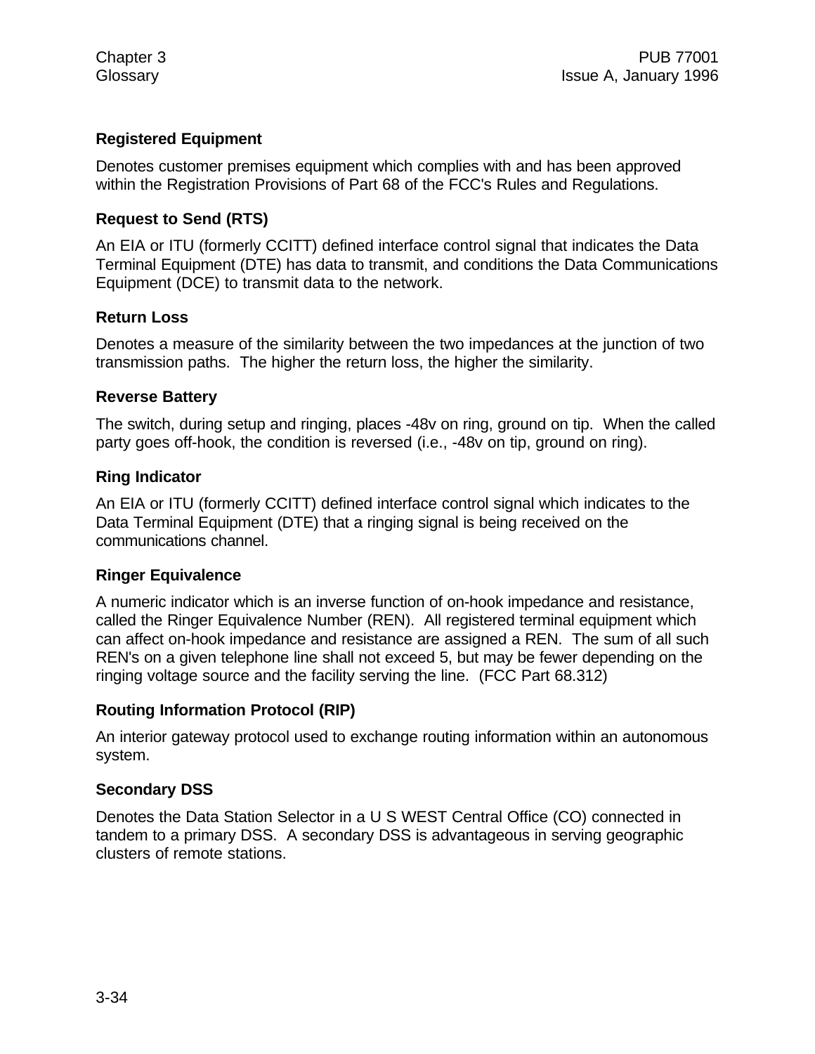**Registered Equipment**

Denotes customer premises equipment which complies with and has been approved within the Registration Provisions of Part 68 of the FCC's Rules and Regulations.

**Request to Send (RTS)**

An EIA or ITU (formerly CCITT) defined interface control signal that indicates the Data Terminal Equipment (DTE) has data to transmit, and conditions the Data Communications Equipment (DCE) to transmit data to the network.

**Return Loss**

Denotes a measure of the similarity between the two impedances at the junction of two transmission paths. The higher the return loss, the higher the similarity.

**Reverse Battery**

The switch, during setup and ringing, places -48v on ring, ground on tip. When the called party goes off-hook, the condition is reversed (i.e., -48v on tip, ground on ring).

**Ring Indicator**

An EIA or ITU (formerly CCITT) defined interface control signal which indicates to the Data Terminal Equipment (DTE) that a ringing signal is being received on the communications channel.

**Ringer Equivalence**

A numeric indicator which is an inverse function of on-hook impedance and resistance, called the Ringer Equivalence Number (REN). All registered terminal equipment which can affect on-hook impedance and resistance are assigned a REN. The sum of all such REN's on a given telephone line shall not exceed 5, but may be fewer depending on the ringing voltage source and the facility serving the line. (FCC Part 68.312)

**Routing Information Protocol (RIP)**

An interior gateway protocol used to exchange routing information within an autonomous system.

**Secondary DSS**

Denotes the Data Station Selector in a U S WEST Central Office (CO) connected in tandem to a primary DSS. A secondary DSS is advantageous in serving geographic clusters of remote stations.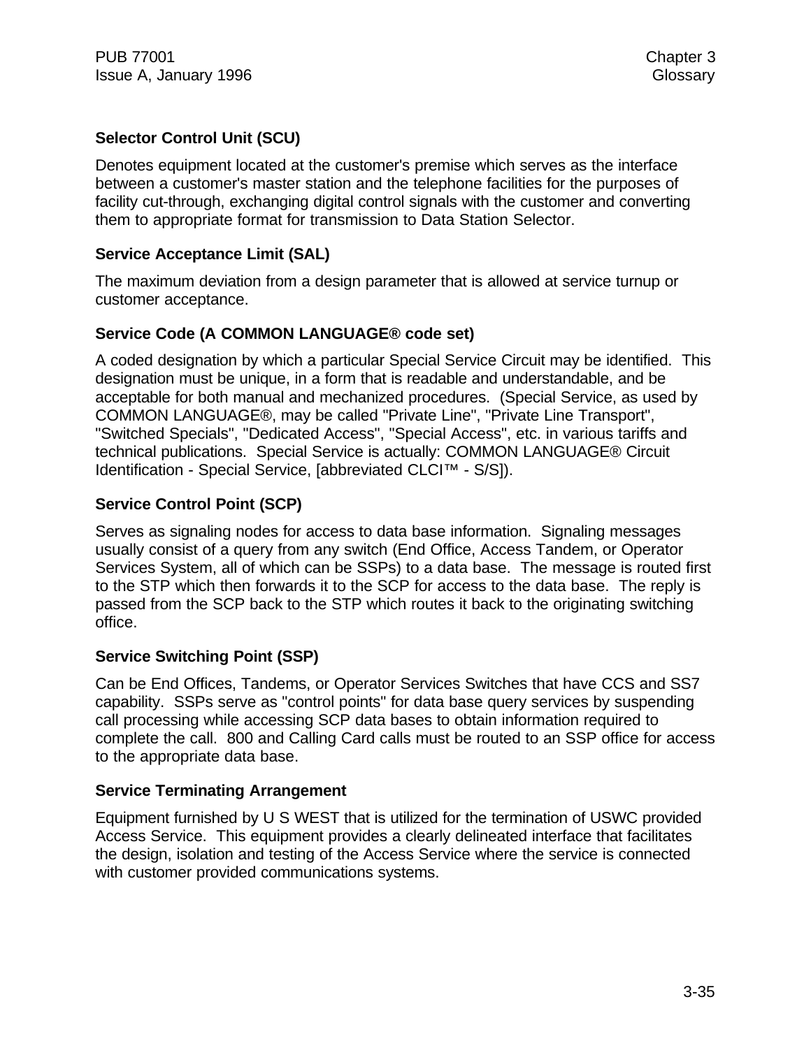### Selector Control Unit (SCU)

Denotes equipment located at the customer's premise which serves as the interface between a customer's master station and the telephone facilities for the purposes of facility cut-through, exchanging digital control signals with the customer and converting them to appropriate format for transmission to Data Station Selector.

### Service Acceptance Limit (SAL)

The maximum deviation from a design parameter that is allowed at service turnup or customer acceptance.

### Service Code (A COMMON LANGUAGE® code set)

A coded designation by which a particular Special Service Circuit may be identified. This designation must be unique, in a form that is readable and understandable, and be acceptable for both manual and mechanized procedures. (Special Service, as used by COMMON LANGUAGE®, may be called "Private Line", "Private Line Transport", "Switched Specials", "Dedicated Access", "Special Access", etc. in various tariffs and technical publications. Special Service is actually: COMMON LANGUAGE® Circuit Identification - Special Service, [abbreviated CLCI™ - S/S]).

### Service Control Point (SCP)

Serves as signaling nodes for access to data base information. Signaling messages usually consist of a query from any switch (End Office, Access Tandem, or Operator Services System, all of which can be SSPs) to a data base. The message is routed first to the STP which then forwards it to the SCP for access to the data base. The reply is passed from the SCP back to the STP which routes it back to the originating switching office.

### Service Switching Point (SSP)

Can be End Offices, Tandems, or Operator Services Switches that have CCS and SS7 capability. SSPs serve as "control points" for data base query services by suspending call processing while accessing SCP data bases to obtain information required to complete the call. 800 and Calling Card calls must be routed to an SSP office for access to the appropriate data base.

### Service Terminating Arrangement

Equipment furnished by U S WEST that is utilized for the termination of USWC provided Access Service. This equipment provides a clearly delineated interface that facilitates the design, isolation and testing of the Access Service where the service is connected with customer provided communications systems.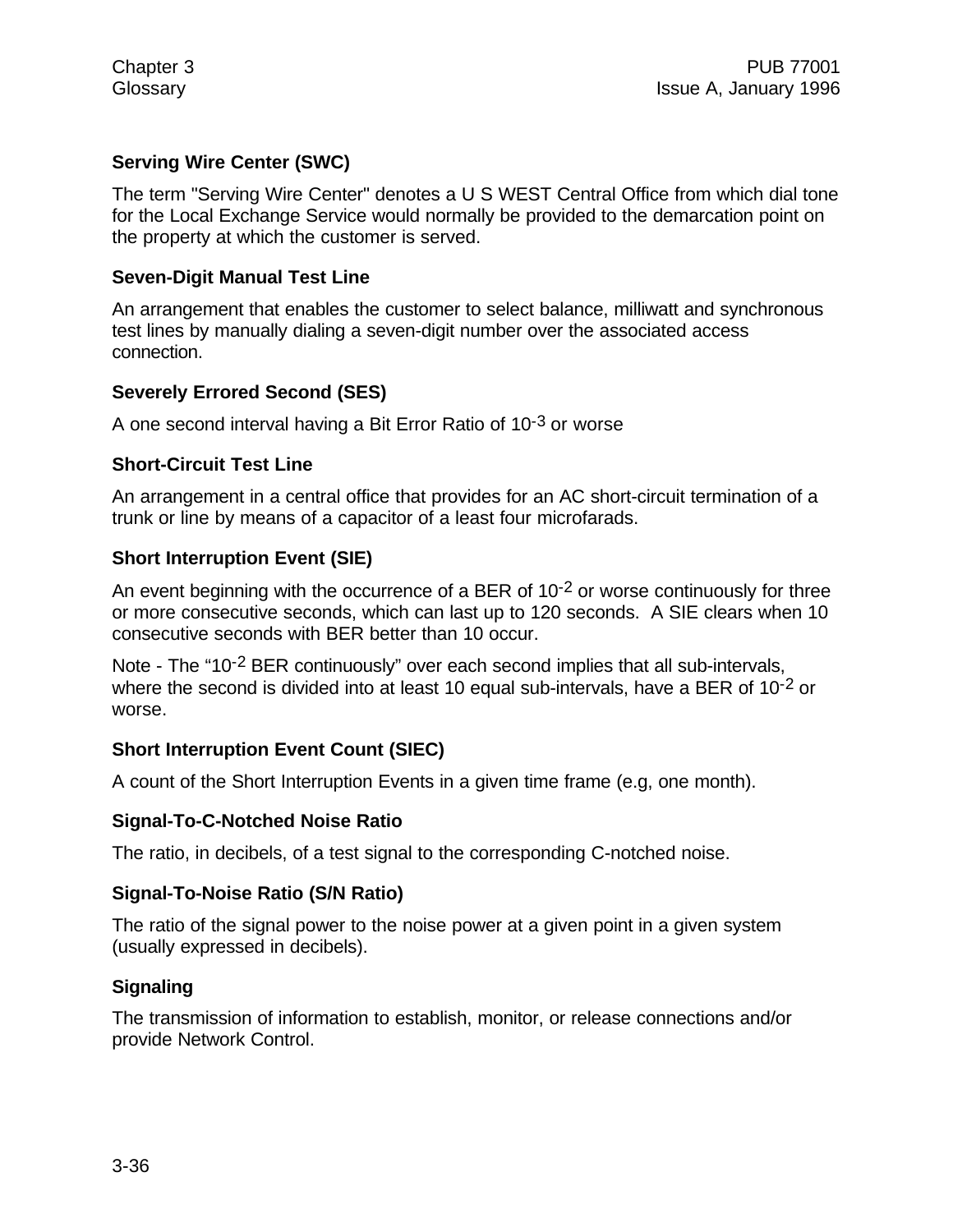**Serving Wire Center (SWC)**

The term "Serving Wire Center" denotes a U S WEST Central Office from which dial tone for the Local Exchange Service would normally be provided to the demarcation point on the property at which the customer is served.

**Seven-Digit Manual Test Line**

An arrangement that enables the customer to select balance, milliwatt and synchronous test lines by manually dialing a seven-digit number over the associated access connection.

**Severely Errored Second (SES)**

A one second interval having a Bit Error Ratio of $10^{-3}$ or worse

**Short-Circuit Test Line**

An arrangement in a central office that provides for an AC short-circuit termination of a trunk or line by means of a capacitor of a least four microfarads.

**Short Interruption Event (SIE)**

An event beginning with the occurrence of a BER of $10^{-2}$ or worse continuously for three or more consecutive seconds, which can last up to 120 seconds. A SIE clears when 10 consecutive seconds with BER better than 10 occur.

Note - The “$10^{-2}$ BER continuously” over each second implies that all sub-intervals, where the second is divided into at least 10 equal sub-intervals, have a BER of $10^{-2}$ or worse.

**Short Interruption Event Count (SIEC)**

A count of the Short Interruption Events in a given time frame (e.g, one month).

**Signal-To-C-Notched Noise Ratio**

The ratio, in decibels, of a test signal to the corresponding C-notched noise.

**Signal-To-Noise Ratio (S/N Ratio)**

The ratio of the signal power to the noise power at a given point in a given system (usually expressed in decibels).

**Signaling**

The transmission of information to establish, monitor, or release connections and/or provide Network Control.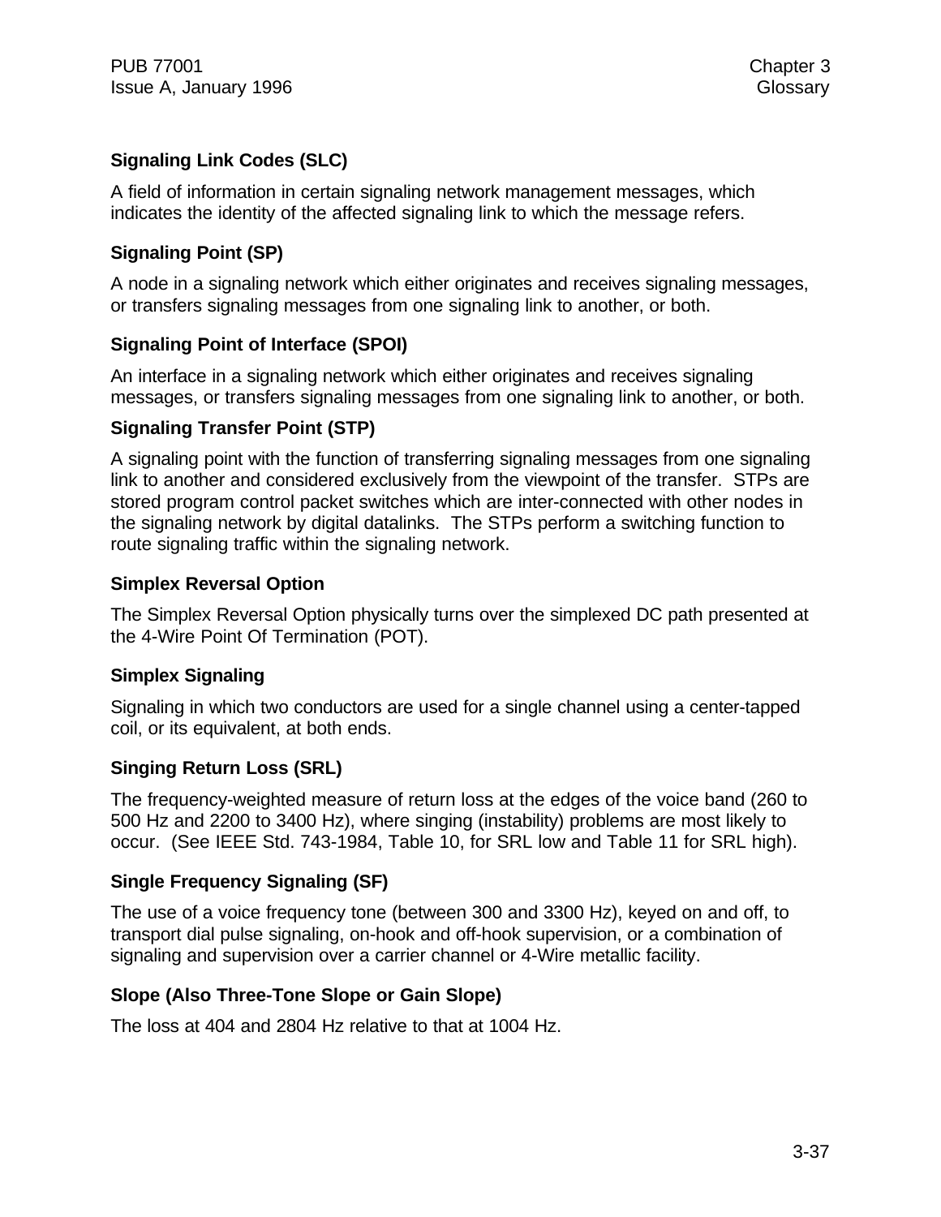**Signaling Link Codes (SLC)**

A field of information in certain signaling network management messages, which indicates the identity of the affected signaling link to which the message refers.

**Signaling Point (SP)**

A node in a signaling network which either originates and receives signaling messages, or transfers signaling messages from one signaling link to another, or both.

**Signaling Point of Interface (SPOI)**

An interface in a signaling network which either originates and receives signaling messages, or transfers signaling messages from one signaling link to another, or both.

**Signaling Transfer Point (STP)**

A signaling point with the function of transferring signaling messages from one signaling link to another and considered exclusively from the viewpoint of the transfer. STPs are stored program control packet switches which are inter-connected with other nodes in the signaling network by digital datalinks. The STPs perform a switching function to route signaling traffic within the signaling network.

**Simplex Reversal Option**

The Simplex Reversal Option physically turns over the simplexed DC path presented at the 4-Wire Point Of Termination (POT).

**Simplex Signaling**

Signaling in which two conductors are used for a single channel using a center-tapped coil, or its equivalent, at both ends.

**Singing Return Loss (SRL)**

The frequency-weighted measure of return loss at the edges of the voice band (260 to 500 Hz and 2200 to 3400 Hz), where singing (instability) problems are most likely to occur. (See IEEE Std. 743-1984, Table 10, for SRL low and Table 11 for SRL high).

**Single Frequency Signaling (SF)**

The use of a voice frequency tone (between 300 and 3300 Hz), keyed on and off, to transport dial pulse signaling, on-hook and off-hook supervision, or a combination of signaling and supervision over a carrier channel or 4-Wire metallic facility.

**Slope (Also Three-Tone Slope or Gain Slope)**

The loss at 404 and 2804 Hz relative to that at 1004 Hz.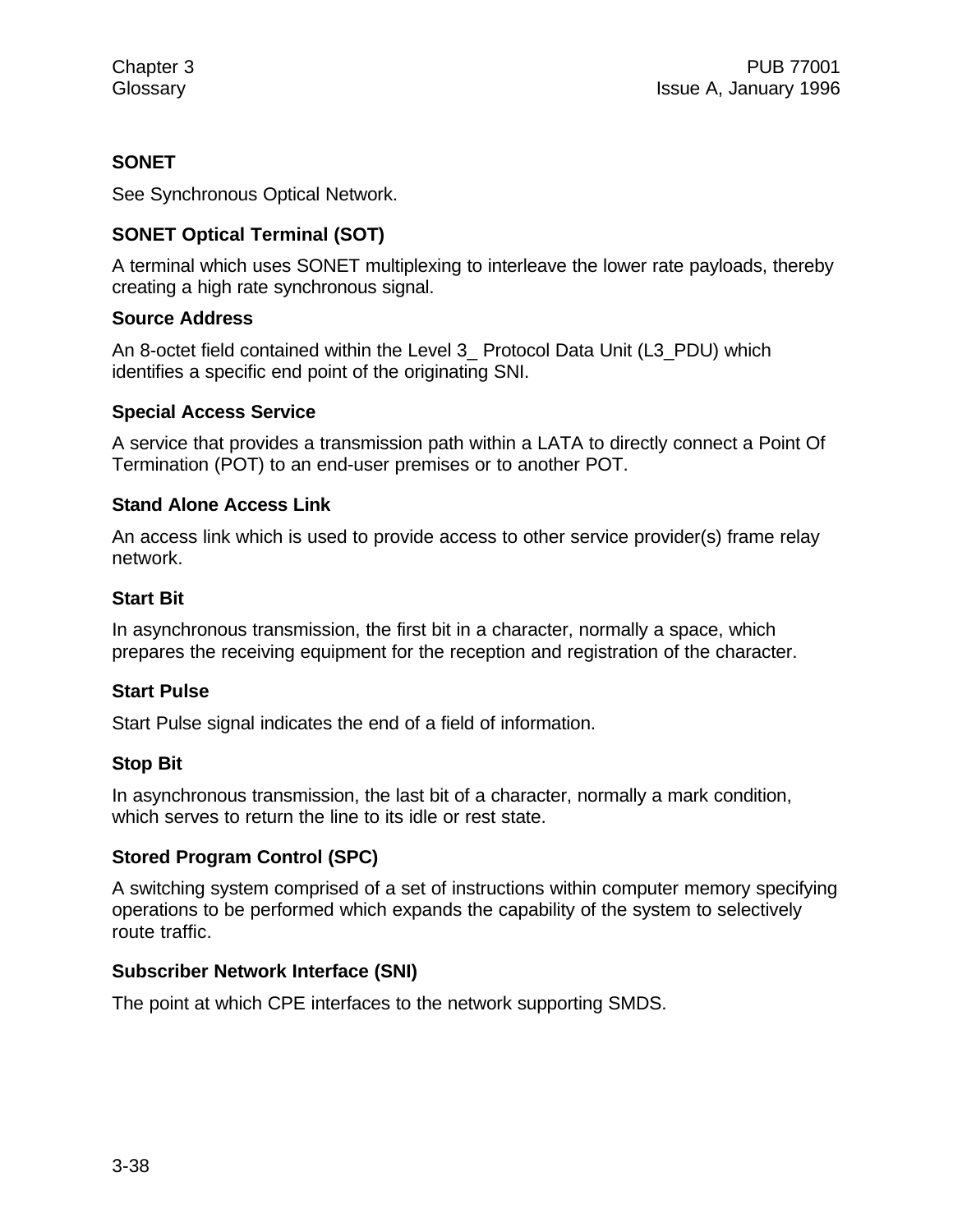**SONET**

See Synchronous Optical Network.

**SONET Optical Terminal (SOT)**

A terminal which uses SONET multiplexing to interleave the lower rate payloads, thereby creating a high rate synchronous signal.

**Source Address**

An 8-octet field contained within the Level 3_ Protocol Data Unit (L3_PDU) which identifies a specific end point of the originating SNI.

**Special Access Service**

A service that provides a transmission path within a LATA to directly connect a Point Of Termination (POT) to an end-user premises or to another POT.

**Stand Alone Access Link**

An access link which is used to provide access to other service provider(s) frame relay network.

**Start Bit**

In asynchronous transmission, the first bit in a character, normally a space, which prepares the receiving equipment for the reception and registration of the character.

**Start Pulse**

Start Pulse signal indicates the end of a field of information.

**Stop Bit**

In asynchronous transmission, the last bit of a character, normally a mark condition, which serves to return the line to its idle or rest state.

**Stored Program Control (SPC)**

A switching system comprised of a set of instructions within computer memory specifying operations to be performed which expands the capability of the system to selectively route traffic.

**Subscriber Network Interface (SNI)**

The point at which CPE interfaces to the network supporting SMDS.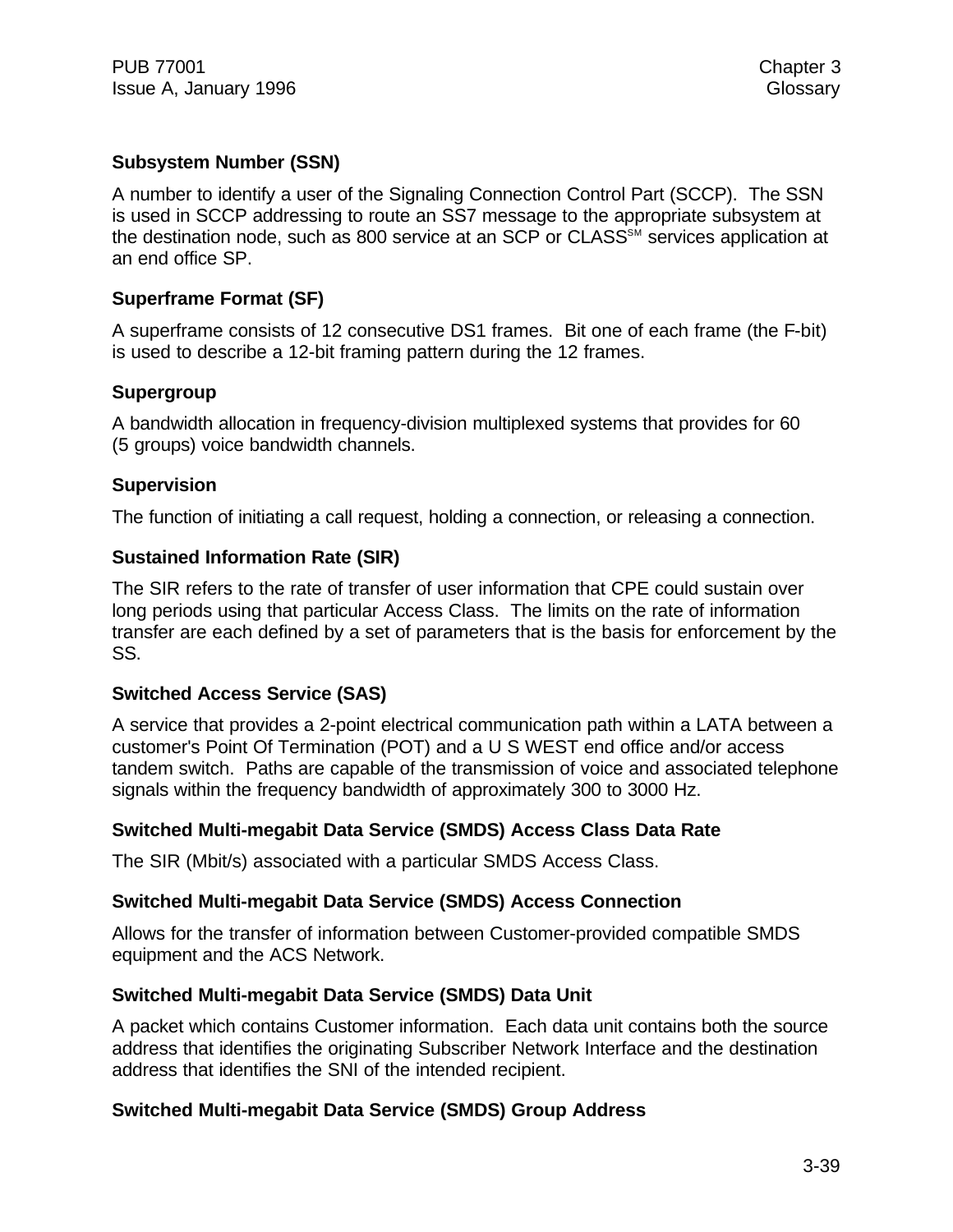**Subsystem Number (SSN)**

A number to identify a user of the Signaling Connection Control Part (SCCP). The SSN is used in SCCP addressing to route an SS7 message to the appropriate subsystem at the destination node, such as 800 service at an SCP or CLASS[SM] services application at an end office SP.

**Superframe Format (SF)**

A superframe consists of 12 consecutive DS1 frames. Bit one of each frame (the F-bit) is used to describe a 12-bit framing pattern during the 12 frames.

**Supergroup**

A bandwidth allocation in frequency-division multiplexed systems that provides for 60 (5 groups) voice bandwidth channels.

**Supervision**

The function of initiating a call request, holding a connection, or releasing a connection.

**Sustained Information Rate (SIR)**

The SIR refers to the rate of transfer of user information that CPE could sustain over long periods using that particular Access Class. The limits on the rate of information transfer are each defined by a set of parameters that is the basis for enforcement by the SS.

**Switched Access Service (SAS)**

A service that provides a 2-point electrical communication path within a LATA between a customer's Point Of Termination (POT) and a U S WEST end office and/or access tandem switch. Paths are capable of the transmission of voice and associated telephone signals within the frequency bandwidth of approximately 300 to 3000 Hz.

**Switched Multi-megabit Data Service (SMDS) Access Class Data Rate**

The SIR (Mbit/s) associated with a particular SMDS Access Class.

**Switched Multi-megabit Data Service (SMDS) Access Connection**

Allows for the transfer of information between Customer-provided compatible SMDS equipment and the ACS Network.

**Switched Multi-megabit Data Service (SMDS) Data Unit**

A packet which contains Customer information. Each data unit contains both the source address that identifies the originating Subscriber Network Interface and the destination address that identifies the SNI of the intended recipient.

**Switched Multi-megabit Data Service (SMDS) Group Address**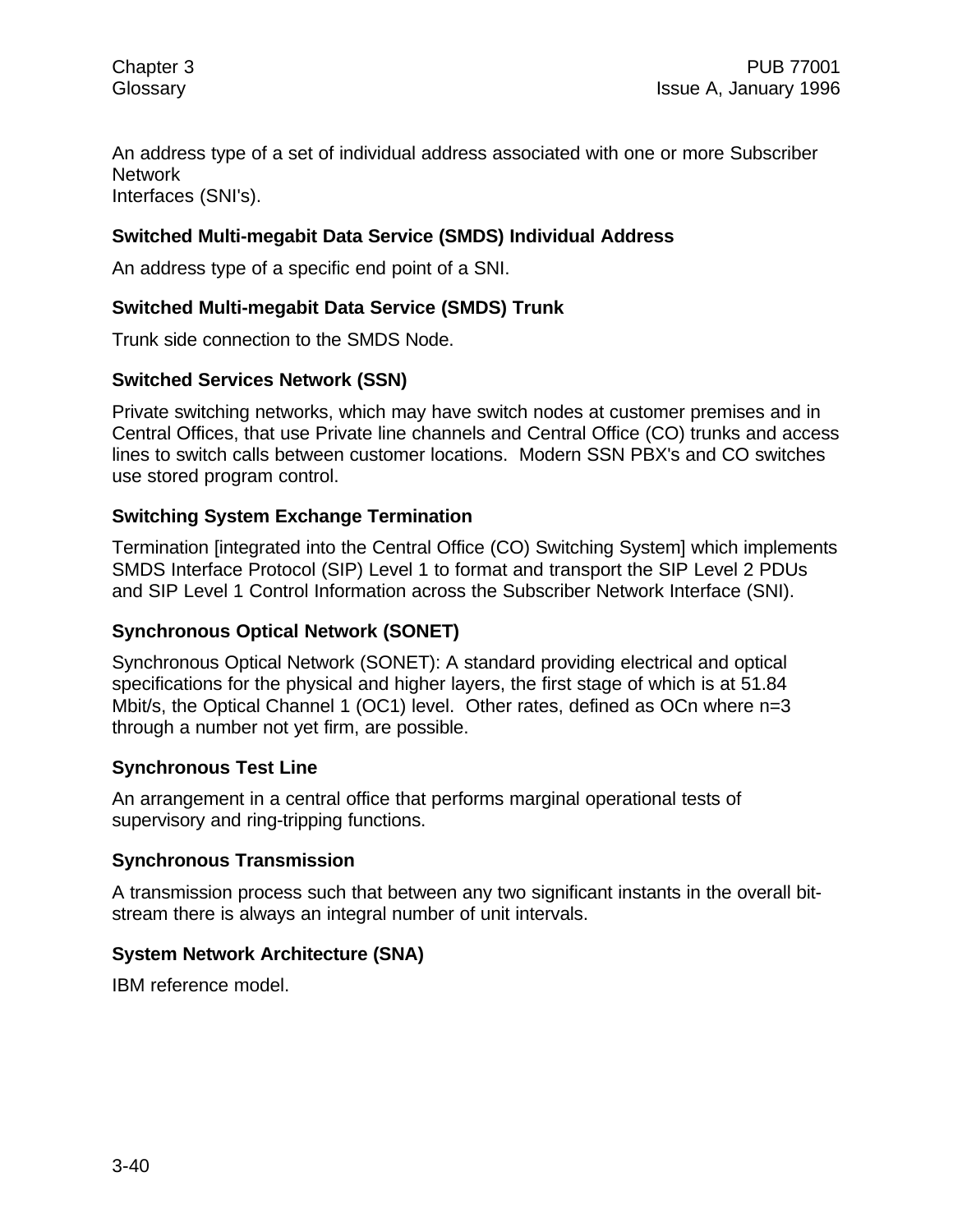An address type of a set of individual address associated with one or more Subscriber Network
Interfaces (SNI's).

**Switched Multi-megabit Data Service (SMDS) Individual Address**

An address type of a specific end point of a SNI.

**Switched Multi-megabit Data Service (SMDS) Trunk**

Trunk side connection to the SMDS Node.

**Switched Services Network (SSN)**

Private switching networks, which may have switch nodes at customer premises and in Central Offices, that use Private line channels and Central Office (CO) trunks and access lines to switch calls between customer locations. Modern SSN PBX's and CO switches use stored program control.

**Switching System Exchange Termination**

Termination [integrated into the Central Office (CO) Switching System] which implements SMDS Interface Protocol (SIP) Level 1 to format and transport the SIP Level 2 PDUs and SIP Level 1 Control Information across the Subscriber Network Interface (SNI).

**Synchronous Optical Network (SONET)**

Synchronous Optical Network (SONET): A standard providing electrical and optical specifications for the physical and higher layers, the first stage of which is at 51.84 Mbit/s, the Optical Channel 1 (OC1) level. Other rates, defined as OCn where n=3 through a number not yet firm, are possible.

**Synchronous Test Line**

An arrangement in a central office that performs marginal operational tests of supervisory and ring-tripping functions.

**Synchronous Transmission**

A transmission process such that between any two significant instants in the overall bit-stream there is always an integral number of unit intervals.

**System Network Architecture (SNA)**

IBM reference model.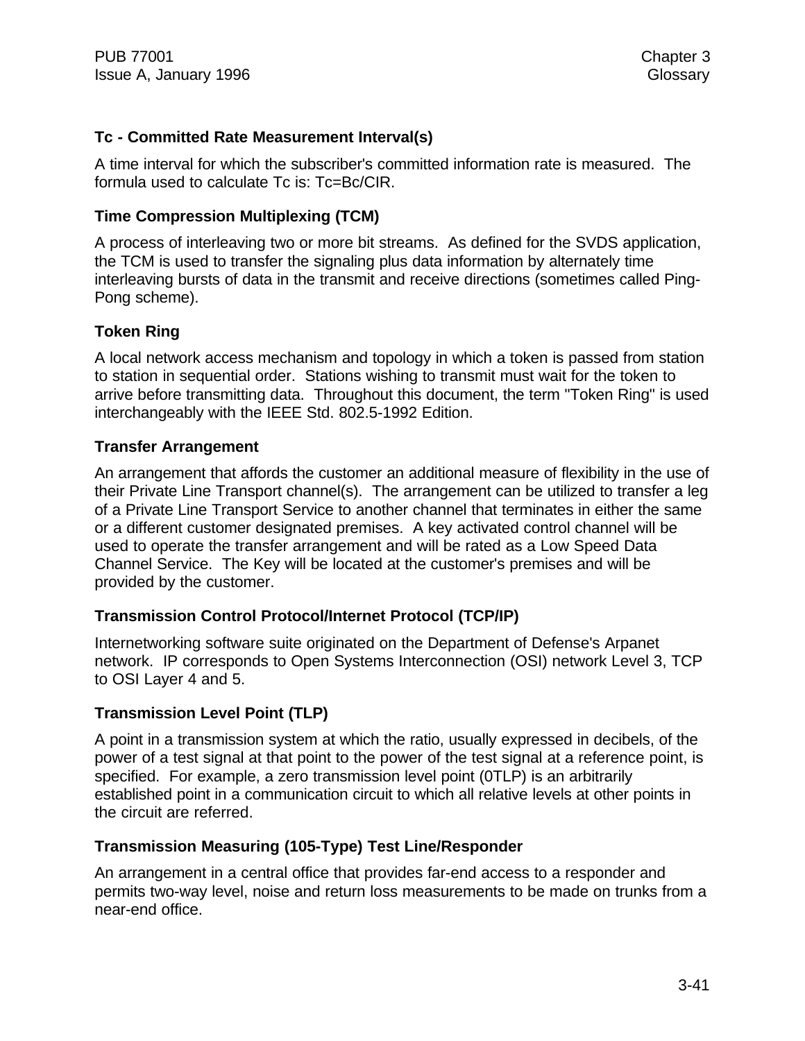### Tc - Committed Rate Measurement Interval(s)

A time interval for which the subscriber's committed information rate is measured. The formula used to calculate Tc is: Tc=Bc/CIR.

### Time Compression Multiplexing (TCM)

A process of interleaving two or more bit streams. As defined for the SVDS application, the TCM is used to transfer the signaling plus data information by alternately time interleaving bursts of data in the transmit and receive directions (sometimes called Ping-Pong scheme).

### Token Ring

A local network access mechanism and topology in which a token is passed from station to station in sequential order. Stations wishing to transmit must wait for the token to arrive before transmitting data. Throughout this document, the term "Token Ring" is used interchangeably with the IEEE Std. 802.5-1992 Edition.

### Transfer Arrangement

An arrangement that affords the customer an additional measure of flexibility in the use of their Private Line Transport channel(s). The arrangement can be utilized to transfer a leg of a Private Line Transport Service to another channel that terminates in either the same or a different customer designated premises. A key activated control channel will be used to operate the transfer arrangement and will be rated as a Low Speed Data Channel Service. The Key will be located at the customer's premises and will be provided by the customer.

### Transmission Control Protocol/Internet Protocol (TCP/IP)

Internetworking software suite originated on the Department of Defense's Arpanet network. IP corresponds to Open Systems Interconnection (OSI) network Level 3, TCP to OSI Layer 4 and 5.

### Transmission Level Point (TLP)

A point in a transmission system at which the ratio, usually expressed in decibels, of the power of a test signal at that point to the power of the test signal at a reference point, is specified. For example, a zero transmission level point (0TLP) is an arbitrarily established point in a communication circuit to which all relative levels at other points in the circuit are referred.

### Transmission Measuring (105-Type) Test Line/Responder

An arrangement in a central office that provides far-end access to a responder and permits two-way level, noise and return loss measurements to be made on trunks from a near-end office.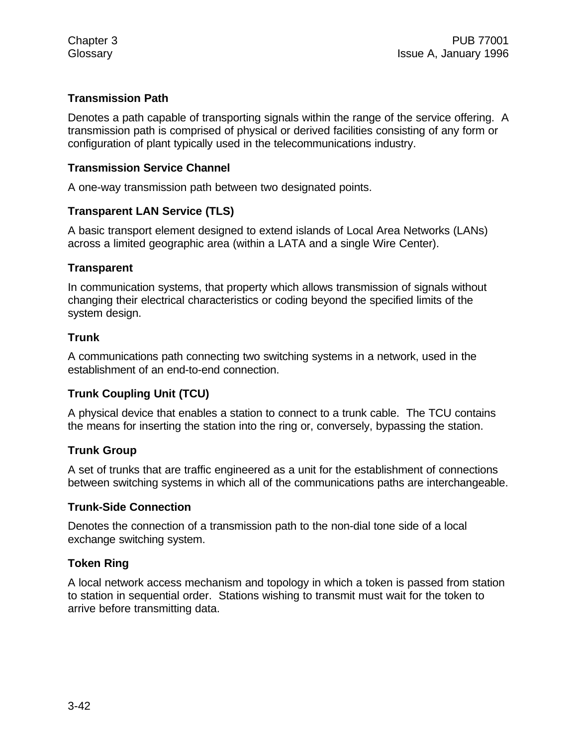**Transmission Path**

Denotes a path capable of transporting signals within the range of the service offering. A transmission path is comprised of physical or derived facilities consisting of any form or configuration of plant typically used in the telecommunications industry.

**Transmission Service Channel**

A one-way transmission path between two designated points.

**Transparent LAN Service (TLS)**

A basic transport element designed to extend islands of Local Area Networks (LANs) across a limited geographic area (within a LATA and a single Wire Center).

**Transparent**

In communication systems, that property which allows transmission of signals without changing their electrical characteristics or coding beyond the specified limits of the system design.

**Trunk**

A communications path connecting two switching systems in a network, used in the establishment of an end-to-end connection.

**Trunk Coupling Unit (TCU)**

A physical device that enables a station to connect to a trunk cable. The TCU contains the means for inserting the station into the ring or, conversely, bypassing the station.

**Trunk Group**

A set of trunks that are traffic engineered as a unit for the establishment of connections between switching systems in which all of the communications paths are interchangeable.

**Trunk-Side Connection**

Denotes the connection of a transmission path to the non-dial tone side of a local exchange switching system.

**Token Ring**

A local network access mechanism and topology in which a token is passed from station to station in sequential order. Stations wishing to transmit must wait for the token to arrive before transmitting data.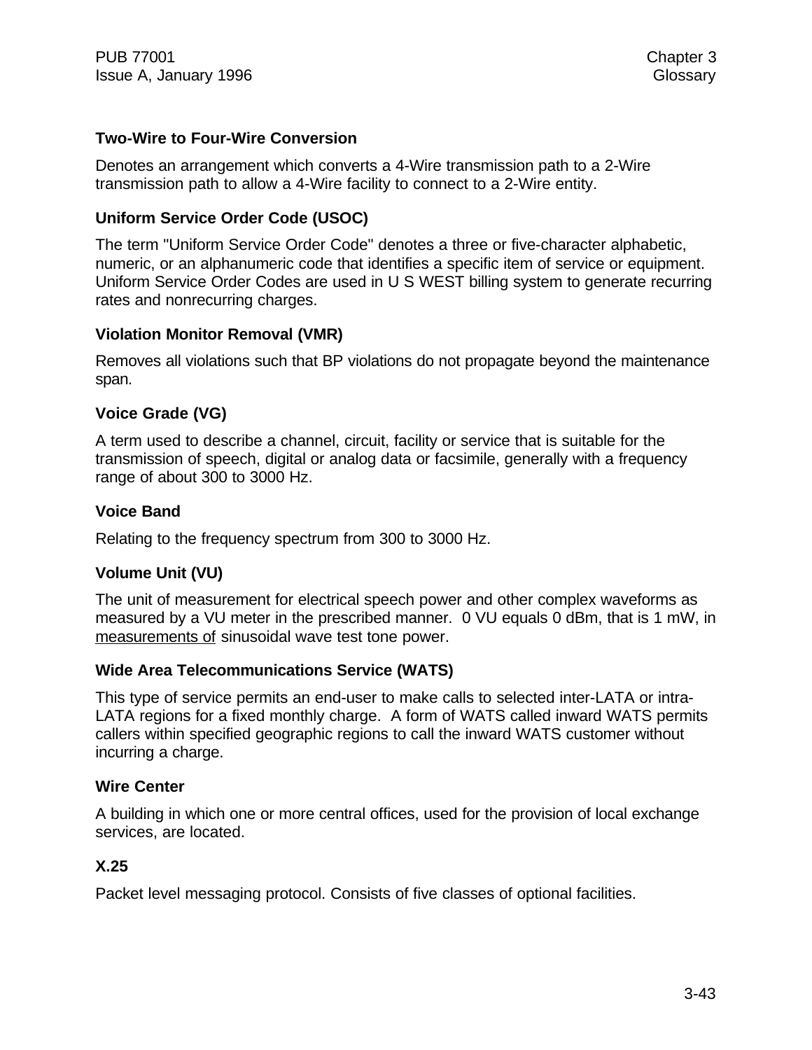**Two-Wire to Four-Wire Conversion**

Denotes an arrangement which converts a 4-Wire transmission path to a 2-Wire transmission path to allow a 4-Wire facility to connect to a 2-Wire entity.

**Uniform Service Order Code (USOC)**

The term "Uniform Service Order Code" denotes a three or five-character alphabetic, numeric, or an alphanumeric code that identifies a specific item of service or equipment. Uniform Service Order Codes are used in U S WEST billing system to generate recurring rates and nonrecurring charges.

**Violation Monitor Removal (VMR)**

Removes all violations such that BP violations do not propagate beyond the maintenance span.

**Voice Grade (VG)**

A term used to describe a channel, circuit, facility or service that is suitable for the transmission of speech, digital or analog data or facsimile, generally with a frequency range of about 300 to 3000 Hz.

**Voice Band**

Relating to the frequency spectrum from 300 to 3000 Hz.

**Volume Unit (VU)**

The unit of measurement for electrical speech power and other complex waveforms as measured by a VU meter in the prescribed manner. 0 VU equals 0 dBm, that is 1 mW, in measurements of sinusoidal wave test tone power.

**Wide Area Telecommunications Service (WATS)**

This type of service permits an end-user to make calls to selected inter-LATA or intra-LATA regions for a fixed monthly charge. A form of WATS called inward WATS permits callers within specified geographic regions to call the inward WATS customer without incurring a charge.

**Wire Center**

A building in which one or more central offices, used for the provision of local exchange services, are located.

**X.25**

Packet level messaging protocol. Consists of five classes of optional facilities.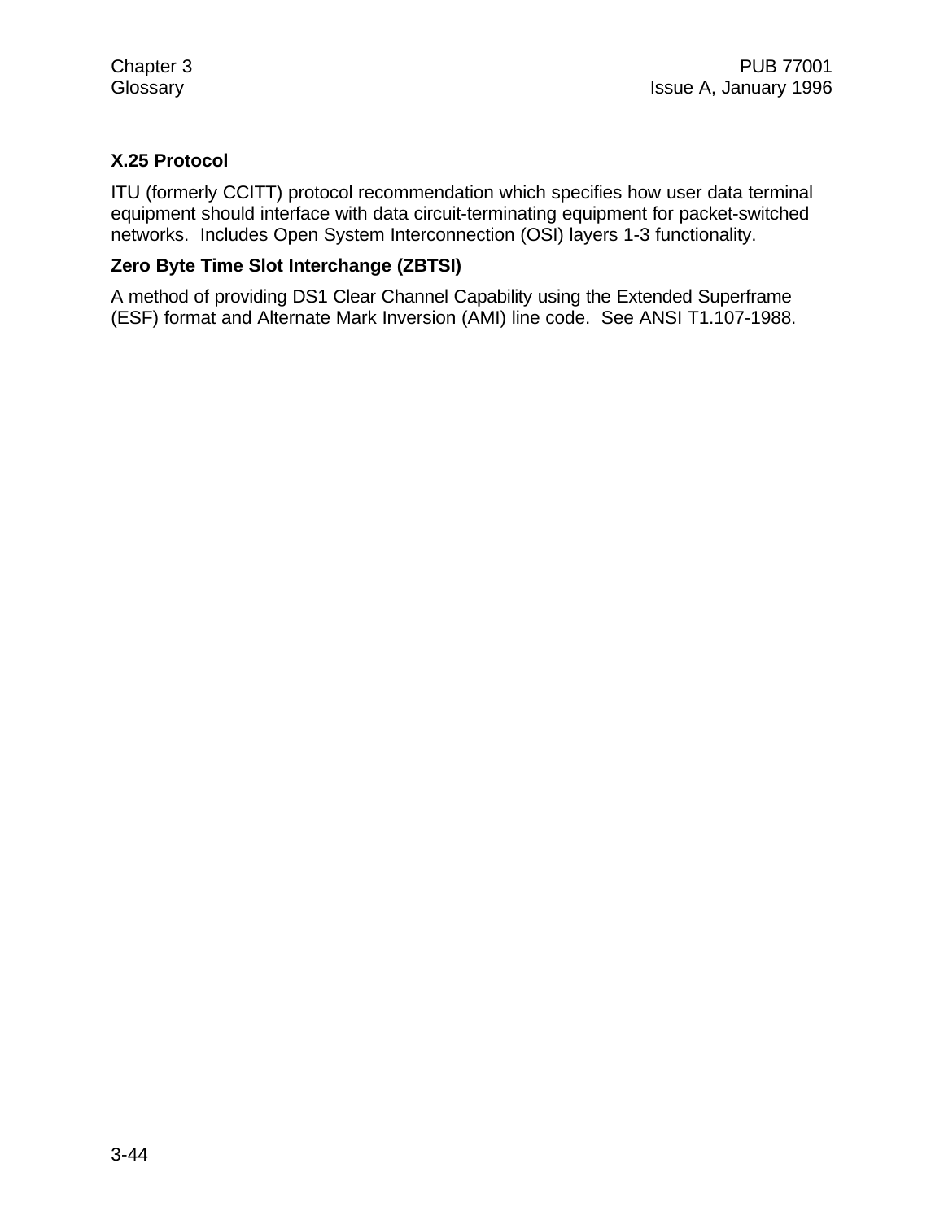**X.25 Protocol**

ITU (formerly CCITT) protocol recommendation which specifies how user data terminal equipment should interface with data circuit-terminating equipment for packet-switched networks.  Includes Open System Interconnection (OSI) layers 1-3 functionality.

**Zero Byte Time Slot Interchange (ZBTSI)**

A method of providing DS1 Clear Channel Capability using the Extended Superframe (ESF) format and Alternate Mark Inversion (AMI) line code.  See ANSI T1.107-1988.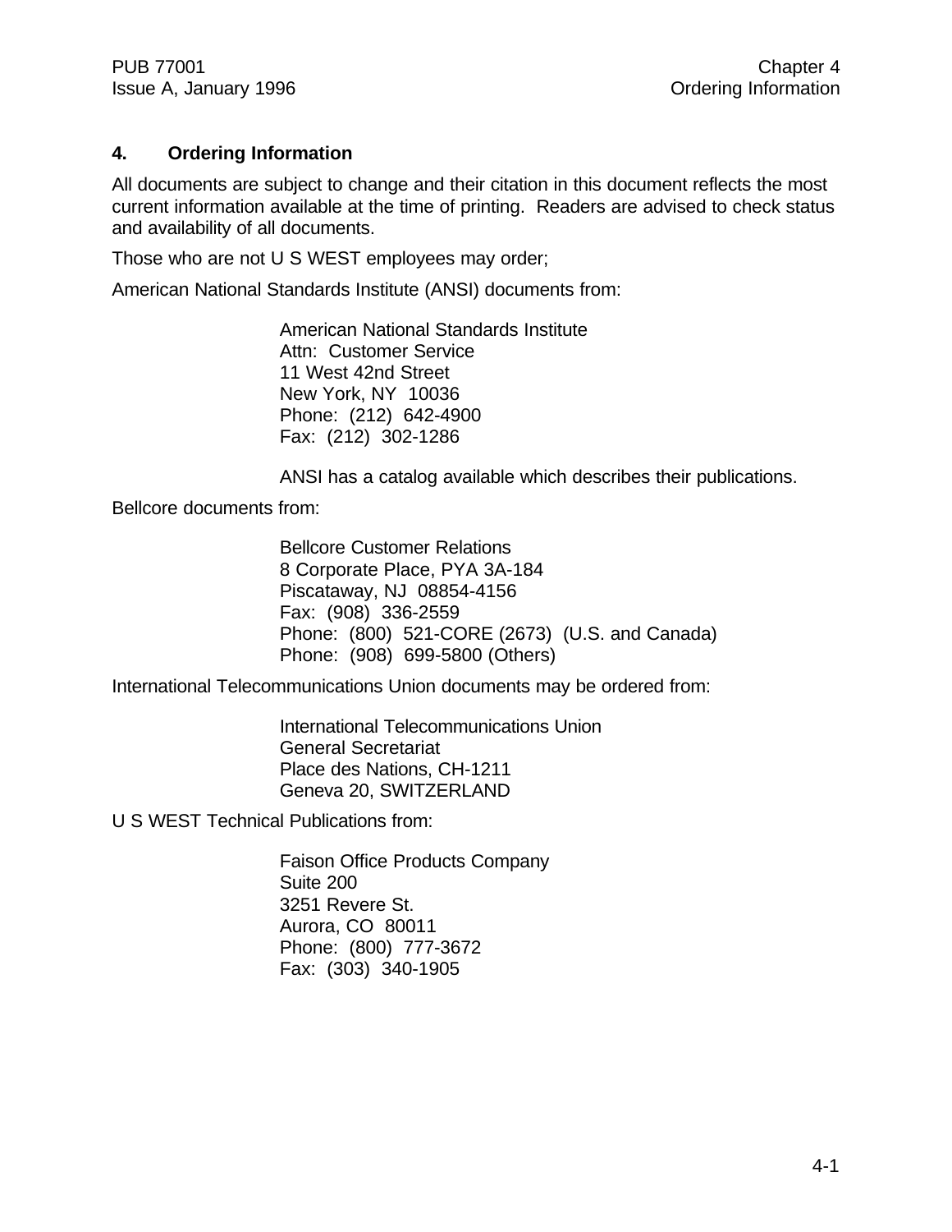## 4. Ordering Information

All documents are subject to change and their citation in this document reflects the most current information available at the time of printing. Readers are advised to check status and availability of all documents.

Those who are not U S WEST employees may order;

American National Standards Institute (ANSI) documents from:

> American National Standards Institute  
> Attn: Customer Service  
> 11 West 42nd Street  
> New York, NY 10036  
> Phone: (212) 642-4900  
> Fax: (212) 302-1286
>
> ANSI has a catalog available which describes their publications.

Bellcore documents from:

> Bellcore Customer Relations  
> 8 Corporate Place, PYA 3A-184  
> Piscataway, NJ 08854-4156  
> Fax: (908) 336-2559  
> Phone: (800) 521-CORE (2673) (U.S. and Canada)  
> Phone: (908) 699-5800 (Others)

International Telecommunications Union documents may be ordered from:

> International Telecommunications Union  
> General Secretariat  
> Place des Nations, CH-1211  
> Geneva 20, SWITZERLAND

U S WEST Technical Publications from:

> Faison Office Products Company  
> Suite 200  
> 3251 Revere St.  
> Aurora, CO 80011  
> Phone: (800) 777-3672  
> Fax: (303) 340-1905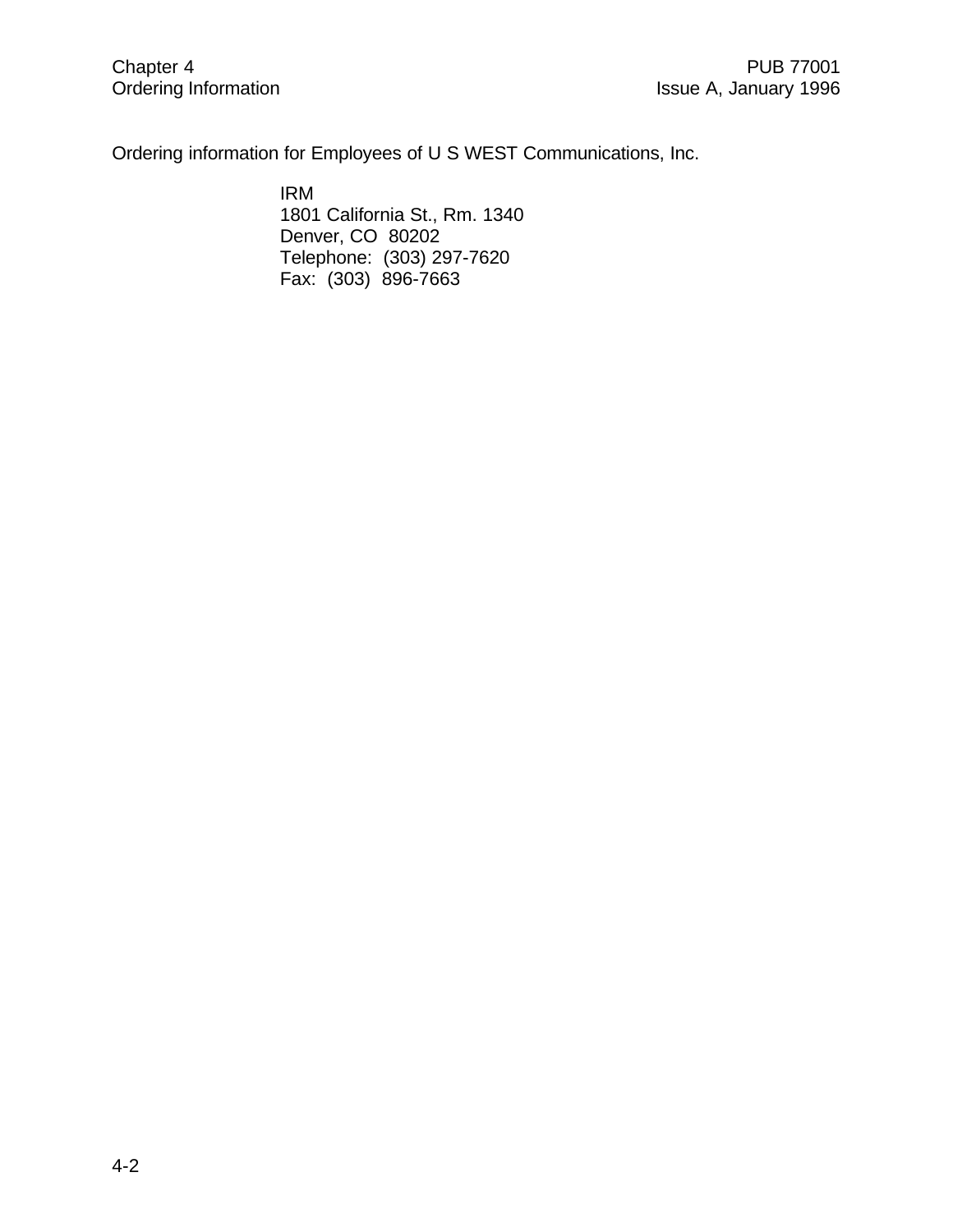Ordering information for Employees of U S WEST Communications, Inc.

IRM
1801 California St., Rm. 1340
Denver, CO  80202
Telephone:  (303) 297-7620
Fax:  (303)  896-7663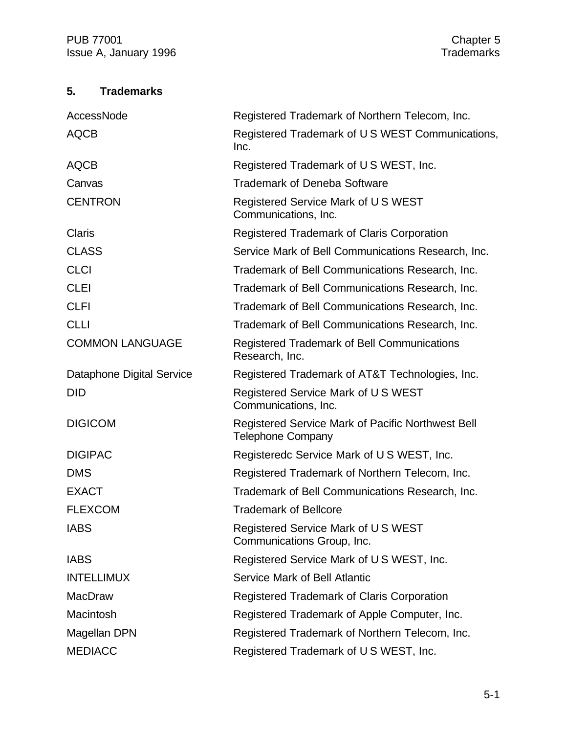## 5. Trademarks

| | |
|---|---|
| AccessNode | Registered Trademark of Northern Telecom, Inc. |
| AQCB | Registered Trademark of U S WEST Communications, Inc. |
| AQCB | Registered Trademark of U S WEST, Inc. |
| Canvas | Trademark of Deneba Software |
| CENTRON | Registered Service Mark of U S WEST Communications, Inc. |
| Claris | Registered Trademark of Claris Corporation |
| CLASS | Service Mark of Bell Communications Research, Inc. |
| CLCI | Trademark of Bell Communications Research, Inc. |
| CLEI | Trademark of Bell Communications Research, Inc. |
| CLFI | Trademark of Bell Communications Research, Inc. |
| CLLI | Trademark of Bell Communications Research, Inc. |
| COMMON LANGUAGE | Registered Trademark of Bell Communications Research, Inc. |
| Dataphone Digital Service | Registered Trademark of AT&T Technologies, Inc. |
| DID | Registered Service Mark of U S WEST Communications, Inc. |
| DIGICOM | Registered Service Mark of Pacific Northwest Bell Telephone Company |
| DIGIPAC | Registeredc Service Mark of U S WEST, Inc. |
| DMS | Registered Trademark of Northern Telecom, Inc. |
| EXACT | Trademark of Bell Communications Research, Inc. |
| FLEXCOM | Trademark of Bellcore |
| IABS | Registered Service Mark of U S WEST Communications Group, Inc. |
| IABS | Registered Service Mark of U S WEST, Inc. |
| INTELLIMUX | Service Mark of Bell Atlantic |
| MacDraw | Registered Trademark of Claris Corporation |
| Macintosh | Registered Trademark of Apple Computer, Inc. |
| Magellan DPN | Registered Trademark of Northern Telecom, Inc. |
| MEDIACC | Registered Trademark of U S WEST, Inc. |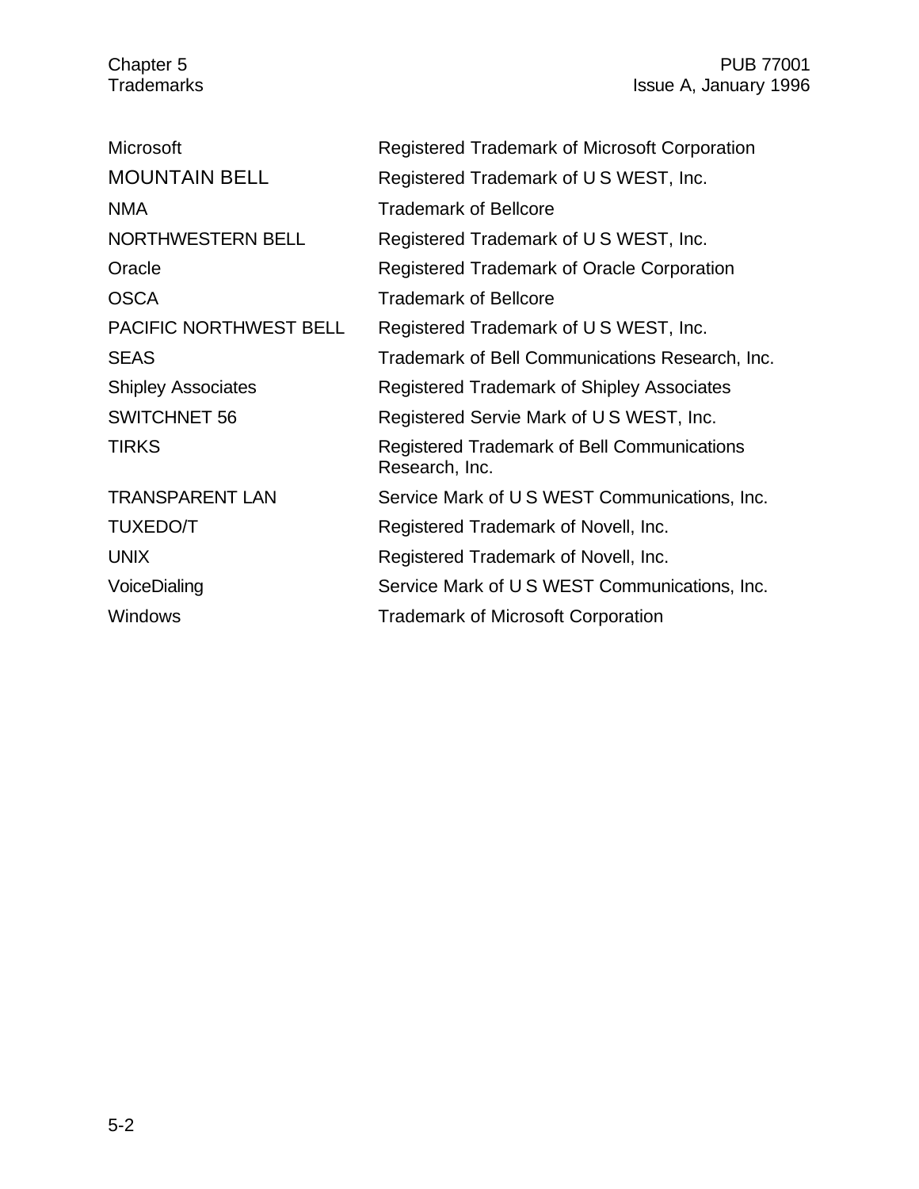| | |
|---|---|
| Microsoft | Registered Trademark of Microsoft Corporation |
| MOUNTAIN BELL | Registered Trademark of U S WEST, Inc. |
| NMA | Trademark of Bellcore |
| NORTHWESTERN BELL | Registered Trademark of U S WEST, Inc. |
| Oracle | Registered Trademark of Oracle Corporation |
| OSCA | Trademark of Bellcore |
| PACIFIC NORTHWEST BELL | Registered Trademark of U S WEST, Inc. |
| SEAS | Trademark of Bell Communications Research, Inc. |
| Shipley Associates | Registered Trademark of Shipley Associates |
| SWITCHNET 56 | Registered Servie Mark of U S WEST, Inc. |
| TIRKS | Registered Trademark of Bell Communications Research, Inc. |
| TRANSPARENT LAN | Service Mark of U S WEST Communications, Inc. |
| TUXEDO/T | Registered Trademark of Novell, Inc. |
| UNIX | Registered Trademark of Novell, Inc. |
| VoiceDialing | Service Mark of U S WEST Communications, Inc. |
| Windows | Trademark of Microsoft Corporation |